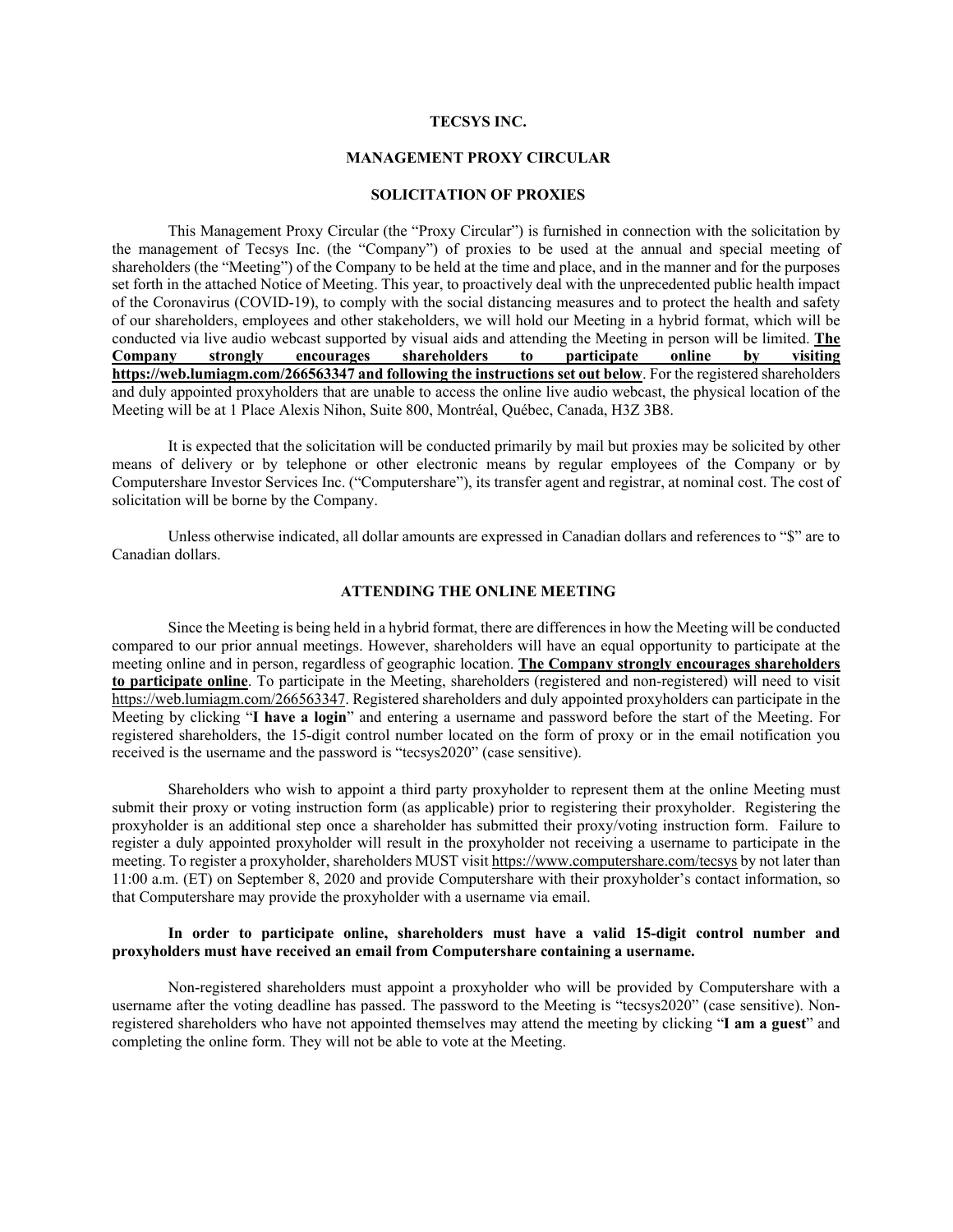# TECSYS INC.

## MANAGEMENT PROXY CIRCULAR

### SOLICITATION OF PROXIES

This Management Proxy Circular (the "Proxy Circular") is furnished in connection with the solicitation by the management of Tecsys Inc. (the "Company") of proxies to be used at the annual and special meeting of shareholders (the "Meeting") of the Company to be held at the time and place, and in the manner and for the purposes set forth in the attached Notice of Meeting. This year, to proactively deal with the unprecedented public health impact of the Coronavirus (COVID-19), to comply with the social distancing measures and to protect the health and safety of our shareholders, employees and other stakeholders, we will hold our Meeting in a hybrid format, which will be conducted via live audio webcast supported by visual aids and attending the Meeting in person will be limited. **The Company strongly encourages shareholders to participate online by visiting https://web.lumiagm.com/266563347 and following the instructions set out below**. For the registered shareholders and duly appointed proxyholders that are unable to access the online live audio webcast, the physical location of the Meeting will be at 1 Place Alexis Nihon, Suite 800, Montréal, Québec, Canada, H3Z 3B8.

It is expected that the solicitation will be conducted primarily by mail but proxies may be solicited by other means of delivery or by telephone or other electronic means by regular employees of the Company or by Computershare Investor Services Inc. ("Computershare"), its transfer agent and registrar, at nominal cost. The cost of solicitation will be borne by the Company.

Unless otherwise indicated, all dollar amounts are expressed in Canadian dollars and references to "$" are to Canadian dollars.

### ATTENDING THE ONLINE MEETING

Since the Meeting is being held in a hybrid format, there are differences in how the Meeting will be conducted compared to our prior annual meetings. However, shareholders will have an equal opportunity to participate at the meeting online and in person, regardless of geographic location. **The Company strongly encourages shareholders to participate online**. To participate in the Meeting, shareholders (registered and non-registered) will need to visit https://web.lumiagm.com/266563347. Registered shareholders and duly appointed proxyholders can participate in the Meeting by clicking "**I have a login**" and entering a username and password before the start of the Meeting. For registered shareholders, the 15-digit control number located on the form of proxy or in the email notification you received is the username and the password is "tecsys2020" (case sensitive).

Shareholders who wish to appoint a third party proxyholder to represent them at the online Meeting must submit their proxy or voting instruction form (as applicable) prior to registering their proxyholder. Registering the proxyholder is an additional step once a shareholder has submitted their proxy/voting instruction form. Failure to register a duly appointed proxyholder will result in the proxyholder not receiving a username to participate in the meeting. To register a proxyholder, shareholders MUST visit https://www.computershare.com/tecsys by not later than 11:00 a.m. (ET) on September 8, 2020 and provide Computershare with their proxyholder's contact information, so that Computershare may provide the proxyholder with a username via email.

**In order to participate online, shareholders must have a valid 15-digit control number and proxyholders must have received an email from Computershare containing a username.**

Non-registered shareholders must appoint a proxyholder who will be provided by Computershare with a username after the voting deadline has passed. The password to the Meeting is "tecsys2020" (case sensitive). Non-registered shareholders who have not appointed themselves may attend the meeting by clicking "**I am a guest**" and completing the online form. They will not be able to vote at the Meeting.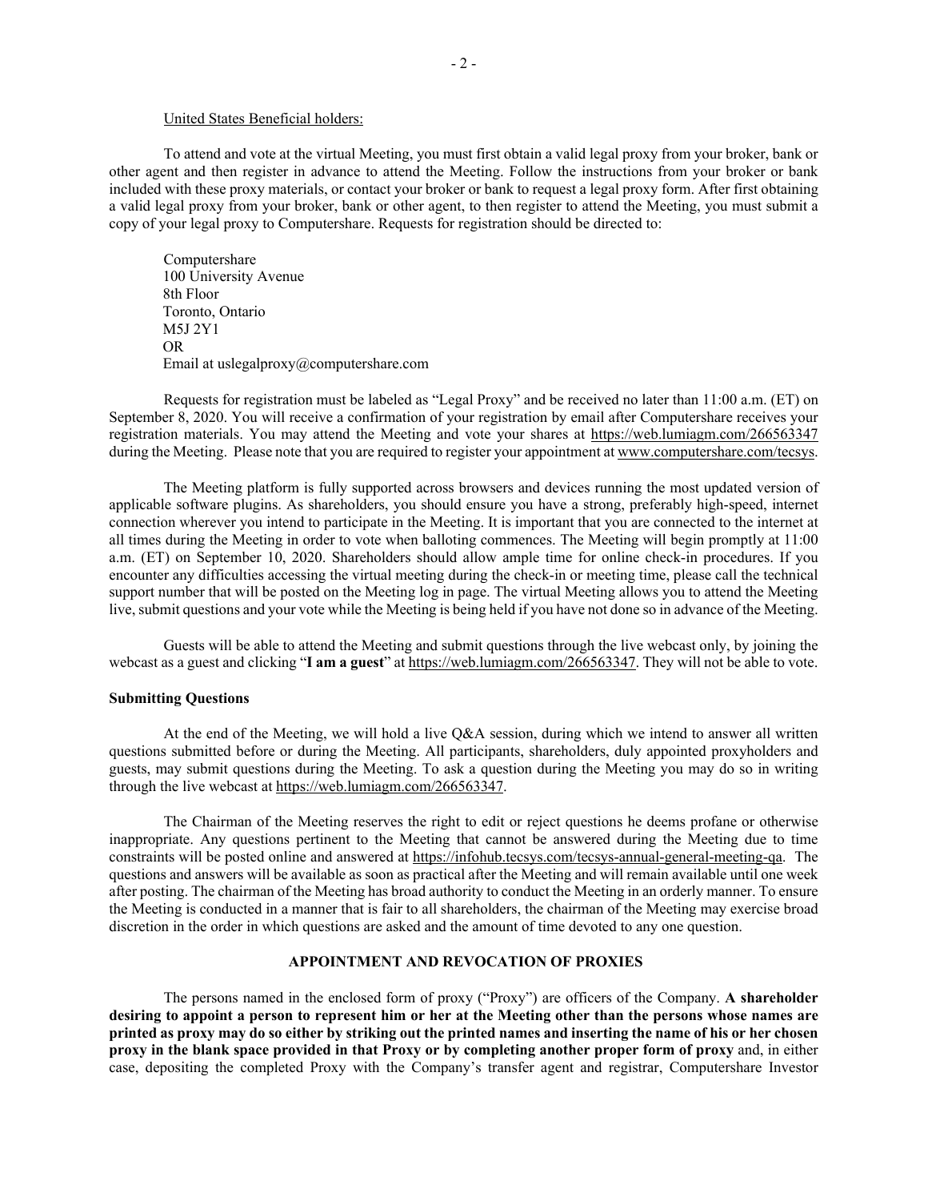United States Beneficial holders:

To attend and vote at the virtual Meeting, you must first obtain a valid legal proxy from your broker, bank or other agent and then register in advance to attend the Meeting. Follow the instructions from your broker or bank included with these proxy materials, or contact your broker or bank to request a legal proxy form. After first obtaining a valid legal proxy from your broker, bank or other agent, to then register to attend the Meeting, you must submit a copy of your legal proxy to Computershare. Requests for registration should be directed to:

Computershare  
100 University Avenue  
8th Floor  
Toronto, Ontario  
M5J 2Y1  
OR  
Email at uslegalproxy@computershare.com

Requests for registration must be labeled as "Legal Proxy" and be received no later than 11:00 a.m. (ET) on September 8, 2020. You will receive a confirmation of your registration by email after Computershare receives your registration materials. You may attend the Meeting and vote your shares at https://web.lumiagm.com/266563347 during the Meeting. Please note that you are required to register your appointment at www.computershare.com/tecsys.

The Meeting platform is fully supported across browsers and devices running the most updated version of applicable software plugins. As shareholders, you should ensure you have a strong, preferably high-speed, internet connection wherever you intend to participate in the Meeting. It is important that you are connected to the internet at all times during the Meeting in order to vote when balloting commences. The Meeting will begin promptly at 11:00 a.m. (ET) on September 10, 2020. Shareholders should allow ample time for online check-in procedures. If you encounter any difficulties accessing the virtual meeting during the check-in or meeting time, please call the technical support number that will be posted on the Meeting log in page. The virtual Meeting allows you to attend the Meeting live, submit questions and your vote while the Meeting is being held if you have not done so in advance of the Meeting.

Guests will be able to attend the Meeting and submit questions through the live webcast only, by joining the webcast as a guest and clicking "**I am a guest**" at https://web.lumiagm.com/266563347. They will not be able to vote.

**Submitting Questions**

At the end of the Meeting, we will hold a live Q&A session, during which we intend to answer all written questions submitted before or during the Meeting. All participants, shareholders, duly appointed proxyholders and guests, may submit questions during the Meeting. To ask a question during the Meeting you may do so in writing through the live webcast at https://web.lumiagm.com/266563347.

The Chairman of the Meeting reserves the right to edit or reject questions he deems profane or otherwise inappropriate. Any questions pertinent to the Meeting that cannot be answered during the Meeting due to time constraints will be posted online and answered at https://infohub.tecsys.com/tecsys-annual-general-meeting-qa. The questions and answers will be available as soon as practical after the Meeting and will remain available until one week after posting. The chairman of the Meeting has broad authority to conduct the Meeting in an orderly manner. To ensure the Meeting is conducted in a manner that is fair to all shareholders, the chairman of the Meeting may exercise broad discretion in the order in which questions are asked and the amount of time devoted to any one question.

## APPOINTMENT AND REVOCATION OF PROXIES

The persons named in the enclosed form of proxy ("Proxy") are officers of the Company. **A shareholder desiring to appoint a person to represent him or her at the Meeting other than the persons whose names are printed as proxy may do so either by striking out the printed names and inserting the name of his or her chosen proxy in the blank space provided in that Proxy or by completing another proper form of proxy** and, in either case, depositing the completed Proxy with the Company's transfer agent and registrar, Computershare Investor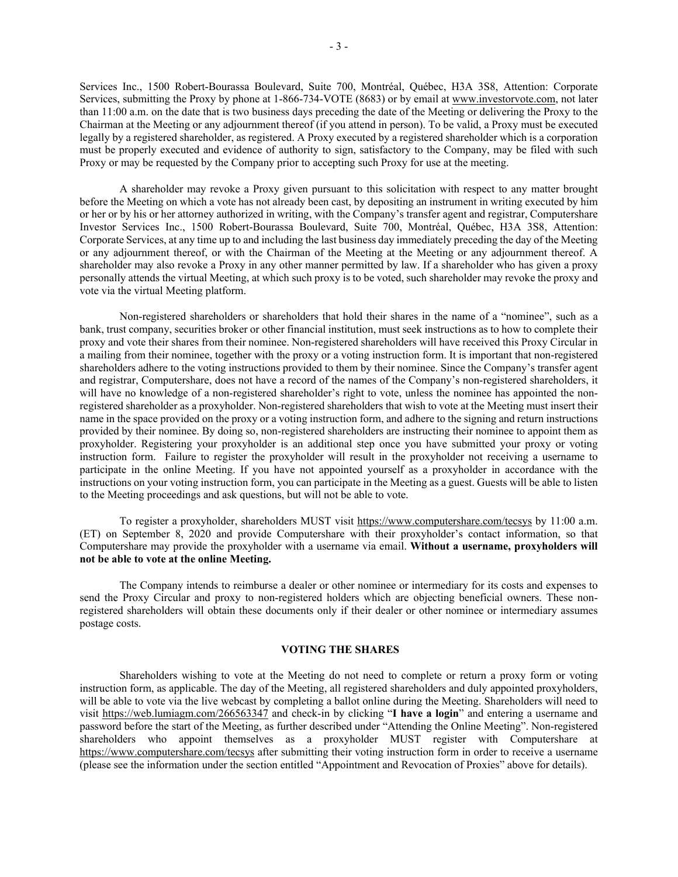Services Inc., 1500 Robert-Bourassa Boulevard, Suite 700, Montréal, Québec, H3A 3S8, Attention: Corporate Services, submitting the Proxy by phone at 1-866-734-VOTE (8683) or by email at www.investorvote.com, not later than 11:00 a.m. on the date that is two business days preceding the date of the Meeting or delivering the Proxy to the Chairman at the Meeting or any adjournment thereof (if you attend in person). To be valid, a Proxy must be executed legally by a registered shareholder, as registered. A Proxy executed by a registered shareholder which is a corporation must be properly executed and evidence of authority to sign, satisfactory to the Company, may be filed with such Proxy or may be requested by the Company prior to accepting such Proxy for use at the meeting.

A shareholder may revoke a Proxy given pursuant to this solicitation with respect to any matter brought before the Meeting on which a vote has not already been cast, by depositing an instrument in writing executed by him or her or by his or her attorney authorized in writing, with the Company's transfer agent and registrar, Computershare Investor Services Inc., 1500 Robert-Bourassa Boulevard, Suite 700, Montréal, Québec, H3A 3S8, Attention: Corporate Services, at any time up to and including the last business day immediately preceding the day of the Meeting or any adjournment thereof, or with the Chairman of the Meeting at the Meeting or any adjournment thereof. A shareholder may also revoke a Proxy in any other manner permitted by law. If a shareholder who has given a proxy personally attends the virtual Meeting, at which such proxy is to be voted, such shareholder may revoke the proxy and vote via the virtual Meeting platform.

Non-registered shareholders or shareholders that hold their shares in the name of a "nominee", such as a bank, trust company, securities broker or other financial institution, must seek instructions as to how to complete their proxy and vote their shares from their nominee. Non-registered shareholders will have received this Proxy Circular in a mailing from their nominee, together with the proxy or a voting instruction form. It is important that non-registered shareholders adhere to the voting instructions provided to them by their nominee. Since the Company's transfer agent and registrar, Computershare, does not have a record of the names of the Company's non-registered shareholders, it will have no knowledge of a non-registered shareholder's right to vote, unless the nominee has appointed the non-registered shareholder as a proxyholder. Non-registered shareholders that wish to vote at the Meeting must insert their name in the space provided on the proxy or a voting instruction form, and adhere to the signing and return instructions provided by their nominee. By doing so, non-registered shareholders are instructing their nominee to appoint them as proxyholder. Registering your proxyholder is an additional step once you have submitted your proxy or voting instruction form. Failure to register the proxyholder will result in the proxyholder not receiving a username to participate in the online Meeting. If you have not appointed yourself as a proxyholder in accordance with the instructions on your voting instruction form, you can participate in the Meeting as a guest. Guests will be able to listen to the Meeting proceedings and ask questions, but will not be able to vote.

To register a proxyholder, shareholders MUST visit https://www.computershare.com/tecsys by 11:00 a.m. (ET) on September 8, 2020 and provide Computershare with their proxyholder's contact information, so that Computershare may provide the proxyholder with a username via email. **Without a username, proxyholders will not be able to vote at the online Meeting.**

The Company intends to reimburse a dealer or other nominee or intermediary for its costs and expenses to send the Proxy Circular and proxy to non-registered holders which are objecting beneficial owners. These non-registered shareholders will obtain these documents only if their dealer or other nominee or intermediary assumes postage costs.

## VOTING THE SHARES

Shareholders wishing to vote at the Meeting do not need to complete or return a proxy form or voting instruction form, as applicable. The day of the Meeting, all registered shareholders and duly appointed proxyholders, will be able to vote via the live webcast by completing a ballot online during the Meeting. Shareholders will need to visit https://web.lumiagm.com/266563347 and check-in by clicking "**I have a login**" and entering a username and password before the start of the Meeting, as further described under "Attending the Online Meeting". Non-registered shareholders who appoint themselves as a proxyholder MUST register with Computershare at https://www.computershare.com/tecsys after submitting their voting instruction form in order to receive a username (please see the information under the section entitled "Appointment and Revocation of Proxies" above for details).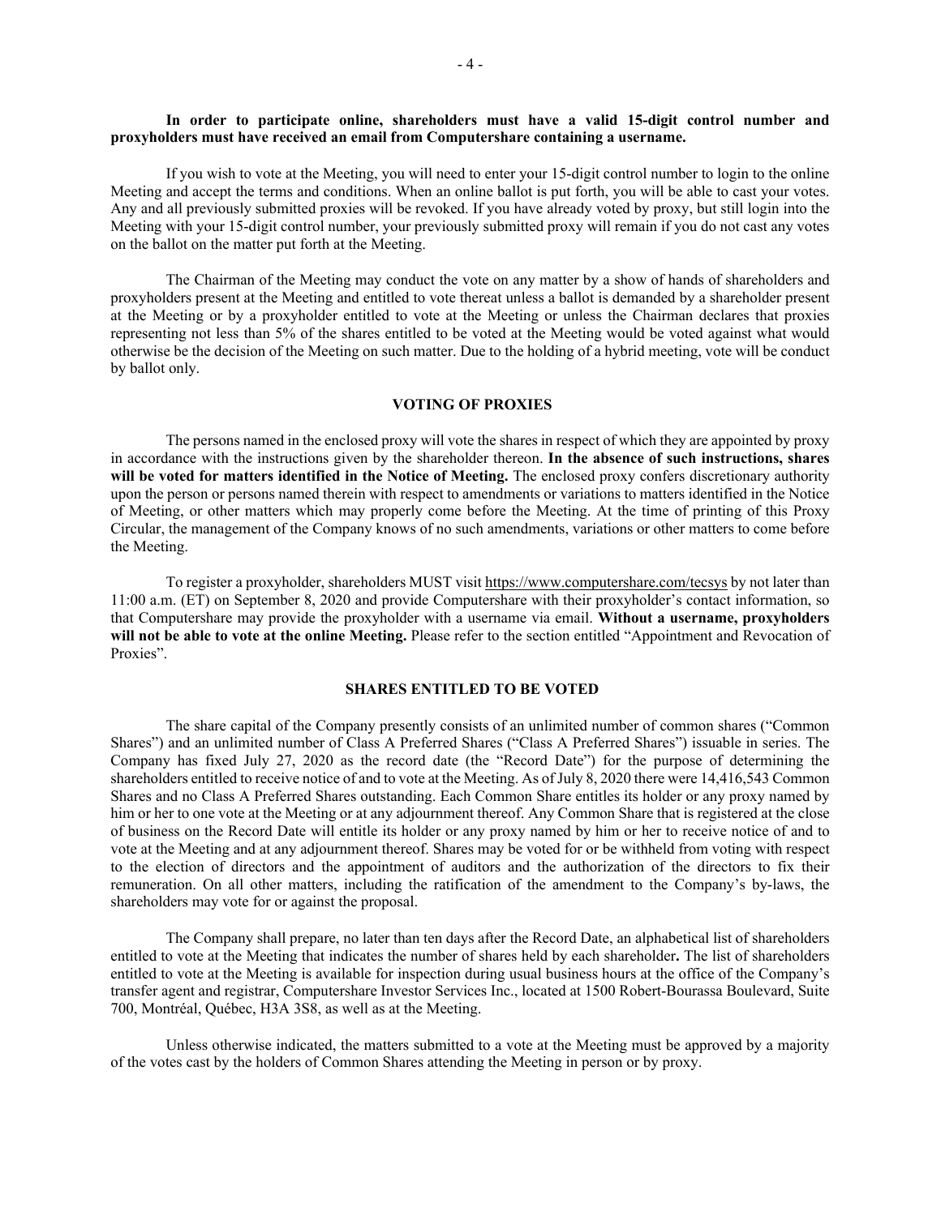**In order to participate online, shareholders must have a valid 15-digit control number and proxyholders must have received an email from Computershare containing a username.**

If you wish to vote at the Meeting, you will need to enter your 15-digit control number to login to the online Meeting and accept the terms and conditions. When an online ballot is put forth, you will be able to cast your votes. Any and all previously submitted proxies will be revoked. If you have already voted by proxy, but still login into the Meeting with your 15-digit control number, your previously submitted proxy will remain if you do not cast any votes on the ballot on the matter put forth at the Meeting.

The Chairman of the Meeting may conduct the vote on any matter by a show of hands of shareholders and proxyholders present at the Meeting and entitled to vote thereat unless a ballot is demanded by a shareholder present at the Meeting or by a proxyholder entitled to vote at the Meeting or unless the Chairman declares that proxies representing not less than 5% of the shares entitled to be voted at the Meeting would be voted against what would otherwise be the decision of the Meeting on such matter. Due to the holding of a hybrid meeting, vote will be conduct by ballot only.

## VOTING OF PROXIES

The persons named in the enclosed proxy will vote the shares in respect of which they are appointed by proxy in accordance with the instructions given by the shareholder thereon. **In the absence of such instructions, shares will be voted for matters identified in the Notice of Meeting.** The enclosed proxy confers discretionary authority upon the person or persons named therein with respect to amendments or variations to matters identified in the Notice of Meeting, or other matters which may properly come before the Meeting. At the time of printing of this Proxy Circular, the management of the Company knows of no such amendments, variations or other matters to come before the Meeting.

To register a proxyholder, shareholders MUST visit https://www.computershare.com/tecsys by not later than 11:00 a.m. (ET) on September 8, 2020 and provide Computershare with their proxyholder's contact information, so that Computershare may provide the proxyholder with a username via email. **Without a username, proxyholders will not be able to vote at the online Meeting.** Please refer to the section entitled "Appointment and Revocation of Proxies".

## SHARES ENTITLED TO BE VOTED

The share capital of the Company presently consists of an unlimited number of common shares ("Common Shares") and an unlimited number of Class A Preferred Shares ("Class A Preferred Shares") issuable in series. The Company has fixed July 27, 2020 as the record date (the "Record Date") for the purpose of determining the shareholders entitled to receive notice of and to vote at the Meeting. As of July 8, 2020 there were 14,416,543 Common Shares and no Class A Preferred Shares outstanding. Each Common Share entitles its holder or any proxy named by him or her to one vote at the Meeting or at any adjournment thereof. Any Common Share that is registered at the close of business on the Record Date will entitle its holder or any proxy named by him or her to receive notice of and to vote at the Meeting and at any adjournment thereof. Shares may be voted for or be withheld from voting with respect to the election of directors and the appointment of auditors and the authorization of the directors to fix their remuneration. On all other matters, including the ratification of the amendment to the Company's by-laws, the shareholders may vote for or against the proposal.

The Company shall prepare, no later than ten days after the Record Date, an alphabetical list of shareholders entitled to vote at the Meeting that indicates the number of shares held by each shareholder**.** The list of shareholders entitled to vote at the Meeting is available for inspection during usual business hours at the office of the Company's transfer agent and registrar, Computershare Investor Services Inc., located at 1500 Robert-Bourassa Boulevard, Suite 700, Montréal, Québec, H3A 3S8, as well as at the Meeting.

Unless otherwise indicated, the matters submitted to a vote at the Meeting must be approved by a majority of the votes cast by the holders of Common Shares attending the Meeting in person or by proxy.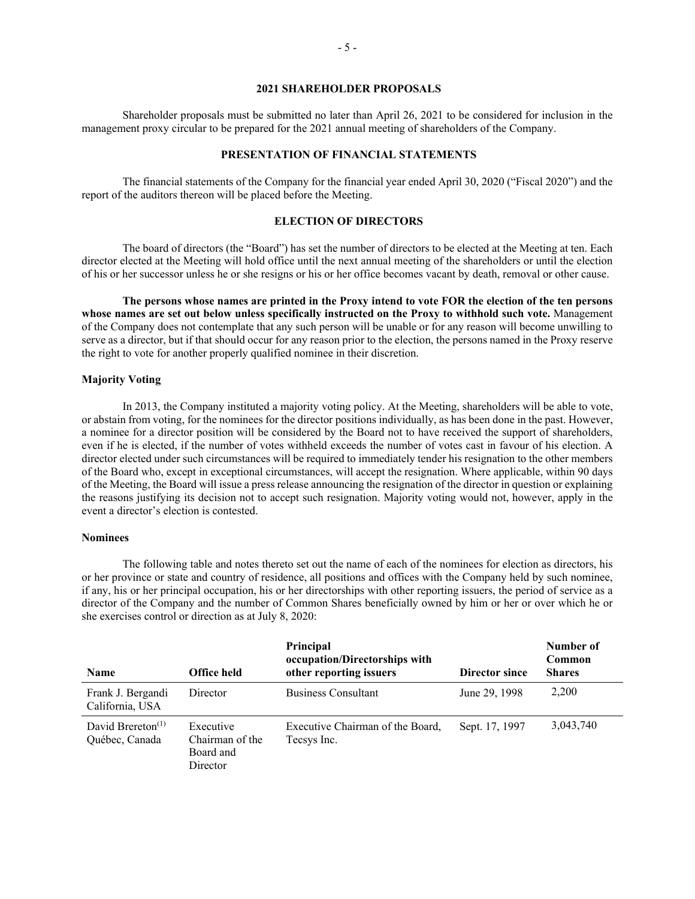## 2021 SHAREHOLDER PROPOSALS

Shareholder proposals must be submitted no later than April 26, 2021 to be considered for inclusion in the management proxy circular to be prepared for the 2021 annual meeting of shareholders of the Company.

## PRESENTATION OF FINANCIAL STATEMENTS

The financial statements of the Company for the financial year ended April 30, 2020 ("Fiscal 2020") and the report of the auditors thereon will be placed before the Meeting.

## ELECTION OF DIRECTORS

The board of directors (the "Board") has set the number of directors to be elected at the Meeting at ten. Each director elected at the Meeting will hold office until the next annual meeting of the shareholders or until the election of his or her successor unless he or she resigns or his or her office becomes vacant by death, removal or other cause.

**The persons whose names are printed in the Proxy intend to vote FOR the election of the ten persons whose names are set out below unless specifically instructed on the Proxy to withhold such vote.** Management of the Company does not contemplate that any such person will be unable or for any reason will become unwilling to serve as a director, but if that should occur for any reason prior to the election, the persons named in the Proxy reserve the right to vote for another properly qualified nominee in their discretion.

### Majority Voting

In 2013, the Company instituted a majority voting policy. At the Meeting, shareholders will be able to vote, or abstain from voting, for the nominees for the director positions individually, as has been done in the past. However, a nominee for a director position will be considered by the Board not to have received the support of shareholders, even if he is elected, if the number of votes withheld exceeds the number of votes cast in favour of his election. A director elected under such circumstances will be required to immediately tender his resignation to the other members of the Board who, except in exceptional circumstances, will accept the resignation. Where applicable, within 90 days of the Meeting, the Board will issue a press release announcing the resignation of the director in question or explaining the reasons justifying its decision not to accept such resignation. Majority voting would not, however, apply in the event a director's election is contested.

### Nominees

The following table and notes thereto set out the name of each of the nominees for election as directors, his or her province or state and country of residence, all positions and offices with the Company held by such nominee, if any, his or her principal occupation, his or her directorships with other reporting issuers, the period of service as a director of the Company and the number of Common Shares beneficially owned by him or her or over which he or she exercises control or direction as at July 8, 2020:

| Name | Office held | Principal occupation/Directorships with other reporting issuers | Director since | Number of Common Shares |
|---|---|---|---|---|
| Frank J. Bergandi California, USA | Director | Business Consultant | June 29, 1998 | 2,200 |
| David Brereton[(1)] Québec, Canada | Executive Chairman of the Board and Director | Executive Chairman of the Board, Tecsys Inc. | Sept. 17, 1997 | 3,043,740 |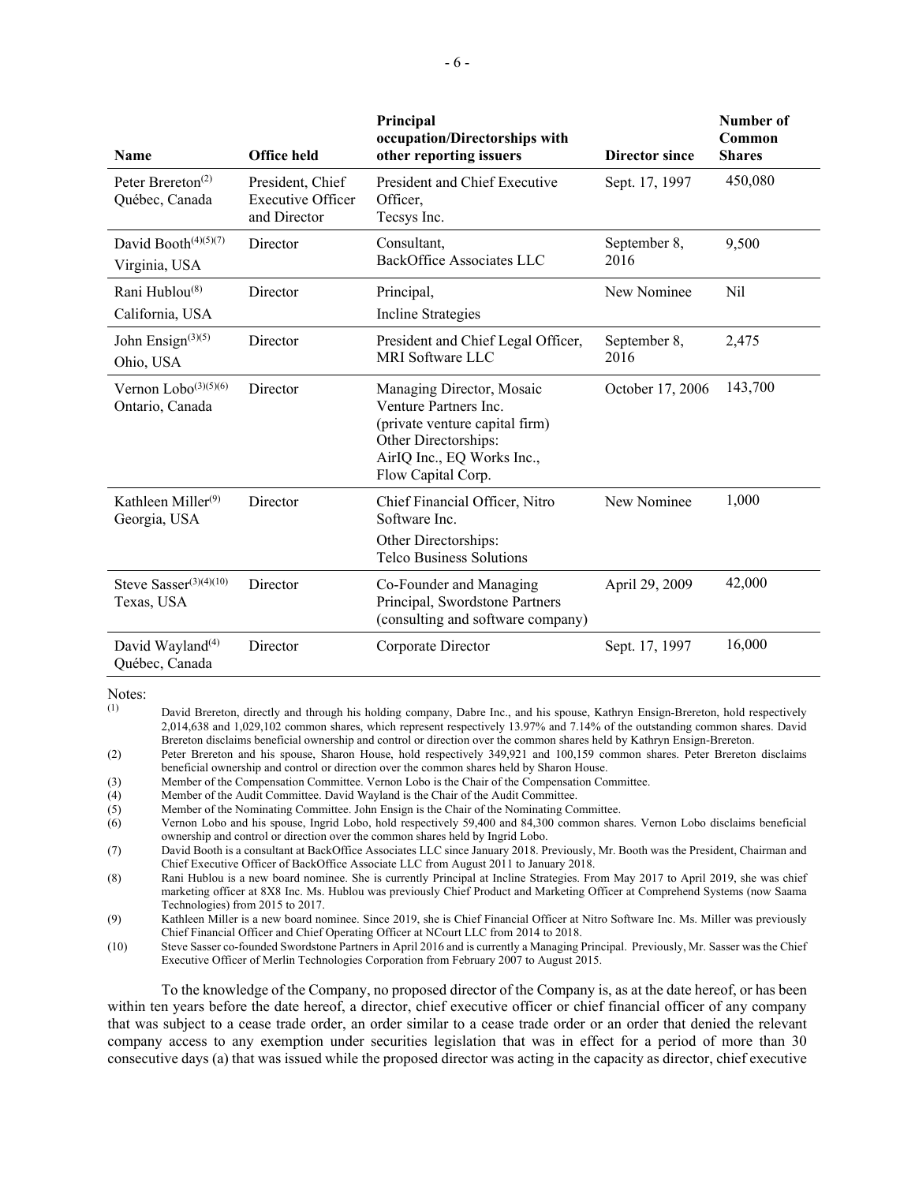| Name | Office held | Principal occupation/Directorships with other reporting issuers | Director since | Number of Common Shares |
|---|---|---|---|---|
| Peter Brereton[(2)] Québec, Canada | President, Chief Executive Officer and Director | President and Chief Executive Officer, Tecsys Inc. | Sept. 17, 1997 | 450,080 |
| David Booth[(4)(5)(7)] Virginia, USA | Director | Consultant, BackOffice Associates LLC | September 8, 2016 | 9,500 |
| Rani Hublou[(8)] California, USA | Director | Principal, Incline Strategies | New Nominee | Nil |
| John Ensign[(3)(5)] Ohio, USA | Director | President and Chief Legal Officer, MRI Software LLC | September 8, 2016 | 2,475 |
| Vernon Lobo[(3)(5)(6)] Ontario, Canada | Director | Managing Director, Mosaic Venture Partners Inc. (private venture capital firm) Other Directorships: AirIQ Inc., EQ Works Inc., Flow Capital Corp. | October 17, 2006 | 143,700 |
| Kathleen Miller[(9)] Georgia, USA | Director | Chief Financial Officer, Nitro Software Inc. Other Directorships: Telco Business Solutions | New Nominee | 1,000 |
| Steve Sasser[(3)(4)(10)] Texas, USA | Director | Co-Founder and Managing Principal, Swordstone Partners (consulting and software company) | April 29, 2009 | 42,000 |
| David Wayland[(4)] Québec, Canada | Director | Corporate Director | Sept. 17, 1997 | 16,000 |

Notes:

(1) David Brereton, directly and through his holding company, Dabre Inc., and his spouse, Kathryn Ensign-Brereton, hold respectively 2,014,638 and 1,029,102 common shares, which represent respectively 13.97% and 7.14% of the outstanding common shares. David Brereton disclaims beneficial ownership and control or direction over the common shares held by Kathryn Ensign-Brereton.

(2) Peter Brereton and his spouse, Sharon House, hold respectively 349,921 and 100,159 common shares. Peter Brereton disclaims beneficial ownership and control or direction over the common shares held by Sharon House.

(3) Member of the Compensation Committee. Vernon Lobo is the Chair of the Compensation Committee.

(4) Member of the Audit Committee. David Wayland is the Chair of the Audit Committee.

(5) Member of the Nominating Committee. John Ensign is the Chair of the Nominating Committee.

(6) Vernon Lobo and his spouse, Ingrid Lobo, hold respectively 59,400 and 84,300 common shares. Vernon Lobo disclaims beneficial ownership and control or direction over the common shares held by Ingrid Lobo.

(7) David Booth is a consultant at BackOffice Associates LLC since January 2018. Previously, Mr. Booth was the President, Chairman and Chief Executive Officer of BackOffice Associate LLC from August 2011 to January 2018.

(8) Rani Hublou is a new board nominee. She is currently Principal at Incline Strategies. From May 2017 to April 2019, she was chief marketing officer at 8X8 Inc. Ms. Hublou was previously Chief Product and Marketing Officer at Comprehend Systems (now Saama Technologies) from 2015 to 2017.

(9) Kathleen Miller is a new board nominee. Since 2019, she is Chief Financial Officer at Nitro Software Inc. Ms. Miller was previously Chief Financial Officer and Chief Operating Officer at NCourt LLC from 2014 to 2018.

(10) Steve Sasser co-founded Swordstone Partners in April 2016 and is currently a Managing Principal. Previously, Mr. Sasser was the Chief Executive Officer of Merlin Technologies Corporation from February 2007 to August 2015.

To the knowledge of the Company, no proposed director of the Company is, as at the date hereof, or has been within ten years before the date hereof, a director, chief executive officer or chief financial officer of any company that was subject to a cease trade order, an order similar to a cease trade order or an order that denied the relevant company access to any exemption under securities legislation that was in effect for a period of more than 30 consecutive days (a) that was issued while the proposed director was acting in the capacity as director, chief executive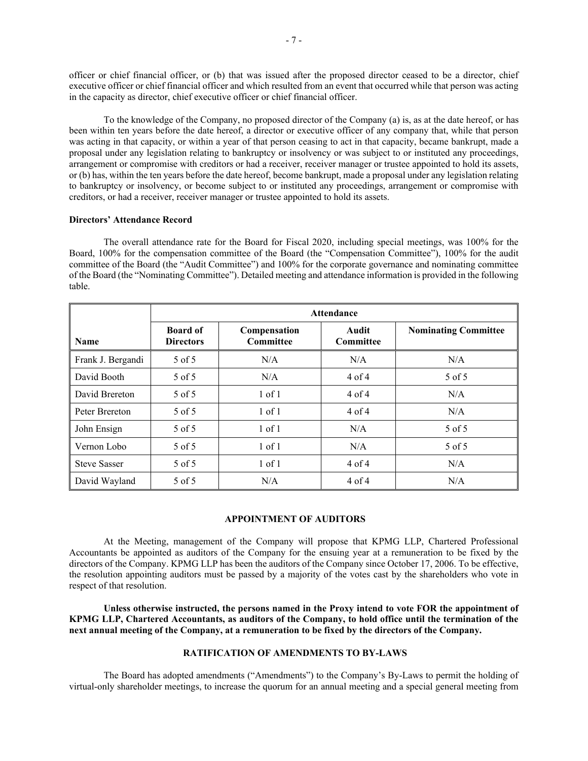officer or chief financial officer, or (b) that was issued after the proposed director ceased to be a director, chief executive officer or chief financial officer and which resulted from an event that occurred while that person was acting in the capacity as director, chief executive officer or chief financial officer.

To the knowledge of the Company, no proposed director of the Company (a) is, as at the date hereof, or has been within ten years before the date hereof, a director or executive officer of any company that, while that person was acting in that capacity, or within a year of that person ceasing to act in that capacity, became bankrupt, made a proposal under any legislation relating to bankruptcy or insolvency or was subject to or instituted any proceedings, arrangement or compromise with creditors or had a receiver, receiver manager or trustee appointed to hold its assets, or (b) has, within the ten years before the date hereof, become bankrupt, made a proposal under any legislation relating to bankruptcy or insolvency, or become subject to or instituted any proceedings, arrangement or compromise with creditors, or had a receiver, receiver manager or trustee appointed to hold its assets.

**Directors' Attendance Record**

The overall attendance rate for the Board for Fiscal 2020, including special meetings, was 100% for the Board, 100% for the compensation committee of the Board (the "Compensation Committee"), 100% for the audit committee of the Board (the "Audit Committee") and 100% for the corporate governance and nominating committee of the Board (the "Nominating Committee"). Detailed meeting and attendance information is provided in the following table.

| | **Attendance** | | | |
|---|---|---|---|---|
| **Name** | **Board of Directors** | **Compensation Committee** | **Audit Committee** | **Nominating Committee** |
| Frank J. Bergandi | 5 of 5 | N/A | N/A | N/A |
| David Booth | 5 of 5 | N/A | 4 of 4 | 5 of 5 |
| David Brereton | 5 of 5 | 1 of 1 | 4 of 4 | N/A |
| Peter Brereton | 5 of 5 | 1 of 1 | 4 of 4 | N/A |
| John Ensign | 5 of 5 | 1 of 1 | N/A | 5 of 5 |
| Vernon Lobo | 5 of 5 | 1 of 1 | N/A | 5 of 5 |
| Steve Sasser | 5 of 5 | 1 of 1 | 4 of 4 | N/A |
| David Wayland | 5 of 5 | N/A | 4 of 4 | N/A |

## APPOINTMENT OF AUDITORS

At the Meeting, management of the Company will propose that KPMG LLP, Chartered Professional Accountants be appointed as auditors of the Company for the ensuing year at a remuneration to be fixed by the directors of the Company. KPMG LLP has been the auditors of the Company since October 17, 2006. To be effective, the resolution appointing auditors must be passed by a majority of the votes cast by the shareholders who vote in respect of that resolution.

**Unless otherwise instructed, the persons named in the Proxy intend to vote FOR the appointment of KPMG LLP, Chartered Accountants, as auditors of the Company, to hold office until the termination of the next annual meeting of the Company, at a remuneration to be fixed by the directors of the Company.**

## RATIFICATION OF AMENDMENTS TO BY-LAWS

The Board has adopted amendments ("Amendments") to the Company's By-Laws to permit the holding of virtual-only shareholder meetings, to increase the quorum for an annual meeting and a special general meeting from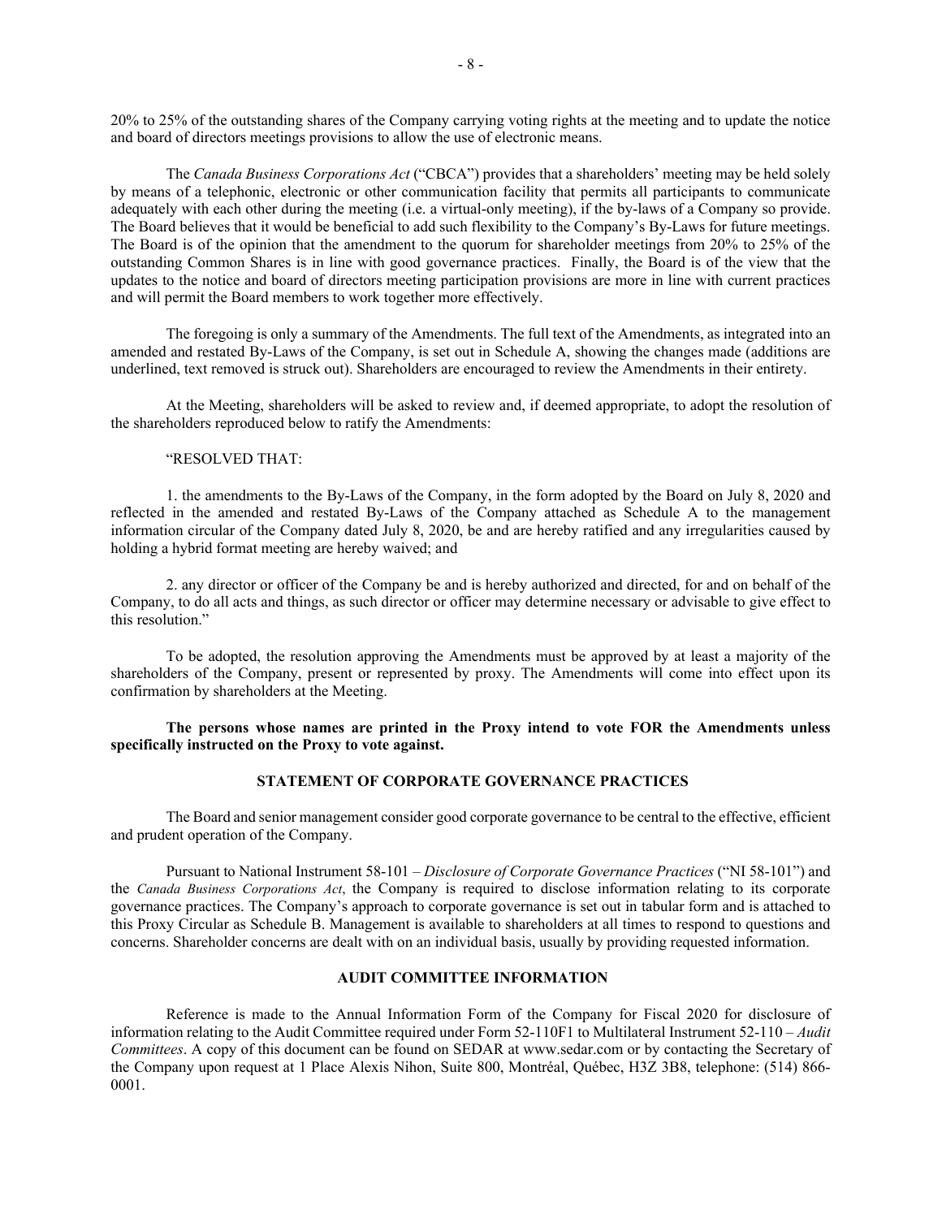20% to 25% of the outstanding shares of the Company carrying voting rights at the meeting and to update the notice and board of directors meetings provisions to allow the use of electronic means.

The *Canada Business Corporations Act* ("CBCA") provides that a shareholders' meeting may be held solely by means of a telephonic, electronic or other communication facility that permits all participants to communicate adequately with each other during the meeting (i.e. a virtual-only meeting), if the by-laws of a Company so provide. The Board believes that it would be beneficial to add such flexibility to the Company's By-Laws for future meetings. The Board is of the opinion that the amendment to the quorum for shareholder meetings from 20% to 25% of the outstanding Common Shares is in line with good governance practices. Finally, the Board is of the view that the updates to the notice and board of directors meeting participation provisions are more in line with current practices and will permit the Board members to work together more effectively.

The foregoing is only a summary of the Amendments. The full text of the Amendments, as integrated into an amended and restated By-Laws of the Company, is set out in Schedule A, showing the changes made (additions are underlined, text removed is struck out). Shareholders are encouraged to review the Amendments in their entirety.

At the Meeting, shareholders will be asked to review and, if deemed appropriate, to adopt the resolution of the shareholders reproduced below to ratify the Amendments:

"RESOLVED THAT:

1. the amendments to the By-Laws of the Company, in the form adopted by the Board on July 8, 2020 and reflected in the amended and restated By-Laws of the Company attached as Schedule A to the management information circular of the Company dated July 8, 2020, be and are hereby ratified and any irregularities caused by holding a hybrid format meeting are hereby waived; and

2. any director or officer of the Company be and is hereby authorized and directed, for and on behalf of the Company, to do all acts and things, as such director or officer may determine necessary or advisable to give effect to this resolution."

To be adopted, the resolution approving the Amendments must be approved by at least a majority of the shareholders of the Company, present or represented by proxy. The Amendments will come into effect upon its confirmation by shareholders at the Meeting.

**The persons whose names are printed in the Proxy intend to vote FOR the Amendments unless specifically instructed on the Proxy to vote against.**

## STATEMENT OF CORPORATE GOVERNANCE PRACTICES

The Board and senior management consider good corporate governance to be central to the effective, efficient and prudent operation of the Company.

Pursuant to National Instrument 58-101 – *Disclosure of Corporate Governance Practices* ("NI 58-101") and the *Canada Business Corporations Act*, the Company is required to disclose information relating to its corporate governance practices. The Company's approach to corporate governance is set out in tabular form and is attached to this Proxy Circular as Schedule B. Management is available to shareholders at all times to respond to questions and concerns. Shareholder concerns are dealt with on an individual basis, usually by providing requested information.

## AUDIT COMMITTEE INFORMATION

Reference is made to the Annual Information Form of the Company for Fiscal 2020 for disclosure of information relating to the Audit Committee required under Form 52-110F1 to Multilateral Instrument 52-110 – *Audit Committees*. A copy of this document can be found on SEDAR at www.sedar.com or by contacting the Secretary of the Company upon request at 1 Place Alexis Nihon, Suite 800, Montréal, Québec, H3Z 3B8, telephone: (514) 866-0001.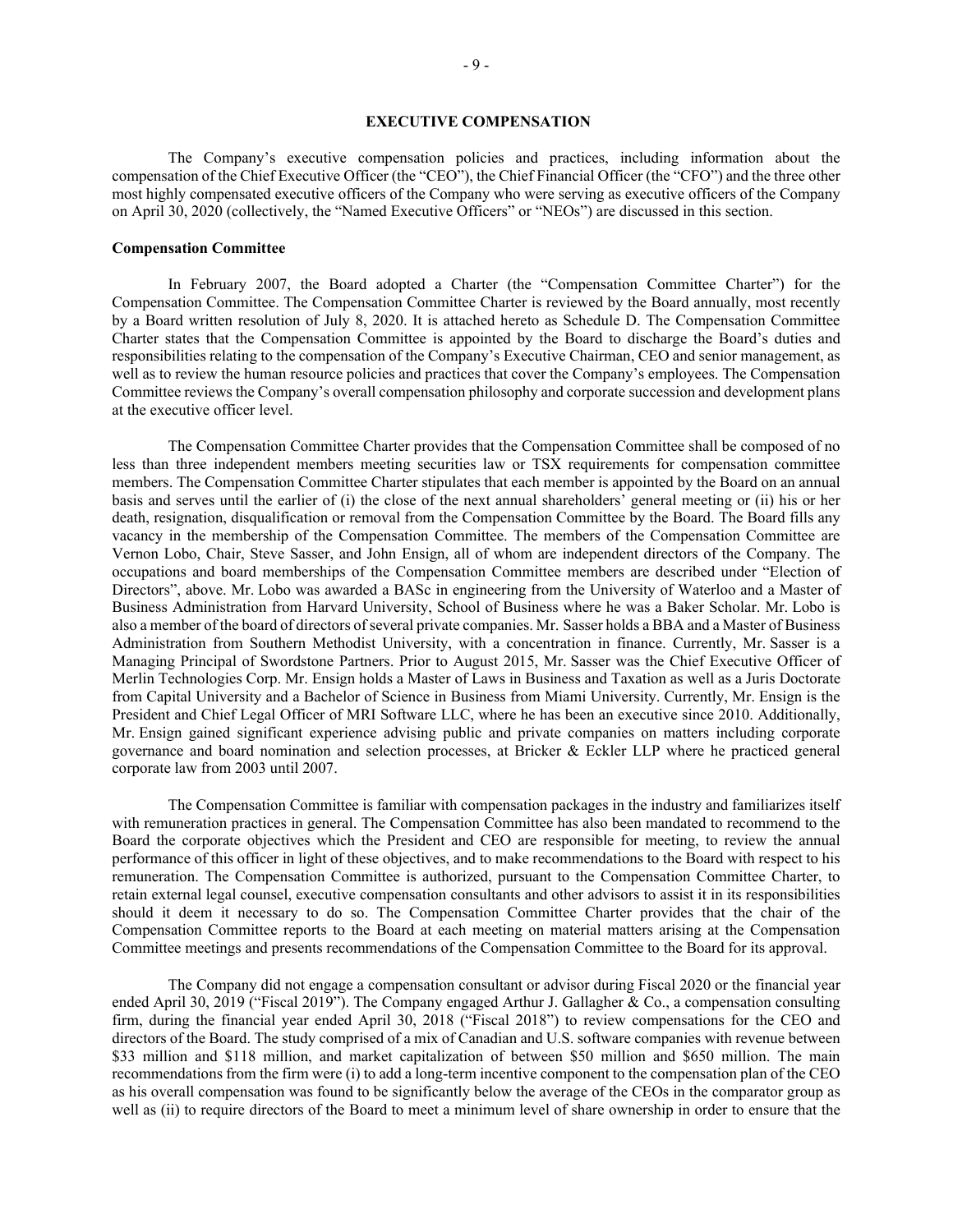## EXECUTIVE COMPENSATION

The Company's executive compensation policies and practices, including information about the compensation of the Chief Executive Officer (the "CEO"), the Chief Financial Officer (the "CFO") and the three other most highly compensated executive officers of the Company who were serving as executive officers of the Company on April 30, 2020 (collectively, the "Named Executive Officers" or "NEOs") are discussed in this section.

### Compensation Committee

In February 2007, the Board adopted a Charter (the "Compensation Committee Charter") for the Compensation Committee. The Compensation Committee Charter is reviewed by the Board annually, most recently by a Board written resolution of July 8, 2020. It is attached hereto as Schedule D. The Compensation Committee Charter states that the Compensation Committee is appointed by the Board to discharge the Board's duties and responsibilities relating to the compensation of the Company's Executive Chairman, CEO and senior management, as well as to review the human resource policies and practices that cover the Company's employees. The Compensation Committee reviews the Company's overall compensation philosophy and corporate succession and development plans at the executive officer level.

The Compensation Committee Charter provides that the Compensation Committee shall be composed of no less than three independent members meeting securities law or TSX requirements for compensation committee members. The Compensation Committee Charter stipulates that each member is appointed by the Board on an annual basis and serves until the earlier of (i) the close of the next annual shareholders' general meeting or (ii) his or her death, resignation, disqualification or removal from the Compensation Committee by the Board. The Board fills any vacancy in the membership of the Compensation Committee. The members of the Compensation Committee are Vernon Lobo, Chair, Steve Sasser, and John Ensign, all of whom are independent directors of the Company. The occupations and board memberships of the Compensation Committee members are described under "Election of Directors", above. Mr. Lobo was awarded a BASc in engineering from the University of Waterloo and a Master of Business Administration from Harvard University, School of Business where he was a Baker Scholar. Mr. Lobo is also a member of the board of directors of several private companies. Mr. Sasser holds a BBA and a Master of Business Administration from Southern Methodist University, with a concentration in finance. Currently, Mr. Sasser is a Managing Principal of Swordstone Partners. Prior to August 2015, Mr. Sasser was the Chief Executive Officer of Merlin Technologies Corp. Mr. Ensign holds a Master of Laws in Business and Taxation as well as a Juris Doctorate from Capital University and a Bachelor of Science in Business from Miami University. Currently, Mr. Ensign is the President and Chief Legal Officer of MRI Software LLC, where he has been an executive since 2010. Additionally, Mr. Ensign gained significant experience advising public and private companies on matters including corporate governance and board nomination and selection processes, at Bricker & Eckler LLP where he practiced general corporate law from 2003 until 2007.

The Compensation Committee is familiar with compensation packages in the industry and familiarizes itself with remuneration practices in general. The Compensation Committee has also been mandated to recommend to the Board the corporate objectives which the President and CEO are responsible for meeting, to review the annual performance of this officer in light of these objectives, and to make recommendations to the Board with respect to his remuneration. The Compensation Committee is authorized, pursuant to the Compensation Committee Charter, to retain external legal counsel, executive compensation consultants and other advisors to assist it in its responsibilities should it deem it necessary to do so. The Compensation Committee Charter provides that the chair of the Compensation Committee reports to the Board at each meeting on material matters arising at the Compensation Committee meetings and presents recommendations of the Compensation Committee to the Board for its approval.

The Company did not engage a compensation consultant or advisor during Fiscal 2020 or the financial year ended April 30, 2019 ("Fiscal 2019"). The Company engaged Arthur J. Gallagher & Co., a compensation consulting firm, during the financial year ended April 30, 2018 ("Fiscal 2018") to review compensations for the CEO and directors of the Board. The study comprised of a mix of Canadian and U.S. software companies with revenue between \$33 million and \$118 million, and market capitalization of between \$50 million and \$650 million. The main recommendations from the firm were (i) to add a long-term incentive component to the compensation plan of the CEO as his overall compensation was found to be significantly below the average of the CEOs in the comparator group as well as (ii) to require directors of the Board to meet a minimum level of share ownership in order to ensure that the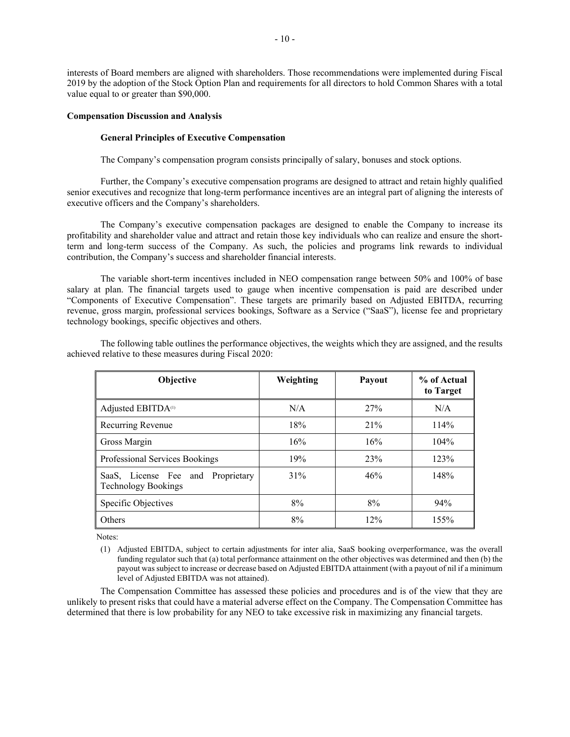interests of Board members are aligned with shareholders. Those recommendations were implemented during Fiscal 2019 by the adoption of the Stock Option Plan and requirements for all directors to hold Common Shares with a total value equal to or greater than $90,000.

**Compensation Discussion and Analysis**

**General Principles of Executive Compensation**

The Company's compensation program consists principally of salary, bonuses and stock options.

Further, the Company's executive compensation programs are designed to attract and retain highly qualified senior executives and recognize that long-term performance incentives are an integral part of aligning the interests of executive officers and the Company's shareholders.

The Company's executive compensation packages are designed to enable the Company to increase its profitability and shareholder value and attract and retain those key individuals who can realize and ensure the short-term and long-term success of the Company. As such, the policies and programs link rewards to individual contribution, the Company's success and shareholder financial interests.

The variable short-term incentives included in NEO compensation range between 50% and 100% of base salary at plan. The financial targets used to gauge when incentive compensation is paid are described under "Components of Executive Compensation". These targets are primarily based on Adjusted EBITDA, recurring revenue, gross margin, professional services bookings, Software as a Service ("SaaS"), license fee and proprietary technology bookings, specific objectives and others.

The following table outlines the performance objectives, the weights which they are assigned, and the results achieved relative to these measures during Fiscal 2020:

| Objective | Weighting | Payout | % of Actual to Target |
|---|---|---|---|
| Adjusted EBITDA[(1)] | N/A | 27% | N/A |
| Recurring Revenue | 18% | 21% | 114% |
| Gross Margin | 16% | 16% | 104% |
| Professional Services Bookings | 19% | 23% | 123% |
| SaaS, License Fee and Proprietary Technology Bookings | 31% | 46% | 148% |
| Specific Objectives | 8% | 8% | 94% |
| Others | 8% | 12% | 155% |

Notes:

(1) Adjusted EBITDA, subject to certain adjustments for inter alia, SaaS booking overperformance, was the overall funding regulator such that (a) total performance attainment on the other objectives was determined and then (b) the payout was subject to increase or decrease based on Adjusted EBITDA attainment (with a payout of nil if a minimum level of Adjusted EBITDA was not attained).

The Compensation Committee has assessed these policies and procedures and is of the view that they are unlikely to present risks that could have a material adverse effect on the Company. The Compensation Committee has determined that there is low probability for any NEO to take excessive risk in maximizing any financial targets.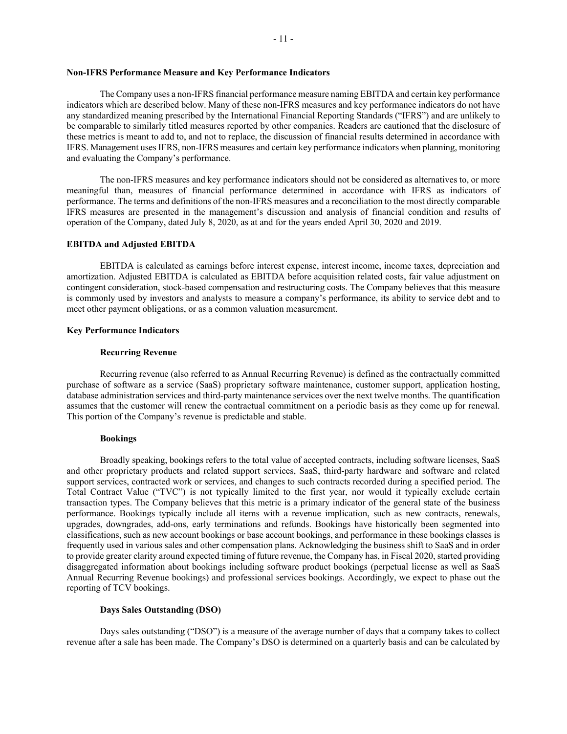## Non-IFRS Performance Measure and Key Performance Indicators

The Company uses a non-IFRS financial performance measure naming EBITDA and certain key performance indicators which are described below. Many of these non-IFRS measures and key performance indicators do not have any standardized meaning prescribed by the International Financial Reporting Standards ("IFRS") and are unlikely to be comparable to similarly titled measures reported by other companies. Readers are cautioned that the disclosure of these metrics is meant to add to, and not to replace, the discussion of financial results determined in accordance with IFRS. Management uses IFRS, non-IFRS measures and certain key performance indicators when planning, monitoring and evaluating the Company's performance.

The non-IFRS measures and key performance indicators should not be considered as alternatives to, or more meaningful than, measures of financial performance determined in accordance with IFRS as indicators of performance. The terms and definitions of the non-IFRS measures and a reconciliation to the most directly comparable IFRS measures are presented in the management's discussion and analysis of financial condition and results of operation of the Company, dated July 8, 2020, as at and for the years ended April 30, 2020 and 2019.

## EBITDA and Adjusted EBITDA

EBITDA is calculated as earnings before interest expense, interest income, income taxes, depreciation and amortization. Adjusted EBITDA is calculated as EBITDA before acquisition related costs, fair value adjustment on contingent consideration, stock-based compensation and restructuring costs. The Company believes that this measure is commonly used by investors and analysts to measure a company's performance, its ability to service debt and to meet other payment obligations, or as a common valuation measurement.

## Key Performance Indicators

### Recurring Revenue

Recurring revenue (also referred to as Annual Recurring Revenue) is defined as the contractually committed purchase of software as a service (SaaS) proprietary software maintenance, customer support, application hosting, database administration services and third-party maintenance services over the next twelve months. The quantification assumes that the customer will renew the contractual commitment on a periodic basis as they come up for renewal. This portion of the Company's revenue is predictable and stable.

### Bookings

Broadly speaking, bookings refers to the total value of accepted contracts, including software licenses, SaaS and other proprietary products and related support services, SaaS, third-party hardware and software and related support services, contracted work or services, and changes to such contracts recorded during a specified period. The Total Contract Value ("TVC") is not typically limited to the first year, nor would it typically exclude certain transaction types. The Company believes that this metric is a primary indicator of the general state of the business performance. Bookings typically include all items with a revenue implication, such as new contracts, renewals, upgrades, downgrades, add-ons, early terminations and refunds. Bookings have historically been segmented into classifications, such as new account bookings or base account bookings, and performance in these bookings classes is frequently used in various sales and other compensation plans. Acknowledging the business shift to SaaS and in order to provide greater clarity around expected timing of future revenue, the Company has, in Fiscal 2020, started providing disaggregated information about bookings including software product bookings (perpetual license as well as SaaS Annual Recurring Revenue bookings) and professional services bookings. Accordingly, we expect to phase out the reporting of TCV bookings.

### Days Sales Outstanding (DSO)

Days sales outstanding ("DSO") is a measure of the average number of days that a company takes to collect revenue after a sale has been made. The Company's DSO is determined on a quarterly basis and can be calculated by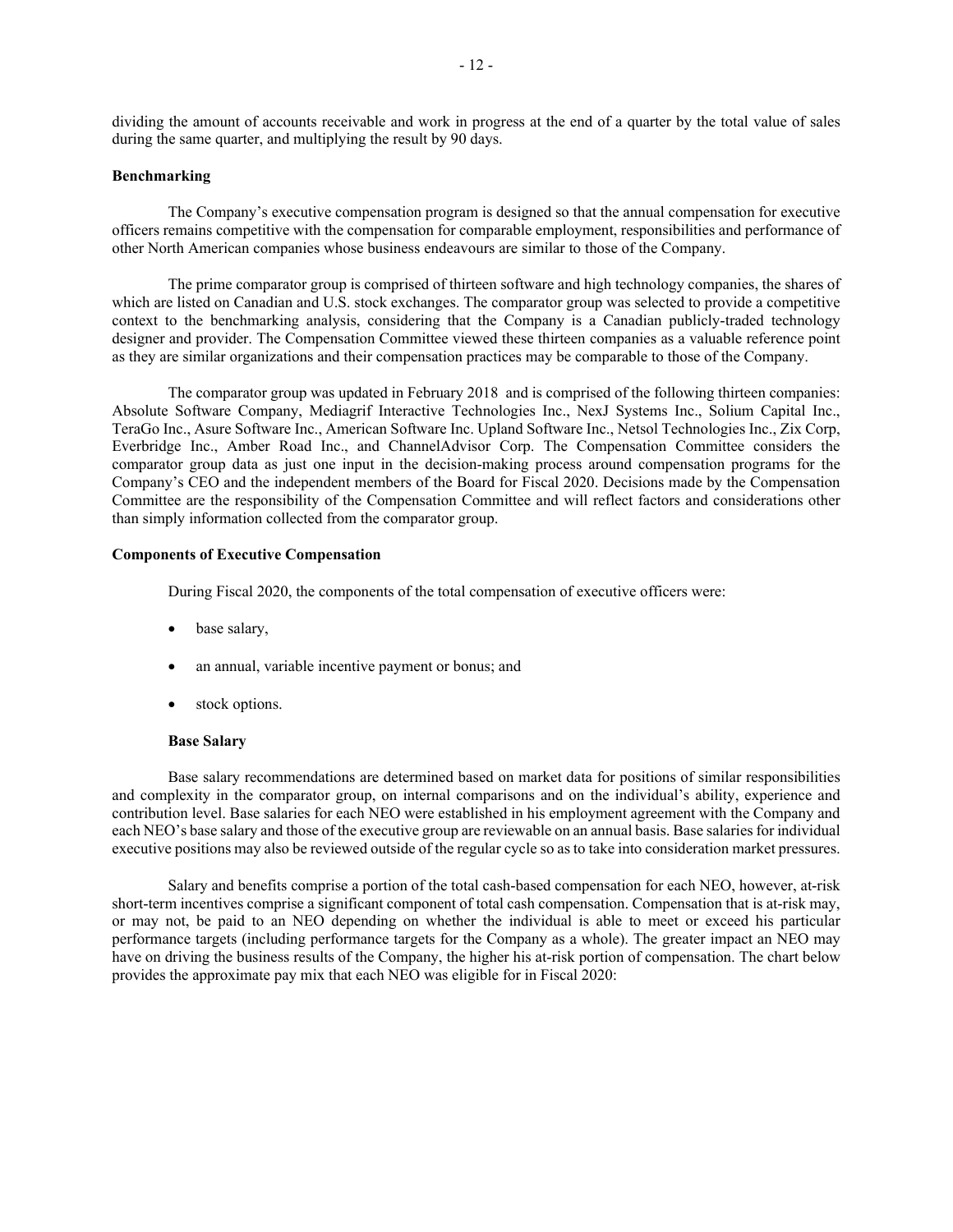dividing the amount of accounts receivable and work in progress at the end of a quarter by the total value of sales during the same quarter, and multiplying the result by 90 days.

**Benchmarking**

The Company's executive compensation program is designed so that the annual compensation for executive officers remains competitive with the compensation for comparable employment, responsibilities and performance of other North American companies whose business endeavours are similar to those of the Company.

The prime comparator group is comprised of thirteen software and high technology companies, the shares of which are listed on Canadian and U.S. stock exchanges. The comparator group was selected to provide a competitive context to the benchmarking analysis, considering that the Company is a Canadian publicly-traded technology designer and provider. The Compensation Committee viewed these thirteen companies as a valuable reference point as they are similar organizations and their compensation practices may be comparable to those of the Company.

The comparator group was updated in February 2018 and is comprised of the following thirteen companies: Absolute Software Company, Mediagrif Interactive Technologies Inc., NexJ Systems Inc., Solium Capital Inc., TeraGo Inc., Asure Software Inc., American Software Inc. Upland Software Inc., Netsol Technologies Inc., Zix Corp, Everbridge Inc., Amber Road Inc., and ChannelAdvisor Corp. The Compensation Committee considers the comparator group data as just one input in the decision-making process around compensation programs for the Company's CEO and the independent members of the Board for Fiscal 2020. Decisions made by the Compensation Committee are the responsibility of the Compensation Committee and will reflect factors and considerations other than simply information collected from the comparator group.

**Components of Executive Compensation**

During Fiscal 2020, the components of the total compensation of executive officers were:

- base salary,
- an annual, variable incentive payment or bonus; and
- stock options.

**Base Salary**

Base salary recommendations are determined based on market data for positions of similar responsibilities and complexity in the comparator group, on internal comparisons and on the individual's ability, experience and contribution level. Base salaries for each NEO were established in his employment agreement with the Company and each NEO's base salary and those of the executive group are reviewable on an annual basis. Base salaries for individual executive positions may also be reviewed outside of the regular cycle so as to take into consideration market pressures.

Salary and benefits comprise a portion of the total cash-based compensation for each NEO, however, at-risk short-term incentives comprise a significant component of total cash compensation. Compensation that is at-risk may, or may not, be paid to an NEO depending on whether the individual is able to meet or exceed his particular performance targets (including performance targets for the Company as a whole). The greater impact an NEO may have on driving the business results of the Company, the higher his at-risk portion of compensation. The chart below provides the approximate pay mix that each NEO was eligible for in Fiscal 2020: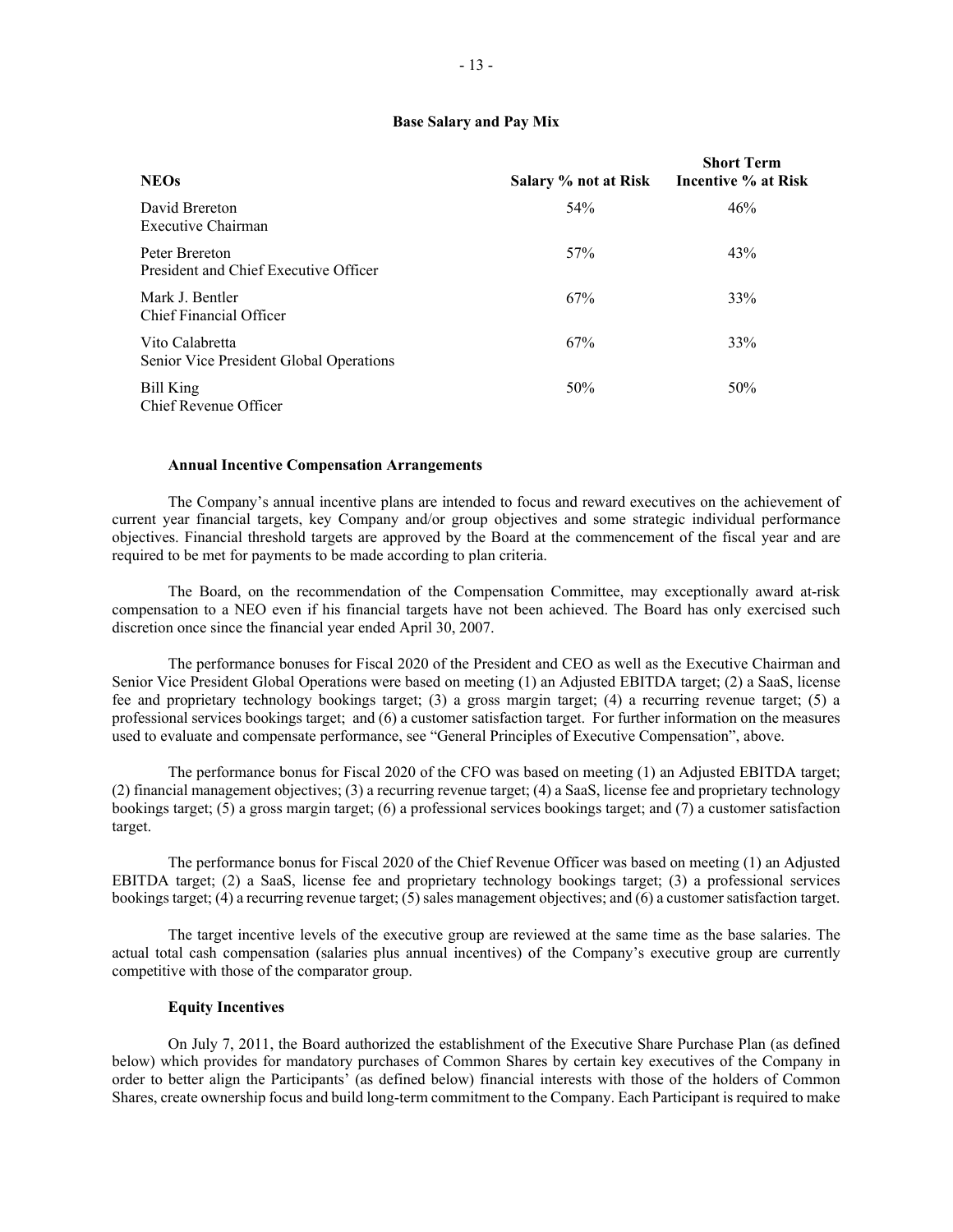**Base Salary and Pay Mix**

| NEOs | Salary % not at Risk | Short Term Incentive % at Risk |
|---|---|---|
| David Brereton<br>Executive Chairman | 54% | 46% |
| Peter Brereton<br>President and Chief Executive Officer | 57% | 43% |
| Mark J. Bentler<br>Chief Financial Officer | 67% | 33% |
| Vito Calabretta<br>Senior Vice President Global Operations | 67% | 33% |
| Bill King<br>Chief Revenue Officer | 50% | 50% |

**Annual Incentive Compensation Arrangements**

The Company's annual incentive plans are intended to focus and reward executives on the achievement of current year financial targets, key Company and/or group objectives and some strategic individual performance objectives. Financial threshold targets are approved by the Board at the commencement of the fiscal year and are required to be met for payments to be made according to plan criteria.

The Board, on the recommendation of the Compensation Committee, may exceptionally award at-risk compensation to a NEO even if his financial targets have not been achieved. The Board has only exercised such discretion once since the financial year ended April 30, 2007.

The performance bonuses for Fiscal 2020 of the President and CEO as well as the Executive Chairman and Senior Vice President Global Operations were based on meeting (1) an Adjusted EBITDA target; (2) a SaaS, license fee and proprietary technology bookings target; (3) a gross margin target; (4) a recurring revenue target; (5) a professional services bookings target; and (6) a customer satisfaction target. For further information on the measures used to evaluate and compensate performance, see "General Principles of Executive Compensation", above.

The performance bonus for Fiscal 2020 of the CFO was based on meeting (1) an Adjusted EBITDA target; (2) financial management objectives; (3) a recurring revenue target; (4) a SaaS, license fee and proprietary technology bookings target; (5) a gross margin target; (6) a professional services bookings target; and (7) a customer satisfaction target.

The performance bonus for Fiscal 2020 of the Chief Revenue Officer was based on meeting (1) an Adjusted EBITDA target; (2) a SaaS, license fee and proprietary technology bookings target; (3) a professional services bookings target; (4) a recurring revenue target; (5) sales management objectives; and (6) a customer satisfaction target.

The target incentive levels of the executive group are reviewed at the same time as the base salaries. The actual total cash compensation (salaries plus annual incentives) of the Company's executive group are currently competitive with those of the comparator group.

**Equity Incentives**

On July 7, 2011, the Board authorized the establishment of the Executive Share Purchase Plan (as defined below) which provides for mandatory purchases of Common Shares by certain key executives of the Company in order to better align the Participants' (as defined below) financial interests with those of the holders of Common Shares, create ownership focus and build long-term commitment to the Company. Each Participant is required to make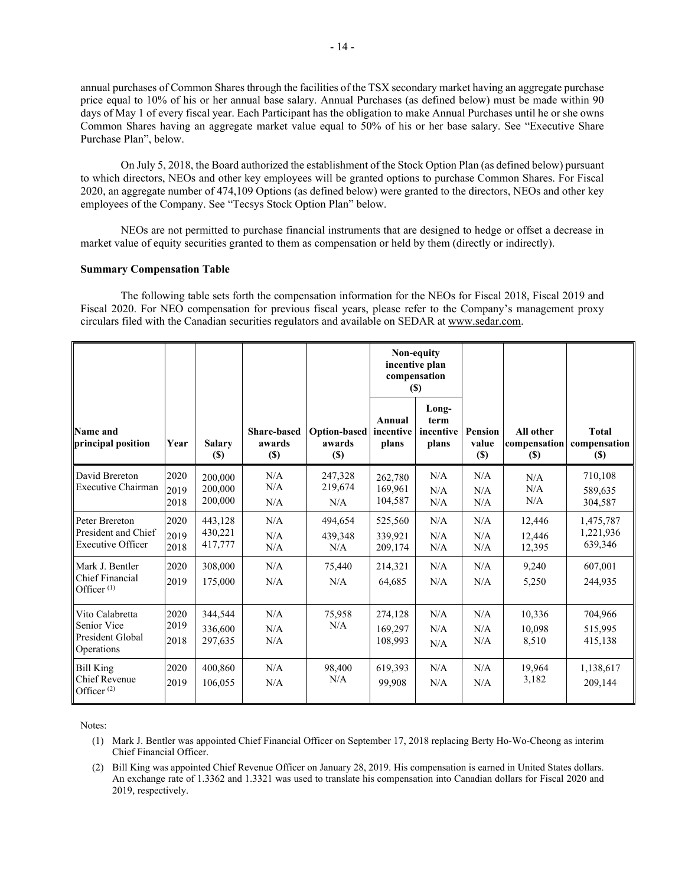annual purchases of Common Shares through the facilities of the TSX secondary market having an aggregate purchase price equal to 10% of his or her annual base salary. Annual Purchases (as defined below) must be made within 90 days of May 1 of every fiscal year. Each Participant has the obligation to make Annual Purchases until he or she owns Common Shares having an aggregate market value equal to 50% of his or her base salary. See "Executive Share Purchase Plan", below.

On July 5, 2018, the Board authorized the establishment of the Stock Option Plan (as defined below) pursuant to which directors, NEOs and other key employees will be granted options to purchase Common Shares. For Fiscal 2020, an aggregate number of 474,109 Options (as defined below) were granted to the directors, NEOs and other key employees of the Company. See "Tecsys Stock Option Plan" below.

NEOs are not permitted to purchase financial instruments that are designed to hedge or offset a decrease in market value of equity securities granted to them as compensation or held by them (directly or indirectly).

**Summary Compensation Table**

The following table sets forth the compensation information for the NEOs for Fiscal 2018, Fiscal 2019 and Fiscal 2020. For NEO compensation for previous fiscal years, please refer to the Company's management proxy circulars filed with the Canadian securities regulators and available on SEDAR at www.sedar.com.

| Name and principal position | Year | Salary ($) | Share-based awards ($) | Option-based awards ($) | Non-equity incentive plan compensation ($) | | Pension value ($) | All other compensation ($) | Total compensation ($) |
|---|---|---|---|---|---|---|---|---|---|
| | | | | | Annual incentive plans | Long-term incentive plans | | | |
| David Brereton Executive Chairman | 2020 | 200,000 | N/A | 247,328 | 262,780 | N/A | N/A | N/A | 710,108 |
| | 2019 | 200,000 | N/A | 219,674 | 169,961 | N/A | N/A | N/A | 589,635 |
| | 2018 | 200,000 | N/A | N/A | 104,587 | N/A | N/A | N/A | 304,587 |
| Peter Brereton President and Chief Executive Officer | 2020 | 443,128 | N/A | 494,654 | 525,560 | N/A | N/A | 12,446 | 1,475,787 |
| | 2019 | 430,221 | N/A | 439,348 | 339,921 | N/A | N/A | 12,446 | 1,221,936 |
| | 2018 | 417,777 | N/A | N/A | 209,174 | N/A | N/A | 12,395 | 639,346 |
| Mark J. Bentler Chief Financial Officer (1) | 2020 | 308,000 | N/A | 75,440 | 214,321 | N/A | N/A | 9,240 | 607,001 |
| | 2019 | 175,000 | N/A | N/A | 64,685 | N/A | N/A | 5,250 | 244,935 |
| Vito Calabretta Senior Vice President Global Operations | 2020 | 344,544 | N/A | 75,958 | 274,128 | N/A | N/A | 10,336 | 704,966 |
| | 2019 | 336,600 | N/A | N/A | 169,297 | N/A | N/A | 10,098 | 515,995 |
| | 2018 | 297,635 | N/A | | 108,993 | N/A | N/A | 8,510 | 415,138 |
| Bill King Chief Revenue Officer (2) | 2020 | 400,860 | N/A | 98,400 | 619,393 | N/A | N/A | 19,964 | 1,138,617 |
| | 2019 | 106,055 | N/A | N/A | 99,908 | N/A | N/A | 3,182 | 209,144 |

Notes:

(1) Mark J. Bentler was appointed Chief Financial Officer on September 17, 2018 replacing Berty Ho-Wo-Cheong as interim Chief Financial Officer.

(2) Bill King was appointed Chief Revenue Officer on January 28, 2019. His compensation is earned in United States dollars. An exchange rate of 1.3362 and 1.3321 was used to translate his compensation into Canadian dollars for Fiscal 2020 and 2019, respectively.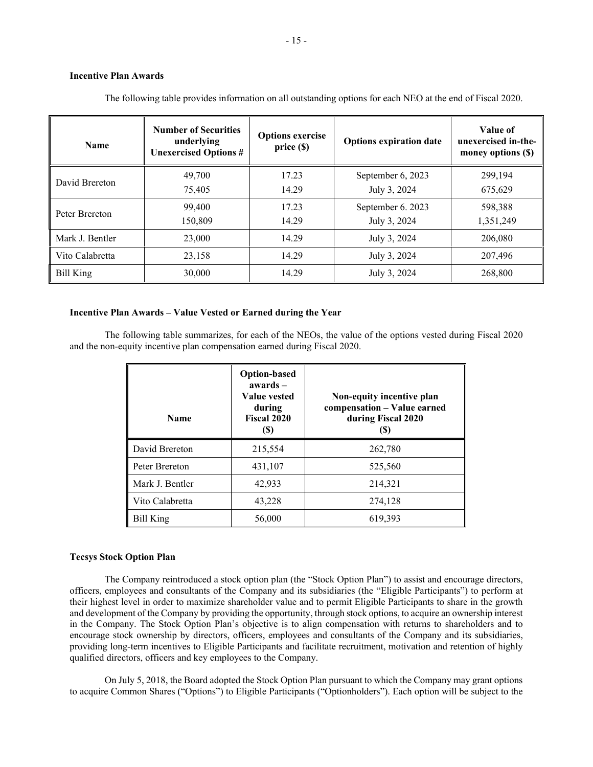### Incentive Plan Awards

The following table provides information on all outstanding options for each NEO at the end of Fiscal 2020.

| Name | Number of Securities underlying Unexercised Options # | Options exercise price ($) | Options expiration date | Value of unexercised in-the-money options ($) |
|---|---|---|---|---|
| David Brereton | 49,700<br>75,405 | 17.23<br>14.29 | September 6, 2023<br>July 3, 2024 | 299,194<br>675,629 |
| Peter Brereton | 99,400<br>150,809 | 17.23<br>14.29 | September 6. 2023<br>July 3, 2024 | 598,388<br>1,351,249 |
| Mark J. Bentler | 23,000 | 14.29 | July 3, 2024 | 206,080 |
| Vito Calabretta | 23,158 | 14.29 | July 3, 2024 | 207,496 |
| Bill King | 30,000 | 14.29 | July 3, 2024 | 268,800 |

### Incentive Plan Awards – Value Vested or Earned during the Year

The following table summarizes, for each of the NEOs, the value of the options vested during Fiscal 2020 and the non-equity incentive plan compensation earned during Fiscal 2020.

| Name | Option-based awards – Value vested during Fiscal 2020 ($) | Non-equity incentive plan compensation – Value earned during Fiscal 2020 ($) |
|---|---|---|
| David Brereton | 215,554 | 262,780 |
| Peter Brereton | 431,107 | 525,560 |
| Mark J. Bentler | 42,933 | 214,321 |
| Vito Calabretta | 43,228 | 274,128 |
| Bill King | 56,000 | 619,393 |

### Tecsys Stock Option Plan

The Company reintroduced a stock option plan (the "Stock Option Plan") to assist and encourage directors, officers, employees and consultants of the Company and its subsidiaries (the "Eligible Participants") to perform at their highest level in order to maximize shareholder value and to permit Eligible Participants to share in the growth and development of the Company by providing the opportunity, through stock options, to acquire an ownership interest in the Company. The Stock Option Plan's objective is to align compensation with returns to shareholders and to encourage stock ownership by directors, officers, employees and consultants of the Company and its subsidiaries, providing long-term incentives to Eligible Participants and facilitate recruitment, motivation and retention of highly qualified directors, officers and key employees to the Company.

On July 5, 2018, the Board adopted the Stock Option Plan pursuant to which the Company may grant options to acquire Common Shares ("Options") to Eligible Participants ("Optionholders"). Each option will be subject to the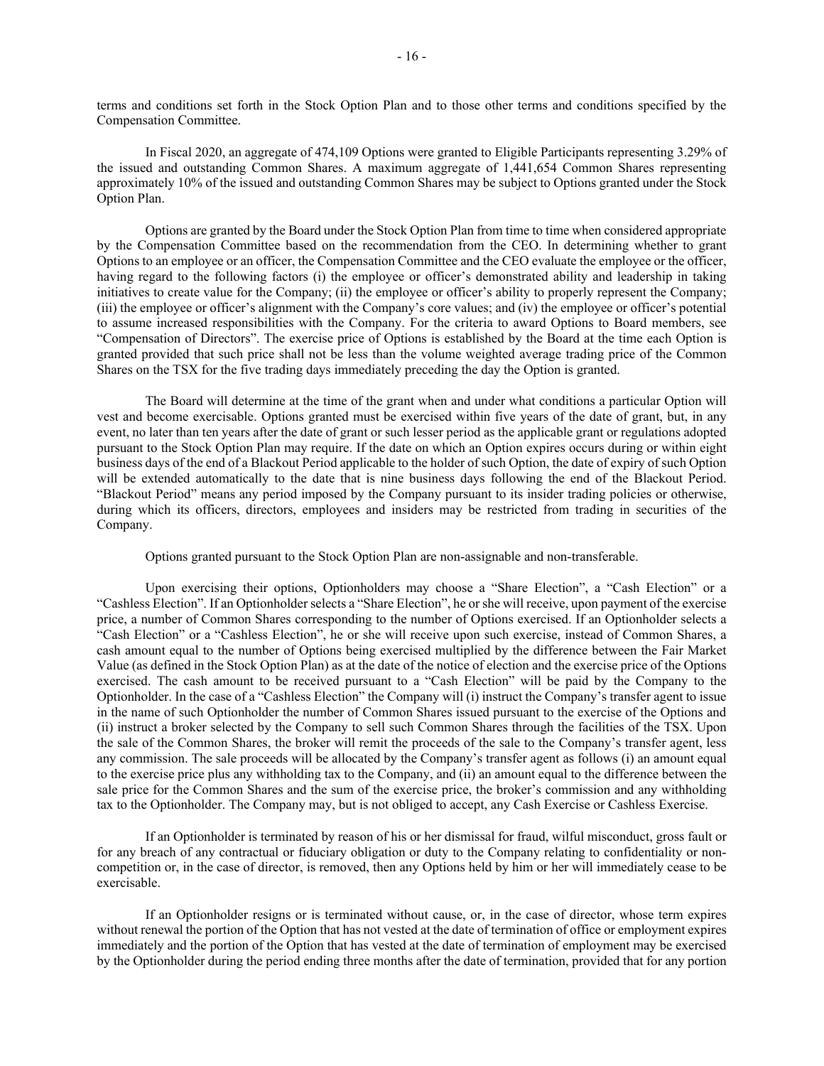terms and conditions set forth in the Stock Option Plan and to those other terms and conditions specified by the Compensation Committee.

In Fiscal 2020, an aggregate of 474,109 Options were granted to Eligible Participants representing 3.29% of the issued and outstanding Common Shares. A maximum aggregate of 1,441,654 Common Shares representing approximately 10% of the issued and outstanding Common Shares may be subject to Options granted under the Stock Option Plan.

Options are granted by the Board under the Stock Option Plan from time to time when considered appropriate by the Compensation Committee based on the recommendation from the CEO. In determining whether to grant Options to an employee or an officer, the Compensation Committee and the CEO evaluate the employee or the officer, having regard to the following factors (i) the employee or officer's demonstrated ability and leadership in taking initiatives to create value for the Company; (ii) the employee or officer's ability to properly represent the Company; (iii) the employee or officer's alignment with the Company's core values; and (iv) the employee or officer's potential to assume increased responsibilities with the Company. For the criteria to award Options to Board members, see "Compensation of Directors". The exercise price of Options is established by the Board at the time each Option is granted provided that such price shall not be less than the volume weighted average trading price of the Common Shares on the TSX for the five trading days immediately preceding the day the Option is granted.

The Board will determine at the time of the grant when and under what conditions a particular Option will vest and become exercisable. Options granted must be exercised within five years of the date of grant, but, in any event, no later than ten years after the date of grant or such lesser period as the applicable grant or regulations adopted pursuant to the Stock Option Plan may require. If the date on which an Option expires occurs during or within eight business days of the end of a Blackout Period applicable to the holder of such Option, the date of expiry of such Option will be extended automatically to the date that is nine business days following the end of the Blackout Period. "Blackout Period" means any period imposed by the Company pursuant to its insider trading policies or otherwise, during which its officers, directors, employees and insiders may be restricted from trading in securities of the Company.

Options granted pursuant to the Stock Option Plan are non-assignable and non-transferable.

Upon exercising their options, Optionholders may choose a "Share Election", a "Cash Election" or a "Cashless Election". If an Optionholder selects a "Share Election", he or she will receive, upon payment of the exercise price, a number of Common Shares corresponding to the number of Options exercised. If an Optionholder selects a "Cash Election" or a "Cashless Election", he or she will receive upon such exercise, instead of Common Shares, a cash amount equal to the number of Options being exercised multiplied by the difference between the Fair Market Value (as defined in the Stock Option Plan) as at the date of the notice of election and the exercise price of the Options exercised. The cash amount to be received pursuant to a "Cash Election" will be paid by the Company to the Optionholder. In the case of a "Cashless Election" the Company will (i) instruct the Company's transfer agent to issue in the name of such Optionholder the number of Common Shares issued pursuant to the exercise of the Options and (ii) instruct a broker selected by the Company to sell such Common Shares through the facilities of the TSX. Upon the sale of the Common Shares, the broker will remit the proceeds of the sale to the Company's transfer agent, less any commission. The sale proceeds will be allocated by the Company's transfer agent as follows (i) an amount equal to the exercise price plus any withholding tax to the Company, and (ii) an amount equal to the difference between the sale price for the Common Shares and the sum of the exercise price, the broker's commission and any withholding tax to the Optionholder. The Company may, but is not obliged to accept, any Cash Exercise or Cashless Exercise.

If an Optionholder is terminated by reason of his or her dismissal for fraud, wilful misconduct, gross fault or for any breach of any contractual or fiduciary obligation or duty to the Company relating to confidentiality or non-competition or, in the case of director, is removed, then any Options held by him or her will immediately cease to be exercisable.

If an Optionholder resigns or is terminated without cause, or, in the case of director, whose term expires without renewal the portion of the Option that has not vested at the date of termination of office or employment expires immediately and the portion of the Option that has vested at the date of termination of employment may be exercised by the Optionholder during the period ending three months after the date of termination, provided that for any portion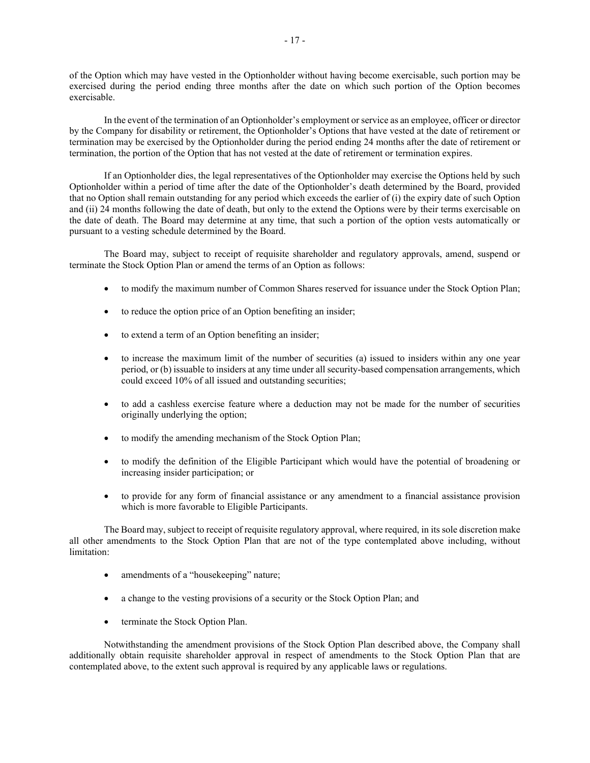of the Option which may have vested in the Optionholder without having become exercisable, such portion may be exercised during the period ending three months after the date on which such portion of the Option becomes exercisable.

In the event of the termination of an Optionholder's employment or service as an employee, officer or director by the Company for disability or retirement, the Optionholder's Options that have vested at the date of retirement or termination may be exercised by the Optionholder during the period ending 24 months after the date of retirement or termination, the portion of the Option that has not vested at the date of retirement or termination expires.

If an Optionholder dies, the legal representatives of the Optionholder may exercise the Options held by such Optionholder within a period of time after the date of the Optionholder's death determined by the Board, provided that no Option shall remain outstanding for any period which exceeds the earlier of (i) the expiry date of such Option and (ii) 24 months following the date of death, but only to the extend the Options were by their terms exercisable on the date of death. The Board may determine at any time, that such a portion of the option vests automatically or pursuant to a vesting schedule determined by the Board.

The Board may, subject to receipt of requisite shareholder and regulatory approvals, amend, suspend or terminate the Stock Option Plan or amend the terms of an Option as follows:

- to modify the maximum number of Common Shares reserved for issuance under the Stock Option Plan;
- to reduce the option price of an Option benefiting an insider;
- to extend a term of an Option benefiting an insider;
- to increase the maximum limit of the number of securities (a) issued to insiders within any one year period, or (b) issuable to insiders at any time under all security-based compensation arrangements, which could exceed 10% of all issued and outstanding securities;
- to add a cashless exercise feature where a deduction may not be made for the number of securities originally underlying the option;
- to modify the amending mechanism of the Stock Option Plan;
- to modify the definition of the Eligible Participant which would have the potential of broadening or increasing insider participation; or
- to provide for any form of financial assistance or any amendment to a financial assistance provision which is more favorable to Eligible Participants.

The Board may, subject to receipt of requisite regulatory approval, where required, in its sole discretion make all other amendments to the Stock Option Plan that are not of the type contemplated above including, without limitation:

- amendments of a "housekeeping" nature;
- a change to the vesting provisions of a security or the Stock Option Plan; and
- terminate the Stock Option Plan.

Notwithstanding the amendment provisions of the Stock Option Plan described above, the Company shall additionally obtain requisite shareholder approval in respect of amendments to the Stock Option Plan that are contemplated above, to the extent such approval is required by any applicable laws or regulations.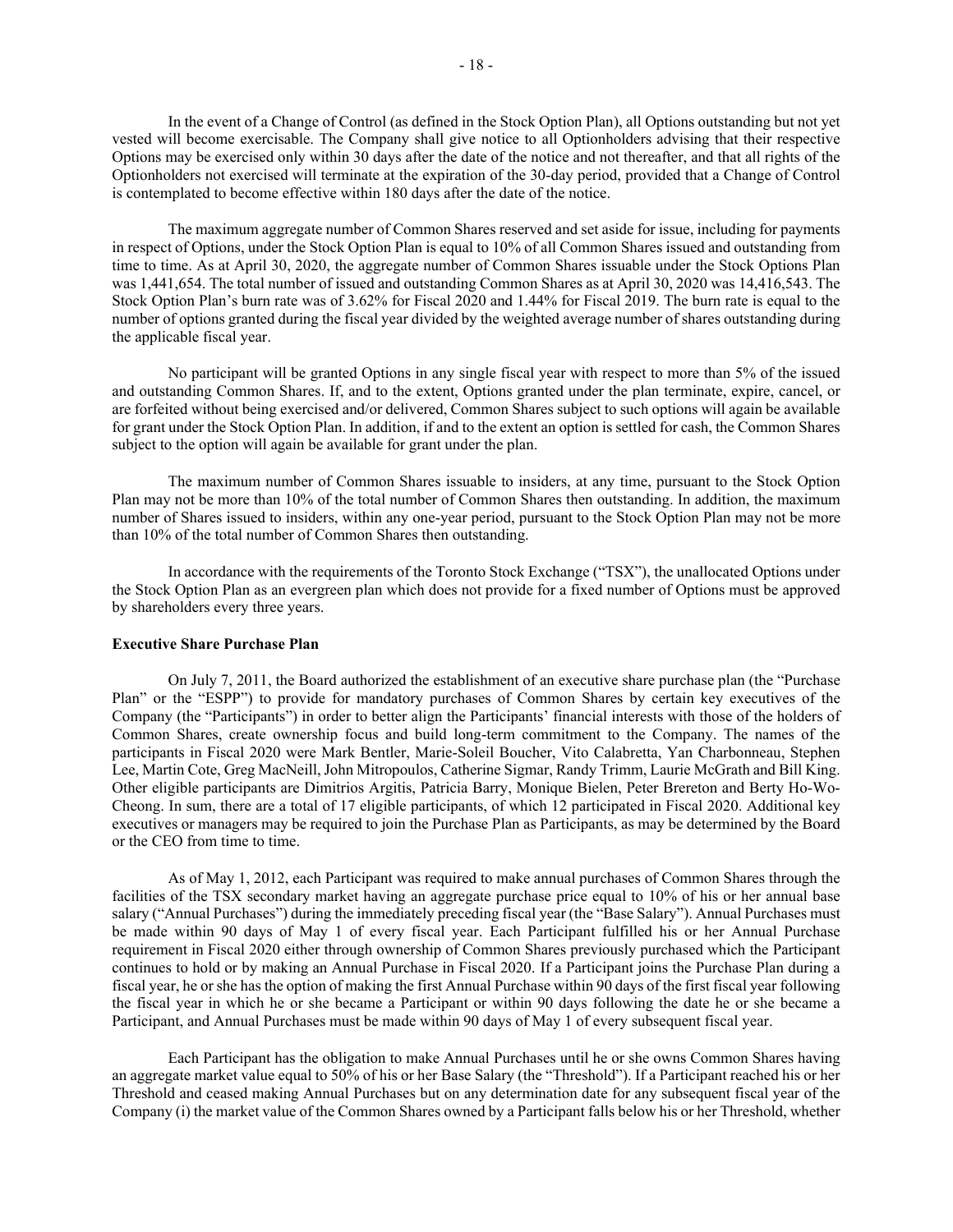In the event of a Change of Control (as defined in the Stock Option Plan), all Options outstanding but not yet vested will become exercisable. The Company shall give notice to all Optionholders advising that their respective Options may be exercised only within 30 days after the date of the notice and not thereafter, and that all rights of the Optionholders not exercised will terminate at the expiration of the 30-day period, provided that a Change of Control is contemplated to become effective within 180 days after the date of the notice.

The maximum aggregate number of Common Shares reserved and set aside for issue, including for payments in respect of Options, under the Stock Option Plan is equal to 10% of all Common Shares issued and outstanding from time to time. As at April 30, 2020, the aggregate number of Common Shares issuable under the Stock Options Plan was 1,441,654. The total number of issued and outstanding Common Shares as at April 30, 2020 was 14,416,543. The Stock Option Plan's burn rate was of 3.62% for Fiscal 2020 and 1.44% for Fiscal 2019. The burn rate is equal to the number of options granted during the fiscal year divided by the weighted average number of shares outstanding during the applicable fiscal year.

No participant will be granted Options in any single fiscal year with respect to more than 5% of the issued and outstanding Common Shares. If, and to the extent, Options granted under the plan terminate, expire, cancel, or are forfeited without being exercised and/or delivered, Common Shares subject to such options will again be available for grant under the Stock Option Plan. In addition, if and to the extent an option is settled for cash, the Common Shares subject to the option will again be available for grant under the plan.

The maximum number of Common Shares issuable to insiders, at any time, pursuant to the Stock Option Plan may not be more than 10% of the total number of Common Shares then outstanding. In addition, the maximum number of Shares issued to insiders, within any one-year period, pursuant to the Stock Option Plan may not be more than 10% of the total number of Common Shares then outstanding.

In accordance with the requirements of the Toronto Stock Exchange ("TSX"), the unallocated Options under the Stock Option Plan as an evergreen plan which does not provide for a fixed number of Options must be approved by shareholders every three years.

**Executive Share Purchase Plan**

On July 7, 2011, the Board authorized the establishment of an executive share purchase plan (the "Purchase Plan" or the "ESPP") to provide for mandatory purchases of Common Shares by certain key executives of the Company (the "Participants") in order to better align the Participants' financial interests with those of the holders of Common Shares, create ownership focus and build long-term commitment to the Company. The names of the participants in Fiscal 2020 were Mark Bentler, Marie-Soleil Boucher, Vito Calabretta, Yan Charbonneau, Stephen Lee, Martin Cote, Greg MacNeill, John Mitropoulos, Catherine Sigmar, Randy Trimm, Laurie McGrath and Bill King. Other eligible participants are Dimitrios Argitis, Patricia Barry, Monique Bielen, Peter Brereton and Berty Ho-Wo-Cheong. In sum, there are a total of 17 eligible participants, of which 12 participated in Fiscal 2020. Additional key executives or managers may be required to join the Purchase Plan as Participants, as may be determined by the Board or the CEO from time to time.

As of May 1, 2012, each Participant was required to make annual purchases of Common Shares through the facilities of the TSX secondary market having an aggregate purchase price equal to 10% of his or her annual base salary ("Annual Purchases") during the immediately preceding fiscal year (the "Base Salary"). Annual Purchases must be made within 90 days of May 1 of every fiscal year. Each Participant fulfilled his or her Annual Purchase requirement in Fiscal 2020 either through ownership of Common Shares previously purchased which the Participant continues to hold or by making an Annual Purchase in Fiscal 2020. If a Participant joins the Purchase Plan during a fiscal year, he or she has the option of making the first Annual Purchase within 90 days of the first fiscal year following the fiscal year in which he or she became a Participant or within 90 days following the date he or she became a Participant, and Annual Purchases must be made within 90 days of May 1 of every subsequent fiscal year.

Each Participant has the obligation to make Annual Purchases until he or she owns Common Shares having an aggregate market value equal to 50% of his or her Base Salary (the "Threshold"). If a Participant reached his or her Threshold and ceased making Annual Purchases but on any determination date for any subsequent fiscal year of the Company (i) the market value of the Common Shares owned by a Participant falls below his or her Threshold, whether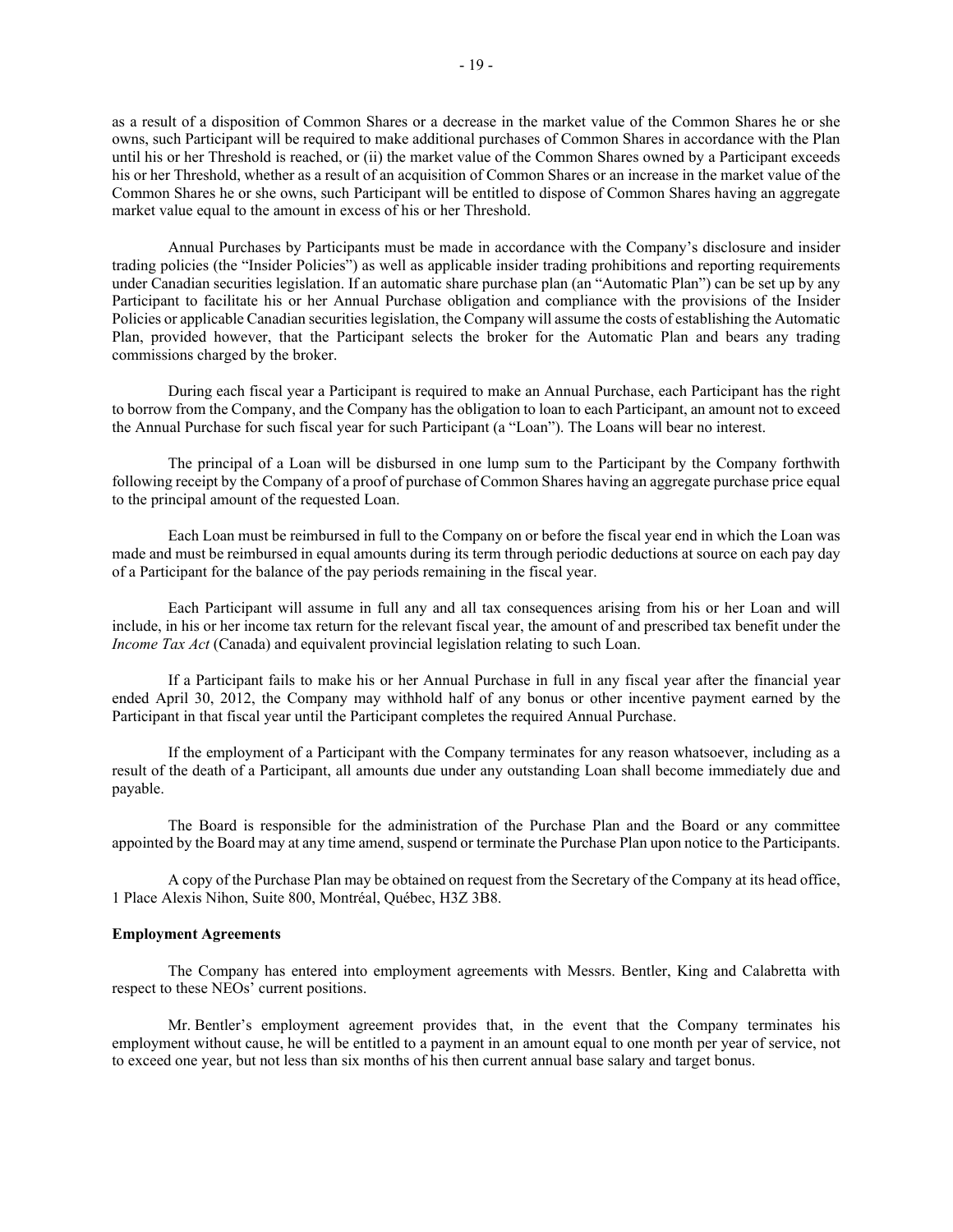as a result of a disposition of Common Shares or a decrease in the market value of the Common Shares he or she owns, such Participant will be required to make additional purchases of Common Shares in accordance with the Plan until his or her Threshold is reached, or (ii) the market value of the Common Shares owned by a Participant exceeds his or her Threshold, whether as a result of an acquisition of Common Shares or an increase in the market value of the Common Shares he or she owns, such Participant will be entitled to dispose of Common Shares having an aggregate market value equal to the amount in excess of his or her Threshold.

Annual Purchases by Participants must be made in accordance with the Company's disclosure and insider trading policies (the "Insider Policies") as well as applicable insider trading prohibitions and reporting requirements under Canadian securities legislation. If an automatic share purchase plan (an "Automatic Plan") can be set up by any Participant to facilitate his or her Annual Purchase obligation and compliance with the provisions of the Insider Policies or applicable Canadian securities legislation, the Company will assume the costs of establishing the Automatic Plan, provided however, that the Participant selects the broker for the Automatic Plan and bears any trading commissions charged by the broker.

During each fiscal year a Participant is required to make an Annual Purchase, each Participant has the right to borrow from the Company, and the Company has the obligation to loan to each Participant, an amount not to exceed the Annual Purchase for such fiscal year for such Participant (a "Loan"). The Loans will bear no interest.

The principal of a Loan will be disbursed in one lump sum to the Participant by the Company forthwith following receipt by the Company of a proof of purchase of Common Shares having an aggregate purchase price equal to the principal amount of the requested Loan.

Each Loan must be reimbursed in full to the Company on or before the fiscal year end in which the Loan was made and must be reimbursed in equal amounts during its term through periodic deductions at source on each pay day of a Participant for the balance of the pay periods remaining in the fiscal year.

Each Participant will assume in full any and all tax consequences arising from his or her Loan and will include, in his or her income tax return for the relevant fiscal year, the amount of and prescribed tax benefit under the *Income Tax Act* (Canada) and equivalent provincial legislation relating to such Loan.

If a Participant fails to make his or her Annual Purchase in full in any fiscal year after the financial year ended April 30, 2012, the Company may withhold half of any bonus or other incentive payment earned by the Participant in that fiscal year until the Participant completes the required Annual Purchase.

If the employment of a Participant with the Company terminates for any reason whatsoever, including as a result of the death of a Participant, all amounts due under any outstanding Loan shall become immediately due and payable.

The Board is responsible for the administration of the Purchase Plan and the Board or any committee appointed by the Board may at any time amend, suspend or terminate the Purchase Plan upon notice to the Participants.

A copy of the Purchase Plan may be obtained on request from the Secretary of the Company at its head office, 1 Place Alexis Nihon, Suite 800, Montréal, Québec, H3Z 3B8.

**Employment Agreements**

The Company has entered into employment agreements with Messrs. Bentler, King and Calabretta with respect to these NEOs' current positions.

Mr. Bentler's employment agreement provides that, in the event that the Company terminates his employment without cause, he will be entitled to a payment in an amount equal to one month per year of service, not to exceed one year, but not less than six months of his then current annual base salary and target bonus.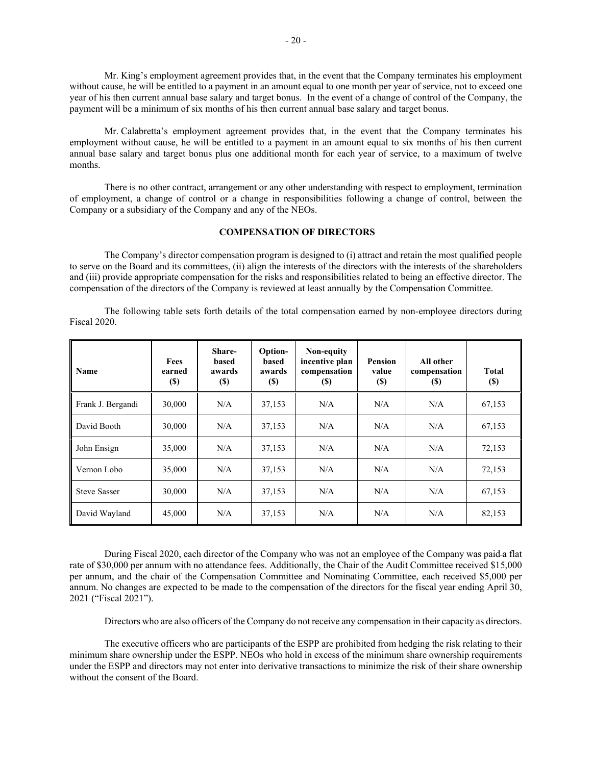Mr. King's employment agreement provides that, in the event that the Company terminates his employment without cause, he will be entitled to a payment in an amount equal to one month per year of service, not to exceed one year of his then current annual base salary and target bonus. In the event of a change of control of the Company, the payment will be a minimum of six months of his then current annual base salary and target bonus.

Mr. Calabretta's employment agreement provides that, in the event that the Company terminates his employment without cause, he will be entitled to a payment in an amount equal to six months of his then current annual base salary and target bonus plus one additional month for each year of service, to a maximum of twelve months.

There is no other contract, arrangement or any other understanding with respect to employment, termination of employment, a change of control or a change in responsibilities following a change of control, between the Company or a subsidiary of the Company and any of the NEOs.

## COMPENSATION OF DIRECTORS

The Company's director compensation program is designed to (i) attract and retain the most qualified people to serve on the Board and its committees, (ii) align the interests of the directors with the interests of the shareholders and (iii) provide appropriate compensation for the risks and responsibilities related to being an effective director. The compensation of the directors of the Company is reviewed at least annually by the Compensation Committee.

The following table sets forth details of the total compensation earned by non-employee directors during Fiscal 2020.

| Name | Fees earned ($) | Share-based awards ($) | Option-based awards ($) | Non-equity incentive plan compensation ($) | Pension value ($) | All other compensation ($) | Total ($) |
|---|---|---|---|---|---|---|---|
| Frank J. Bergandi | 30,000 | N/A | 37,153 | N/A | N/A | N/A | 67,153 |
| David Booth | 30,000 | N/A | 37,153 | N/A | N/A | N/A | 67,153 |
| John Ensign | 35,000 | N/A | 37,153 | N/A | N/A | N/A | 72,153 |
| Vernon Lobo | 35,000 | N/A | 37,153 | N/A | N/A | N/A | 72,153 |
| Steve Sasser | 30,000 | N/A | 37,153 | N/A | N/A | N/A | 67,153 |
| David Wayland | 45,000 | N/A | 37,153 | N/A | N/A | N/A | 82,153 |

During Fiscal 2020, each director of the Company who was not an employee of the Company was paid a flat rate of $30,000 per annum with no attendance fees. Additionally, the Chair of the Audit Committee received $15,000 per annum, and the chair of the Compensation Committee and Nominating Committee, each received $5,000 per annum. No changes are expected to be made to the compensation of the directors for the fiscal year ending April 30, 2021 ("Fiscal 2021").

Directors who are also officers of the Company do not receive any compensation in their capacity as directors.

The executive officers who are participants of the ESPP are prohibited from hedging the risk relating to their minimum share ownership under the ESPP. NEOs who hold in excess of the minimum share ownership requirements under the ESPP and directors may not enter into derivative transactions to minimize the risk of their share ownership without the consent of the Board.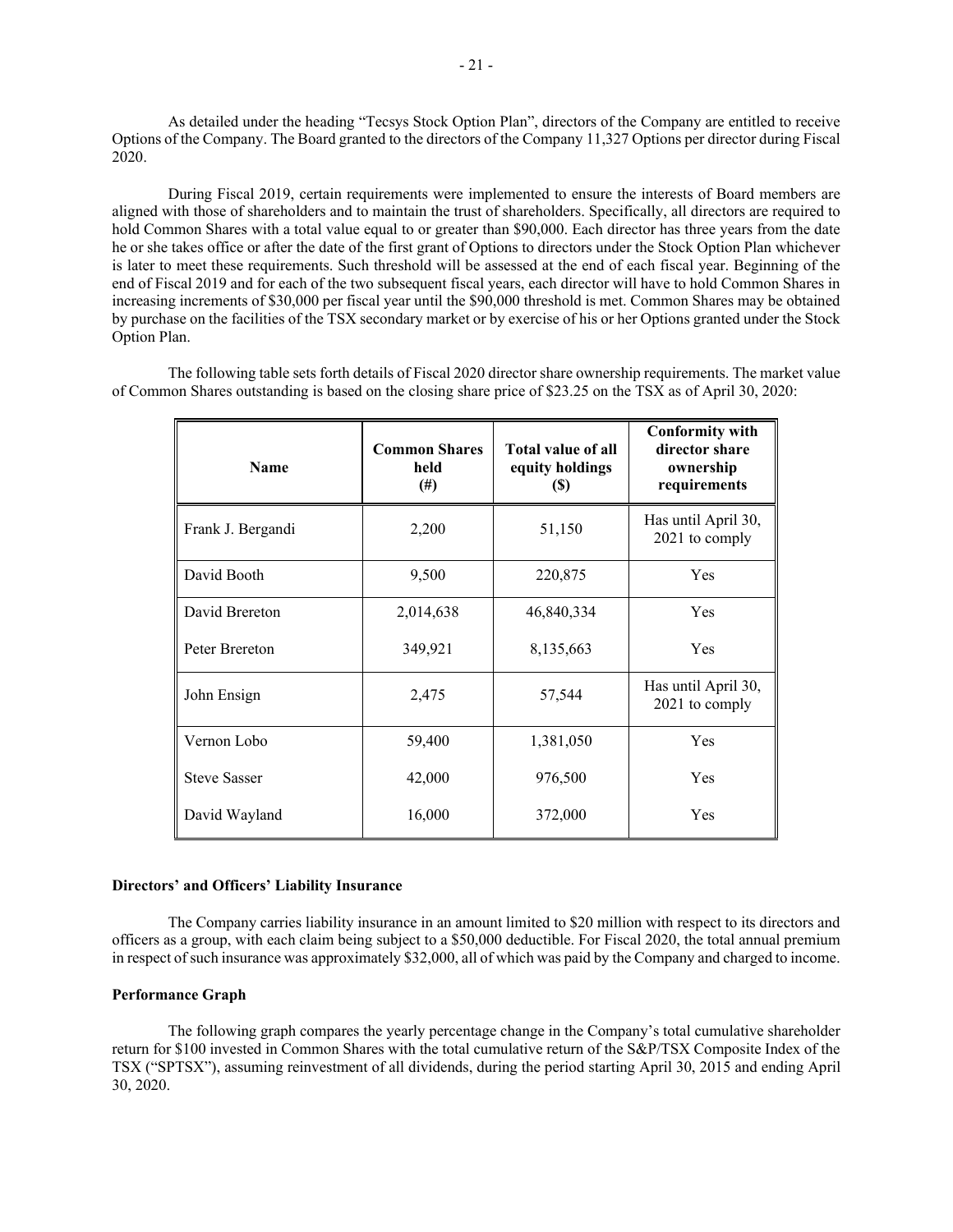As detailed under the heading "Tecsys Stock Option Plan", directors of the Company are entitled to receive Options of the Company. The Board granted to the directors of the Company 11,327 Options per director during Fiscal 2020.

During Fiscal 2019, certain requirements were implemented to ensure the interests of Board members are aligned with those of shareholders and to maintain the trust of shareholders. Specifically, all directors are required to hold Common Shares with a total value equal to or greater than $90,000. Each director has three years from the date he or she takes office or after the date of the first grant of Options to directors under the Stock Option Plan whichever is later to meet these requirements. Such threshold will be assessed at the end of each fiscal year. Beginning of the end of Fiscal 2019 and for each of the two subsequent fiscal years, each director will have to hold Common Shares in increasing increments of $30,000 per fiscal year until the $90,000 threshold is met. Common Shares may be obtained by purchase on the facilities of the TSX secondary market or by exercise of his or her Options granted under the Stock Option Plan.

The following table sets forth details of Fiscal 2020 director share ownership requirements. The market value of Common Shares outstanding is based on the closing share price of $23.25 on the TSX as of April 30, 2020:

| Name | Common Shares held (#) | Total value of all equity holdings ($) | Conformity with director share ownership requirements |
|---|---|---|---|
| Frank J. Bergandi | 2,200 | 51,150 | Has until April 30, 2021 to comply |
| David Booth | 9,500 | 220,875 | Yes |
| David Brereton | 2,014,638 | 46,840,334 | Yes |
| Peter Brereton | 349,921 | 8,135,663 | Yes |
| John Ensign | 2,475 | 57,544 | Has until April 30, 2021 to comply |
| Vernon Lobo | 59,400 | 1,381,050 | Yes |
| Steve Sasser | 42,000 | 976,500 | Yes |
| David Wayland | 16,000 | 372,000 | Yes |

**Directors' and Officers' Liability Insurance**

The Company carries liability insurance in an amount limited to $20 million with respect to its directors and officers as a group, with each claim being subject to a $50,000 deductible. For Fiscal 2020, the total annual premium in respect of such insurance was approximately $32,000, all of which was paid by the Company and charged to income.

**Performance Graph**

The following graph compares the yearly percentage change in the Company's total cumulative shareholder return for $100 invested in Common Shares with the total cumulative return of the S&P/TSX Composite Index of the TSX ("SPTSX"), assuming reinvestment of all dividends, during the period starting April 30, 2015 and ending April 30, 2020.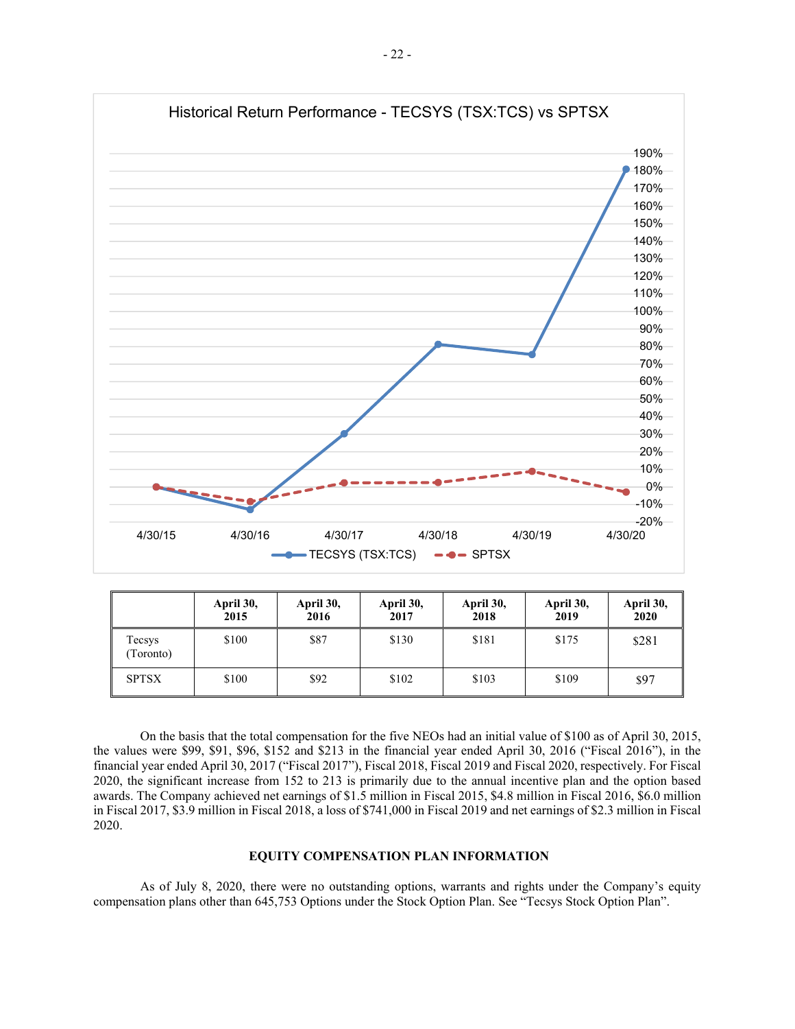Historical Return Performance - TECSYS (TSX:TCS) vs SPTSX

| | April 30, 2015 | April 30, 2016 | April 30, 2017 | April 30, 2018 | April 30, 2019 | April 30, 2020 |
|---|---|---|---|---|---|---|
| Tecsys (Toronto) | $100 | $87 | $130 | $181 | $175 | $281 |
| SPTSX | $100 | $92 | $102 | $103 | $109 | $97 |

On the basis that the total compensation for the five NEOs had an initial value of $100 as of April 30, 2015, the values were $99, $91, $96, $152 and $213 in the financial year ended April 30, 2016 ("Fiscal 2016"), in the financial year ended April 30, 2017 ("Fiscal 2017"), Fiscal 2018, Fiscal 2019 and Fiscal 2020, respectively. For Fiscal 2020, the significant increase from 152 to 213 is primarily due to the annual incentive plan and the option based awards. The Company achieved net earnings of $1.5 million in Fiscal 2015, $4.8 million in Fiscal 2016, $6.0 million in Fiscal 2017, $3.9 million in Fiscal 2018, a loss of $741,000 in Fiscal 2019 and net earnings of $2.3 million in Fiscal 2020.

## EQUITY COMPENSATION PLAN INFORMATION

As of July 8, 2020, there were no outstanding options, warrants and rights under the Company's equity compensation plans other than 645,753 Options under the Stock Option Plan. See "Tecsys Stock Option Plan".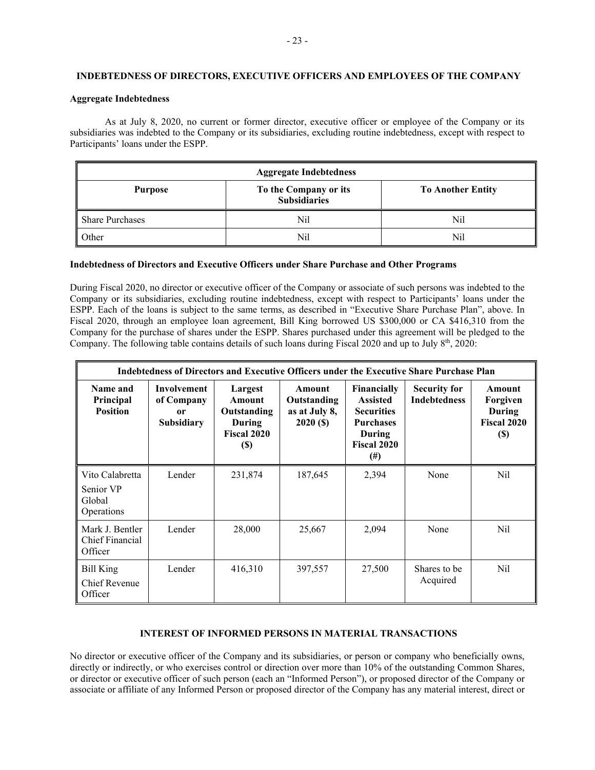## INDEBTEDNESS OF DIRECTORS, EXECUTIVE OFFICERS AND EMPLOYEES OF THE COMPANY

### Aggregate Indebtedness

As at July 8, 2020, no current or former director, executive officer or employee of the Company or its subsidiaries was indebted to the Company or its subsidiaries, excluding routine indebtedness, except with respect to Participants' loans under the ESPP.

| Aggregate Indebtedness | | |
|---|---|---|
| **Purpose** | **To the Company or its Subsidiaries** | **To Another Entity** |
| Share Purchases | Nil | Nil |
| Other | Nil | Nil |

### Indebtedness of Directors and Executive Officers under Share Purchase and Other Programs

During Fiscal 2020, no director or executive officer of the Company or associate of such persons was indebted to the Company or its subsidiaries, excluding routine indebtedness, except with respect to Participants' loans under the ESPP. Each of the loans is subject to the same terms, as described in "Executive Share Purchase Plan", above. In Fiscal 2020, through an employee loan agreement, Bill King borrowed US $300,000 or CA $416,310 from the Company for the purchase of shares under the ESPP. Shares purchased under this agreement will be pledged to the Company. The following table contains details of such loans during Fiscal 2020 and up to July 8th, 2020:

| Indebtedness of Directors and Executive Officers under the Executive Share Purchase Plan | | | | | | |
|---|---|---|---|---|---|---|
| **Name and Principal Position** | **Involvement of Company or Subsidiary** | **Largest Amount Outstanding During Fiscal 2020 ($)** | **Amount Outstanding as at July 8, 2020 ($)** | **Financially Assisted Securities Purchases During Fiscal 2020 (#)** | **Security for Indebtedness** | **Amount Forgiven During Fiscal 2020 ($)** |
| Vito Calabretta<br>Senior VP Global Operations | Lender | 231,874 | 187,645 | 2,394 | None | Nil |
| Mark J. Bentler<br>Chief Financial Officer | Lender | 28,000 | 25,667 | 2,094 | None | Nil |
| Bill King<br>Chief Revenue Officer | Lender | 416,310 | 397,557 | 27,500 | Shares to be Acquired | Nil |

## INTEREST OF INFORMED PERSONS IN MATERIAL TRANSACTIONS

No director or executive officer of the Company and its subsidiaries, or person or company who beneficially owns, directly or indirectly, or who exercises control or direction over more than 10% of the outstanding Common Shares, or director or executive officer of such person (each an "Informed Person"), or proposed director of the Company or associate or affiliate of any Informed Person or proposed director of the Company has any material interest, direct or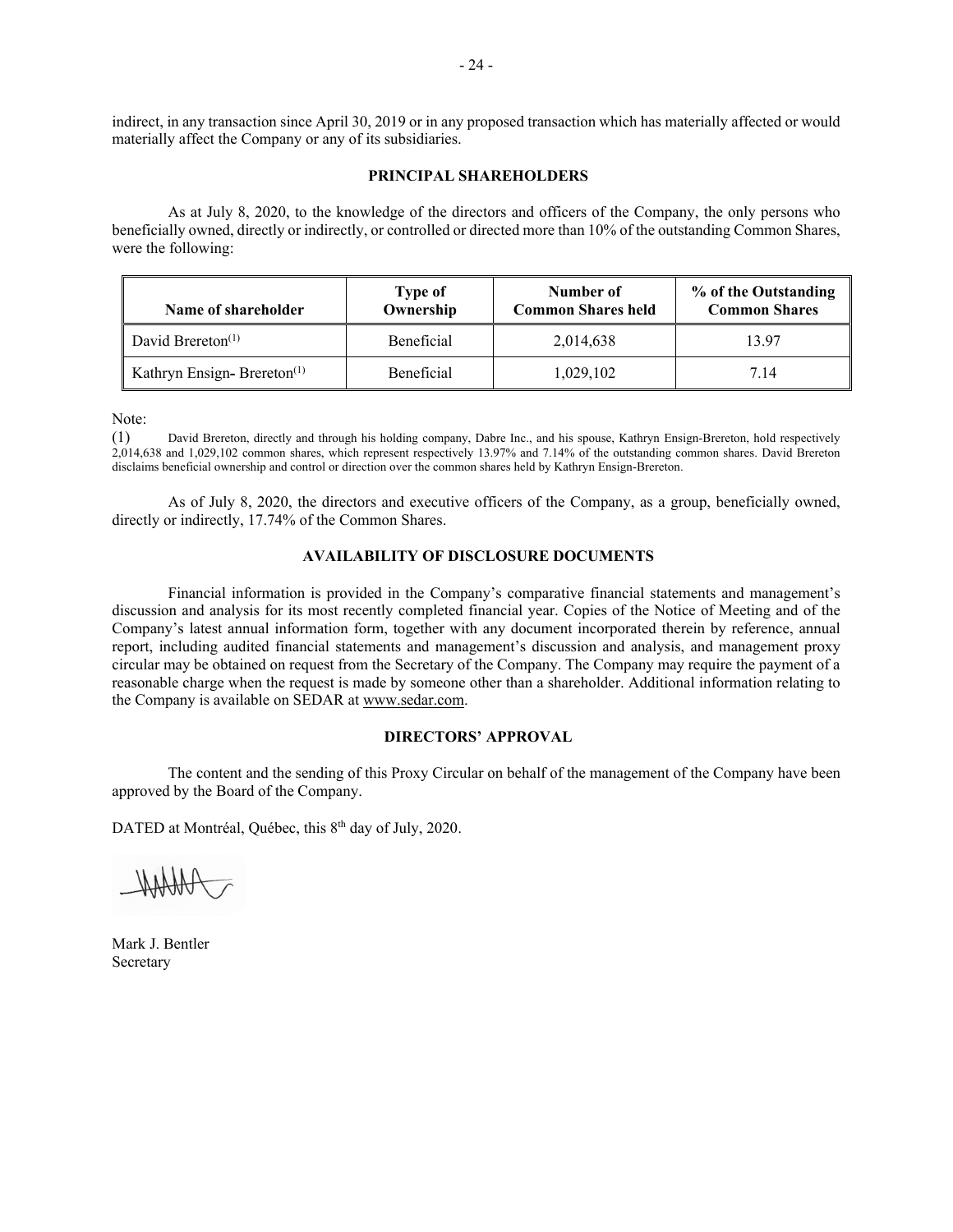indirect, in any transaction since April 30, 2019 or in any proposed transaction which has materially affected or would materially affect the Company or any of its subsidiaries.

## PRINCIPAL SHAREHOLDERS

As at July 8, 2020, to the knowledge of the directors and officers of the Company, the only persons who beneficially owned, directly or indirectly, or controlled or directed more than 10% of the outstanding Common Shares, were the following:

| Name of shareholder | Type of Ownership | Number of Common Shares held | % of the Outstanding Common Shares |
|---|---|---|---|
| David Brereton[(1)] | Beneficial | 2,014,638 | 13.97 |
| Kathryn Ensign- Brereton[(1)] | Beneficial | 1,029,102 | 7.14 |

Note:

(1) David Brereton, directly and through his holding company, Dabre Inc., and his spouse, Kathryn Ensign-Brereton, hold respectively 2,014,638 and 1,029,102 common shares, which represent respectively 13.97% and 7.14% of the outstanding common shares. David Brereton disclaims beneficial ownership and control or direction over the common shares held by Kathryn Ensign-Brereton.

As of July 8, 2020, the directors and executive officers of the Company, as a group, beneficially owned, directly or indirectly, 17.74% of the Common Shares.

## AVAILABILITY OF DISCLOSURE DOCUMENTS

Financial information is provided in the Company's comparative financial statements and management's discussion and analysis for its most recently completed financial year. Copies of the Notice of Meeting and of the Company's latest annual information form, together with any document incorporated therein by reference, annual report, including audited financial statements and management's discussion and analysis, and management proxy circular may be obtained on request from the Secretary of the Company. The Company may require the payment of a reasonable charge when the request is made by someone other than a shareholder. Additional information relating to the Company is available on SEDAR at www.sedar.com.

## DIRECTORS' APPROVAL

The content and the sending of this Proxy Circular on behalf of the management of the Company have been approved by the Board of the Company.

DATED at Montréal, Québec, this 8th day of July, 2020.

Mark J. Bentler
Secretary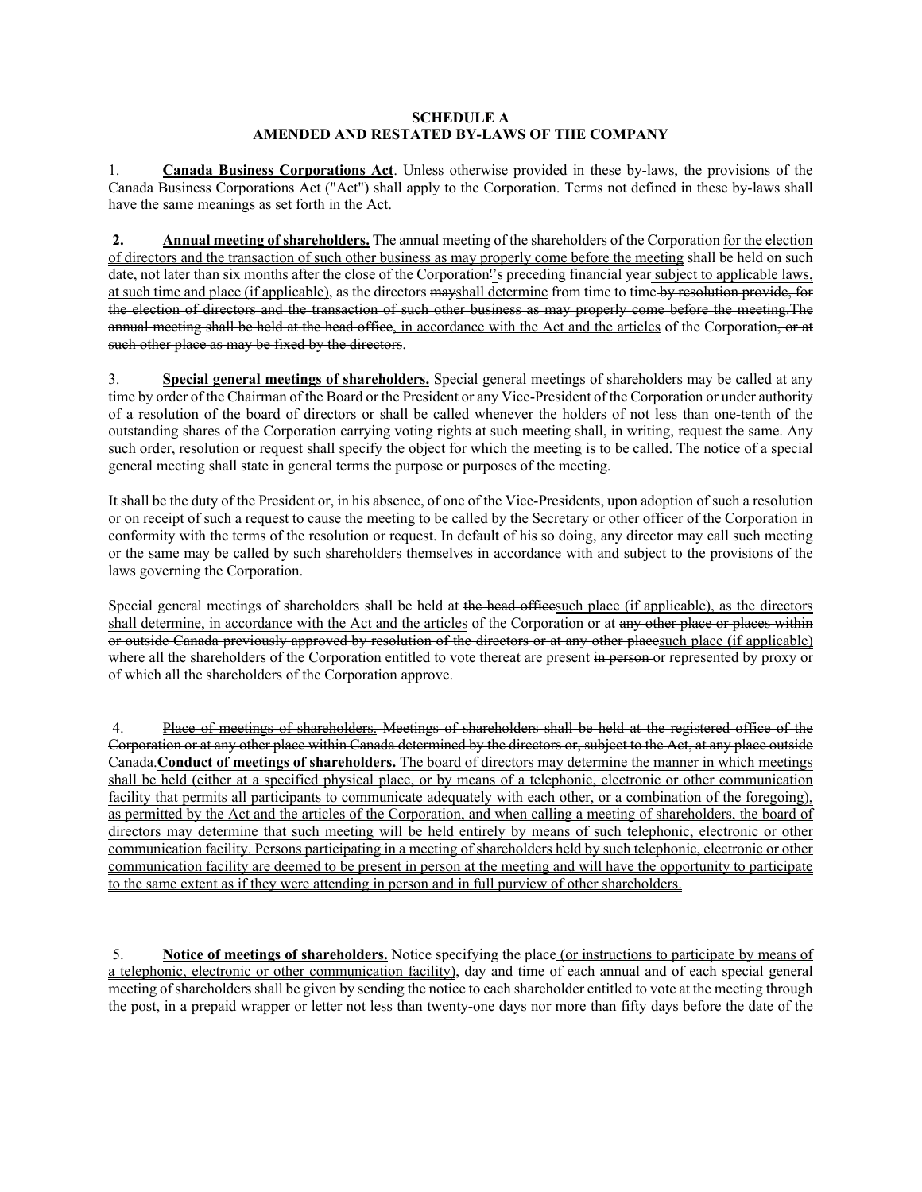**SCHEDULE A**
**AMENDED AND RESTATED BY-LAWS OF THE COMPANY**

1. **Canada Business Corporations Act**. Unless otherwise provided in these by-laws, the provisions of the Canada Business Corporations Act ("Act") shall apply to the Corporation. Terms not defined in these by-laws shall have the same meanings as set forth in the Act.

**2. Annual meeting of shareholders.** The annual meeting of the shareholders of the Corporation for the election of directors and the transaction of such other business as may properly come before the meeting shall be held on such date, not later than six months after the close of the Corporation~~'~~'s preceding financial year subject to applicable laws, at such time and place (if applicable), as the directors ~~may~~shall determine from time to time ~~by resolution provide, for the election of directors and the transaction of such other business as may properly come before the meeting.The annual meeting shall be held at the head office~~, in accordance with the Act and the articles of the Corporation~~, or at such other place as may be fixed by the directors~~.

3. **Special general meetings of shareholders.** Special general meetings of shareholders may be called at any time by order of the Chairman of the Board or the President or any Vice-President of the Corporation or under authority of a resolution of the board of directors or shall be called whenever the holders of not less than one-tenth of the outstanding shares of the Corporation carrying voting rights at such meeting shall, in writing, request the same. Any such order, resolution or request shall specify the object for which the meeting is to be called. The notice of a special general meeting shall state in general terms the purpose or purposes of the meeting.

It shall be the duty of the President or, in his absence, of one of the Vice-Presidents, upon adoption of such a resolution or on receipt of such a request to cause the meeting to be called by the Secretary or other officer of the Corporation in conformity with the terms of the resolution or request. In default of his so doing, any director may call such meeting or the same may be called by such shareholders themselves in accordance with and subject to the provisions of the laws governing the Corporation.

Special general meetings of shareholders shall be held at ~~the head office~~such place (if applicable), as the directors shall determine, in accordance with the Act and the articles of the Corporation or at ~~any other place or places within or outside Canada previously approved by resolution of the directors or at any other place~~such place (if applicable) where all the shareholders of the Corporation entitled to vote thereat are present ~~in person~~ or represented by proxy or of which all the shareholders of the Corporation approve.

4. ~~Place of meetings of shareholders. Meetings of shareholders shall be held at the registered office of the Corporation or at any other place within Canada determined by the directors or, subject to the Act, at any place outside Canada.~~**Conduct of meetings of shareholders.** The board of directors may determine the manner in which meetings shall be held (either at a specified physical place, or by means of a telephonic, electronic or other communication facility that permits all participants to communicate adequately with each other, or a combination of the foregoing), as permitted by the Act and the articles of the Corporation, and when calling a meeting of shareholders, the board of directors may determine that such meeting will be held entirely by means of such telephonic, electronic or other communication facility. Persons participating in a meeting of shareholders held by such telephonic, electronic or other communication facility are deemed to be present in person at the meeting and will have the opportunity to participate to the same extent as if they were attending in person and in full purview of other shareholders.

5. **Notice of meetings of shareholders.** Notice specifying the place (or instructions to participate by means of a telephonic, electronic or other communication facility), day and time of each annual and of each special general meeting of shareholders shall be given by sending the notice to each shareholder entitled to vote at the meeting through the post, in a prepaid wrapper or letter not less than twenty-one days nor more than fifty days before the date of the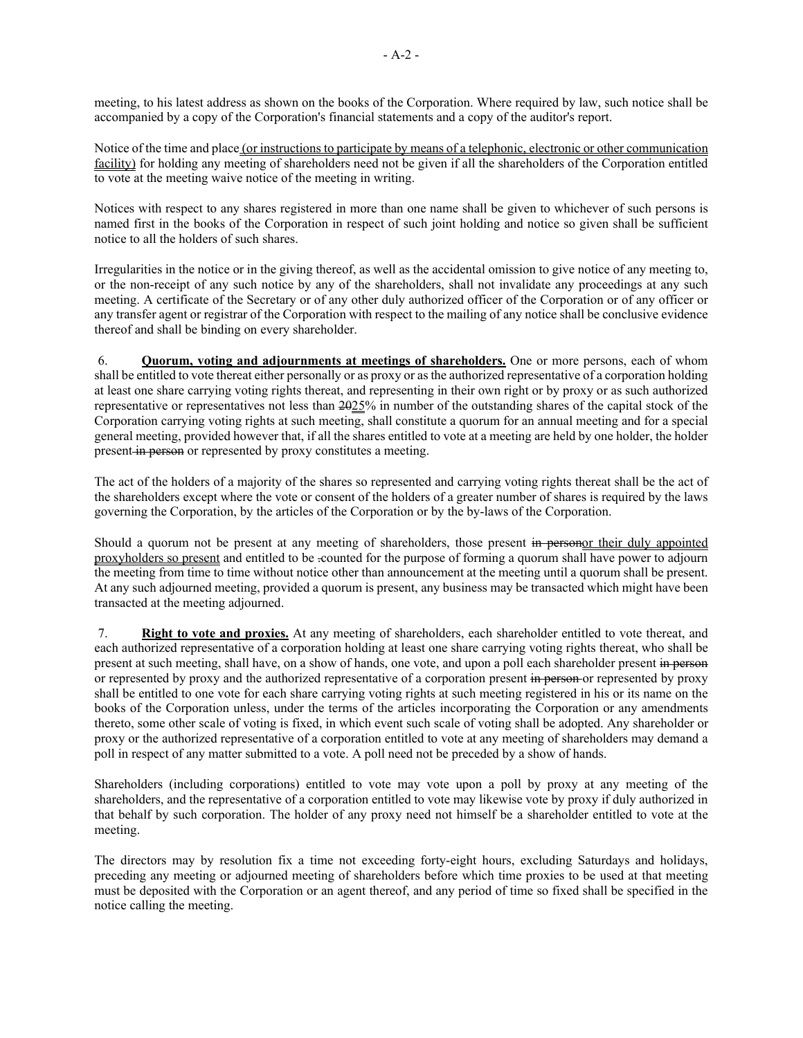meeting, to his latest address as shown on the books of the Corporation. Where required by law, such notice shall be accompanied by a copy of the Corporation's financial statements and a copy of the auditor's report.

Notice of the time and place<u> (or instructions to participate by means of a telephonic, electronic or other communication facility)</u> for holding any meeting of shareholders need not be given if all the shareholders of the Corporation entitled to vote at the meeting waive notice of the meeting in writing.

Notices with respect to any shares registered in more than one name shall be given to whichever of such persons is named first in the books of the Corporation in respect of such joint holding and notice so given shall be sufficient notice to all the holders of such shares.

Irregularities in the notice or in the giving thereof, as well as the accidental omission to give notice of any meeting to, or the non-receipt of any such notice by any of the shareholders, shall not invalidate any proceedings at any such meeting. A certificate of the Secretary or of any other duly authorized officer of the Corporation or of any officer or any transfer agent or registrar of the Corporation with respect to the mailing of any notice shall be conclusive evidence thereof and shall be binding on every shareholder.

6. **<u>Quorum, voting and adjournments at meetings of shareholders.</u>** One or more persons, each of whom shall be entitled to vote thereat either personally or as proxy or as the authorized representative of a corporation holding at least one share carrying voting rights thereat, and representing in their own right or by proxy or as such authorized representative or representatives not less than ~~20~~<u>25</u>% in number of the outstanding shares of the capital stock of the Corporation carrying voting rights at such meeting, shall constitute a quorum for an annual meeting and for a special general meeting, provided however that, if all the shares entitled to vote at a meeting are held by one holder, the holder present~~ in person~~ or represented by proxy constitutes a meeting.

The act of the holders of a majority of the shares so represented and carrying voting rights thereat shall be the act of the shareholders except where the vote or consent of the holders of a greater number of shares is required by the laws governing the Corporation, by the articles of the Corporation or by the by-laws of the Corporation.

Should a quorum not be present at any meeting of shareholders, those present ~~in person~~<u>or their duly appointed proxyholders so present</u> and entitled to be counted for the purpose of forming a quorum shall have power to adjourn the meeting from time to time without notice other than announcement at the meeting until a quorum shall be present. At any such adjourned meeting, provided a quorum is present, any business may be transacted which might have been transacted at the meeting adjourned.

7. **<u>Right to vote and proxies.</u>** At any meeting of shareholders, each shareholder entitled to vote thereat, and each authorized representative of a corporation holding at least one share carrying voting rights thereat, who shall be present at such meeting, shall have, on a show of hands, one vote, and upon a poll each shareholder present ~~in person~~ or represented by proxy and the authorized representative of a corporation present ~~in person~~ or represented by proxy shall be entitled to one vote for each share carrying voting rights at such meeting registered in his or its name on the books of the Corporation unless, under the terms of the articles incorporating the Corporation or any amendments thereto, some other scale of voting is fixed, in which event such scale of voting shall be adopted. Any shareholder or proxy or the authorized representative of a corporation entitled to vote at any meeting of shareholders may demand a poll in respect of any matter submitted to a vote. A poll need not be preceded by a show of hands.

Shareholders (including corporations) entitled to vote may vote upon a poll by proxy at any meeting of the shareholders, and the representative of a corporation entitled to vote may likewise vote by proxy if duly authorized in that behalf by such corporation. The holder of any proxy need not himself be a shareholder entitled to vote at the meeting.

The directors may by resolution fix a time not exceeding forty-eight hours, excluding Saturdays and holidays, preceding any meeting or adjourned meeting of shareholders before which time proxies to be used at that meeting must be deposited with the Corporation or an agent thereof, and any period of time so fixed shall be specified in the notice calling the meeting.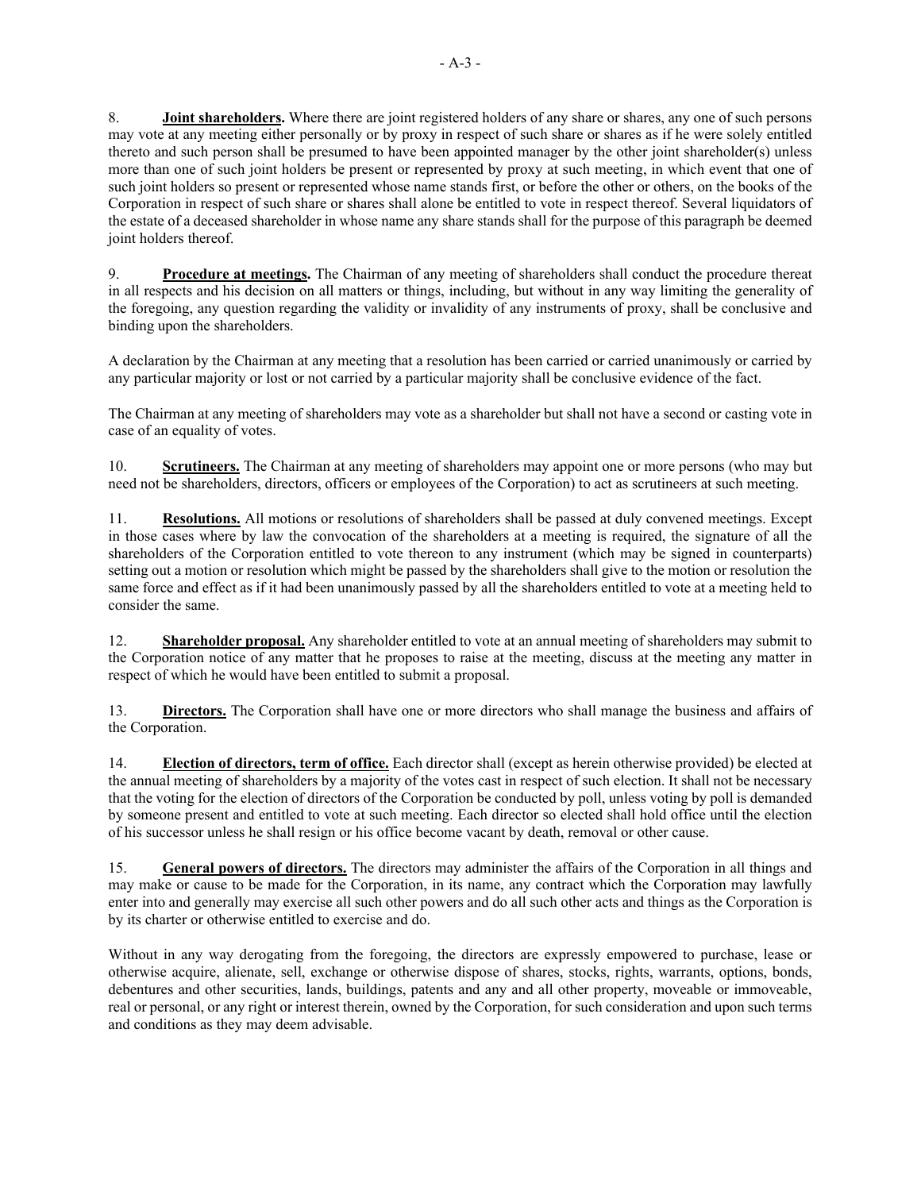8. **Joint shareholders.** Where there are joint registered holders of any share or shares, any one of such persons may vote at any meeting either personally or by proxy in respect of such share or shares as if he were solely entitled thereto and such person shall be presumed to have been appointed manager by the other joint shareholder(s) unless more than one of such joint holders be present or represented by proxy at such meeting, in which event that one of such joint holders so present or represented whose name stands first, or before the other or others, on the books of the Corporation in respect of such share or shares shall alone be entitled to vote in respect thereof. Several liquidators of the estate of a deceased shareholder in whose name any share stands shall for the purpose of this paragraph be deemed joint holders thereof.

9. **Procedure at meetings.** The Chairman of any meeting of shareholders shall conduct the procedure thereat in all respects and his decision on all matters or things, including, but without in any way limiting the generality of the foregoing, any question regarding the validity or invalidity of any instruments of proxy, shall be conclusive and binding upon the shareholders.

A declaration by the Chairman at any meeting that a resolution has been carried or carried unanimously or carried by any particular majority or lost or not carried by a particular majority shall be conclusive evidence of the fact.

The Chairman at any meeting of shareholders may vote as a shareholder but shall not have a second or casting vote in case of an equality of votes.

10. **Scrutineers.** The Chairman at any meeting of shareholders may appoint one or more persons (who may but need not be shareholders, directors, officers or employees of the Corporation) to act as scrutineers at such meeting.

11. **Resolutions.** All motions or resolutions of shareholders shall be passed at duly convened meetings. Except in those cases where by law the convocation of the shareholders at a meeting is required, the signature of all the shareholders of the Corporation entitled to vote thereon to any instrument (which may be signed in counterparts) setting out a motion or resolution which might be passed by the shareholders shall give to the motion or resolution the same force and effect as if it had been unanimously passed by all the shareholders entitled to vote at a meeting held to consider the same.

12. **Shareholder proposal.** Any shareholder entitled to vote at an annual meeting of shareholders may submit to the Corporation notice of any matter that he proposes to raise at the meeting, discuss at the meeting any matter in respect of which he would have been entitled to submit a proposal.

13. **Directors.** The Corporation shall have one or more directors who shall manage the business and affairs of the Corporation.

14. **Election of directors, term of office.** Each director shall (except as herein otherwise provided) be elected at the annual meeting of shareholders by a majority of the votes cast in respect of such election. It shall not be necessary that the voting for the election of directors of the Corporation be conducted by poll, unless voting by poll is demanded by someone present and entitled to vote at such meeting. Each director so elected shall hold office until the election of his successor unless he shall resign or his office become vacant by death, removal or other cause.

15. **General powers of directors.** The directors may administer the affairs of the Corporation in all things and may make or cause to be made for the Corporation, in its name, any contract which the Corporation may lawfully enter into and generally may exercise all such other powers and do all such other acts and things as the Corporation is by its charter or otherwise entitled to exercise and do.

Without in any way derogating from the foregoing, the directors are expressly empowered to purchase, lease or otherwise acquire, alienate, sell, exchange or otherwise dispose of shares, stocks, rights, warrants, options, bonds, debentures and other securities, lands, buildings, patents and any and all other property, moveable or immoveable, real or personal, or any right or interest therein, owned by the Corporation, for such consideration and upon such terms and conditions as they may deem advisable.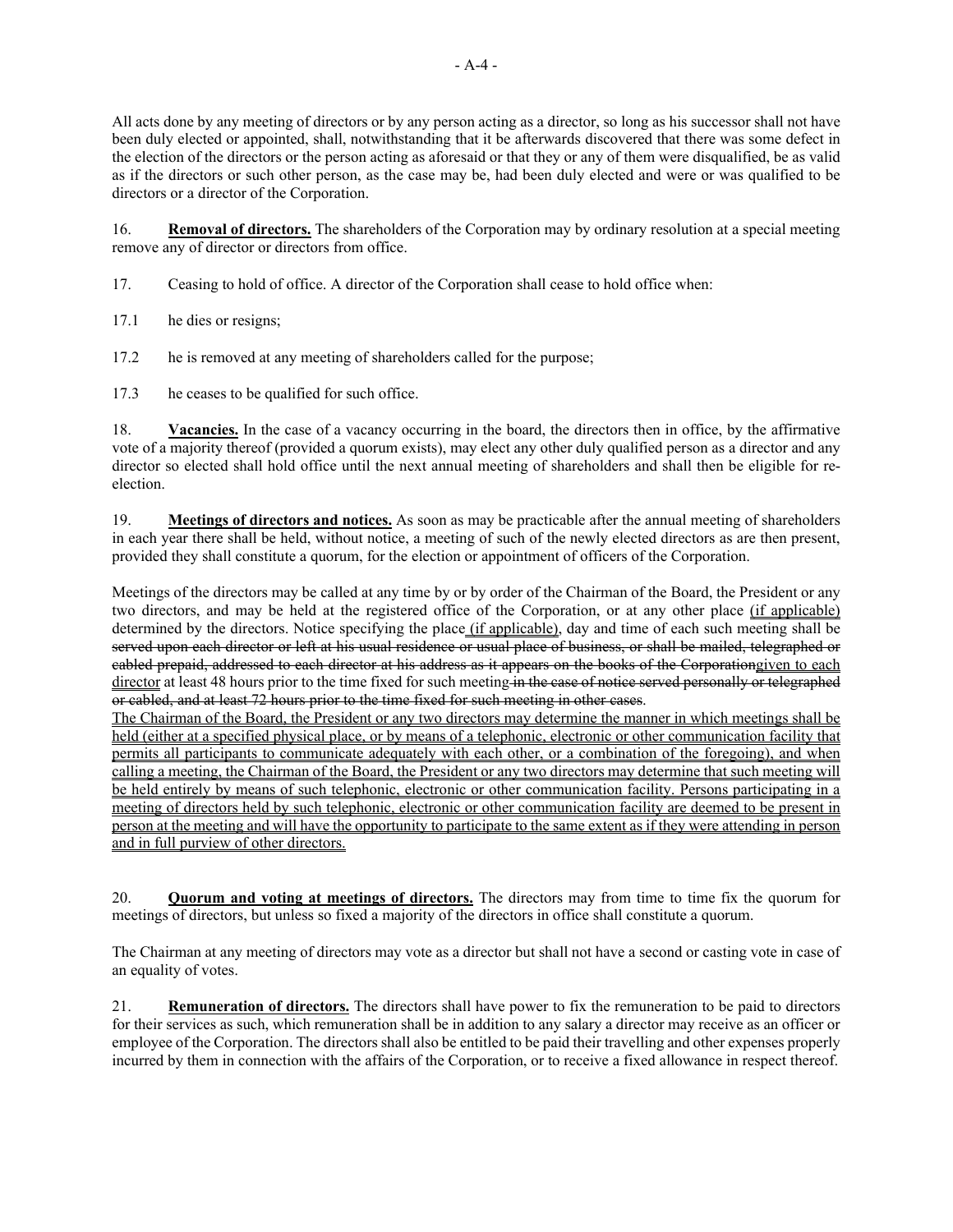All acts done by any meeting of directors or by any person acting as a director, so long as his successor shall not have been duly elected or appointed, shall, notwithstanding that it be afterwards discovered that there was some defect in the election of the directors or the person acting as aforesaid or that they or any of them were disqualified, be as valid as if the directors or such other person, as the case may be, had been duly elected and were or was qualified to be directors or a director of the Corporation.

16. **Removal of directors.** The shareholders of the Corporation may by ordinary resolution at a special meeting remove any of director or directors from office.

17. Ceasing to hold of office. A director of the Corporation shall cease to hold office when:

17.1 he dies or resigns;

17.2 he is removed at any meeting of shareholders called for the purpose;

17.3 he ceases to be qualified for such office.

18. **Vacancies.** In the case of a vacancy occurring in the board, the directors then in office, by the affirmative vote of a majority thereof (provided a quorum exists), may elect any other duly qualified person as a director and any director so elected shall hold office until the next annual meeting of shareholders and shall then be eligible for re-election.

19. **Meetings of directors and notices.** As soon as may be practicable after the annual meeting of shareholders in each year there shall be held, without notice, a meeting of such of the newly elected directors as are then present, provided they shall constitute a quorum, for the election or appointment of officers of the Corporation.

Meetings of the directors may be called at any time by or by order of the Chairman of the Board, the President or any two directors, and may be held at the registered office of the Corporation, or at any other place (if applicable) determined by the directors. Notice specifying the place (if applicable), day and time of each such meeting shall be ~~served upon each director or left at his usual residence or usual place of business, or shall be mailed, telegraphed or cabled prepaid, addressed to each director at his address as it appears on the books of the Corporation~~given to each director at least 48 hours prior to the time fixed for such meeting ~~in the case of notice served personally or telegraphed or cabled, and at least 72 hours prior to the time fixed for such meeting in other cases~~.

The Chairman of the Board, the President or any two directors may determine the manner in which meetings shall be held (either at a specified physical place, or by means of a telephonic, electronic or other communication facility that permits all participants to communicate adequately with each other, or a combination of the foregoing), and when calling a meeting, the Chairman of the Board, the President or any two directors may determine that such meeting will be held entirely by means of such telephonic, electronic or other communication facility. Persons participating in a meeting of directors held by such telephonic, electronic or other communication facility are deemed to be present in person at the meeting and will have the opportunity to participate to the same extent as if they were attending in person and in full purview of other directors.

20. **Quorum and voting at meetings of directors.** The directors may from time to time fix the quorum for meetings of directors, but unless so fixed a majority of the directors in office shall constitute a quorum.

The Chairman at any meeting of directors may vote as a director but shall not have a second or casting vote in case of an equality of votes.

21. **Remuneration of directors.** The directors shall have power to fix the remuneration to be paid to directors for their services as such, which remuneration shall be in addition to any salary a director may receive as an officer or employee of the Corporation. The directors shall also be entitled to be paid their travelling and other expenses properly incurred by them in connection with the affairs of the Corporation, or to receive a fixed allowance in respect thereof.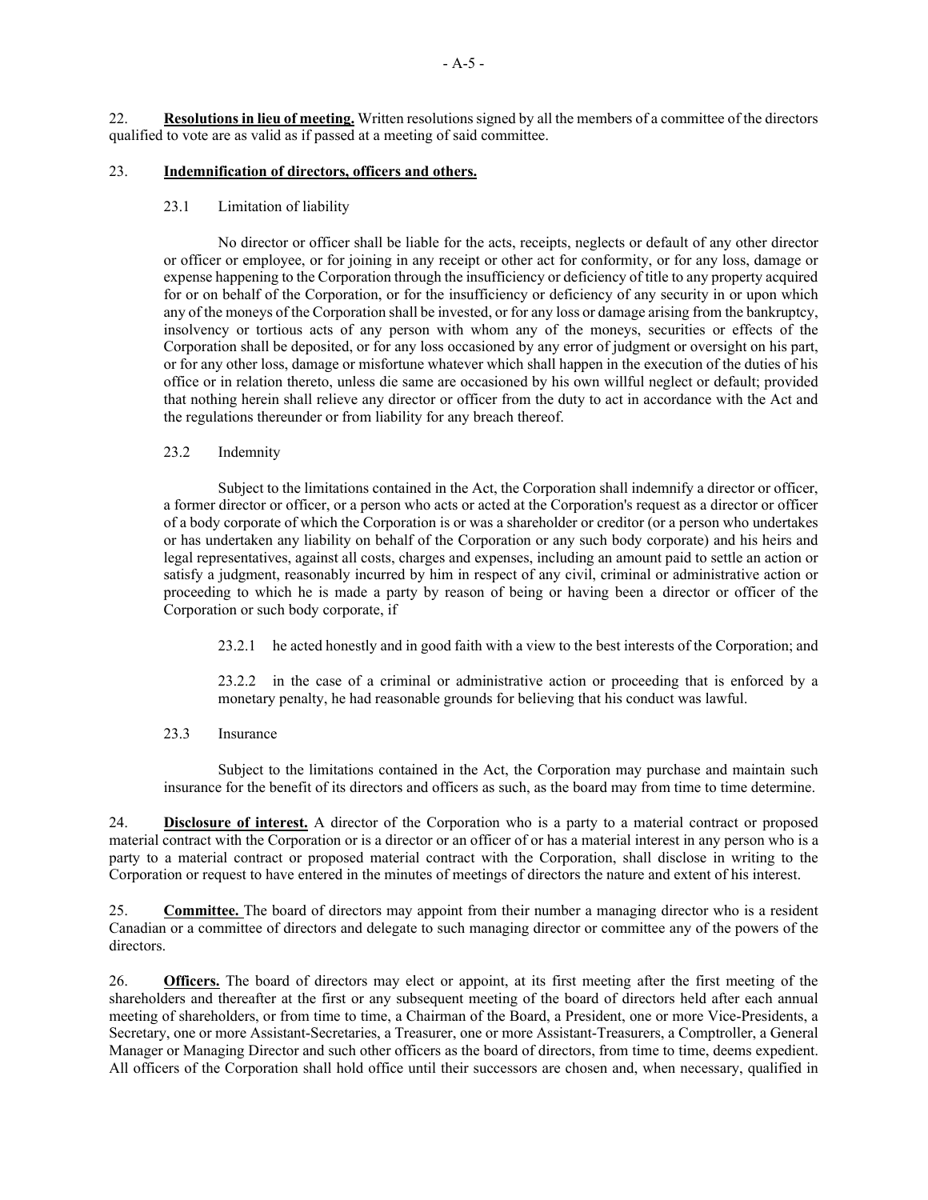22. **Resolutions in lieu of meeting.** Written resolutions signed by all the members of a committee of the directors qualified to vote are as valid as if passed at a meeting of said committee.

23. **Indemnification of directors, officers and others.**

23.1 Limitation of liability

No director or officer shall be liable for the acts, receipts, neglects or default of any other director or officer or employee, or for joining in any receipt or other act for conformity, or for any loss, damage or expense happening to the Corporation through the insufficiency or deficiency of title to any property acquired for or on behalf of the Corporation, or for the insufficiency or deficiency of any security in or upon which any of the moneys of the Corporation shall be invested, or for any loss or damage arising from the bankruptcy, insolvency or tortious acts of any person with whom any of the moneys, securities or effects of the Corporation shall be deposited, or for any loss occasioned by any error of judgment or oversight on his part, or for any other loss, damage or misfortune whatever which shall happen in the execution of the duties of his office or in relation thereto, unless die same are occasioned by his own willful neglect or default; provided that nothing herein shall relieve any director or officer from the duty to act in accordance with the Act and the regulations thereunder or from liability for any breach thereof.

23.2 Indemnity

Subject to the limitations contained in the Act, the Corporation shall indemnify a director or officer, a former director or officer, or a person who acts or acted at the Corporation's request as a director or officer of a body corporate of which the Corporation is or was a shareholder or creditor (or a person who undertakes or has undertaken any liability on behalf of the Corporation or any such body corporate) and his heirs and legal representatives, against all costs, charges and expenses, including an amount paid to settle an action or satisfy a judgment, reasonably incurred by him in respect of any civil, criminal or administrative action or proceeding to which he is made a party by reason of being or having been a director or officer of the Corporation or such body corporate, if

23.2.1 he acted honestly and in good faith with a view to the best interests of the Corporation; and

23.2.2 in the case of a criminal or administrative action or proceeding that is enforced by a monetary penalty, he had reasonable grounds for believing that his conduct was lawful.

23.3 Insurance

Subject to the limitations contained in the Act, the Corporation may purchase and maintain such insurance for the benefit of its directors and officers as such, as the board may from time to time determine.

24. **Disclosure of interest.** A director of the Corporation who is a party to a material contract or proposed material contract with the Corporation or is a director or an officer of or has a material interest in any person who is a party to a material contract or proposed material contract with the Corporation, shall disclose in writing to the Corporation or request to have entered in the minutes of meetings of directors the nature and extent of his interest.

25. **Committee.** The board of directors may appoint from their number a managing director who is a resident Canadian or a committee of directors and delegate to such managing director or committee any of the powers of the directors.

26. **Officers.** The board of directors may elect or appoint, at its first meeting after the first meeting of the shareholders and thereafter at the first or any subsequent meeting of the board of directors held after each annual meeting of shareholders, or from time to time, a Chairman of the Board, a President, one or more Vice-Presidents, a Secretary, one or more Assistant-Secretaries, a Treasurer, one or more Assistant-Treasurers, a Comptroller, a General Manager or Managing Director and such other officers as the board of directors, from time to time, deems expedient. All officers of the Corporation shall hold office until their successors are chosen and, when necessary, qualified in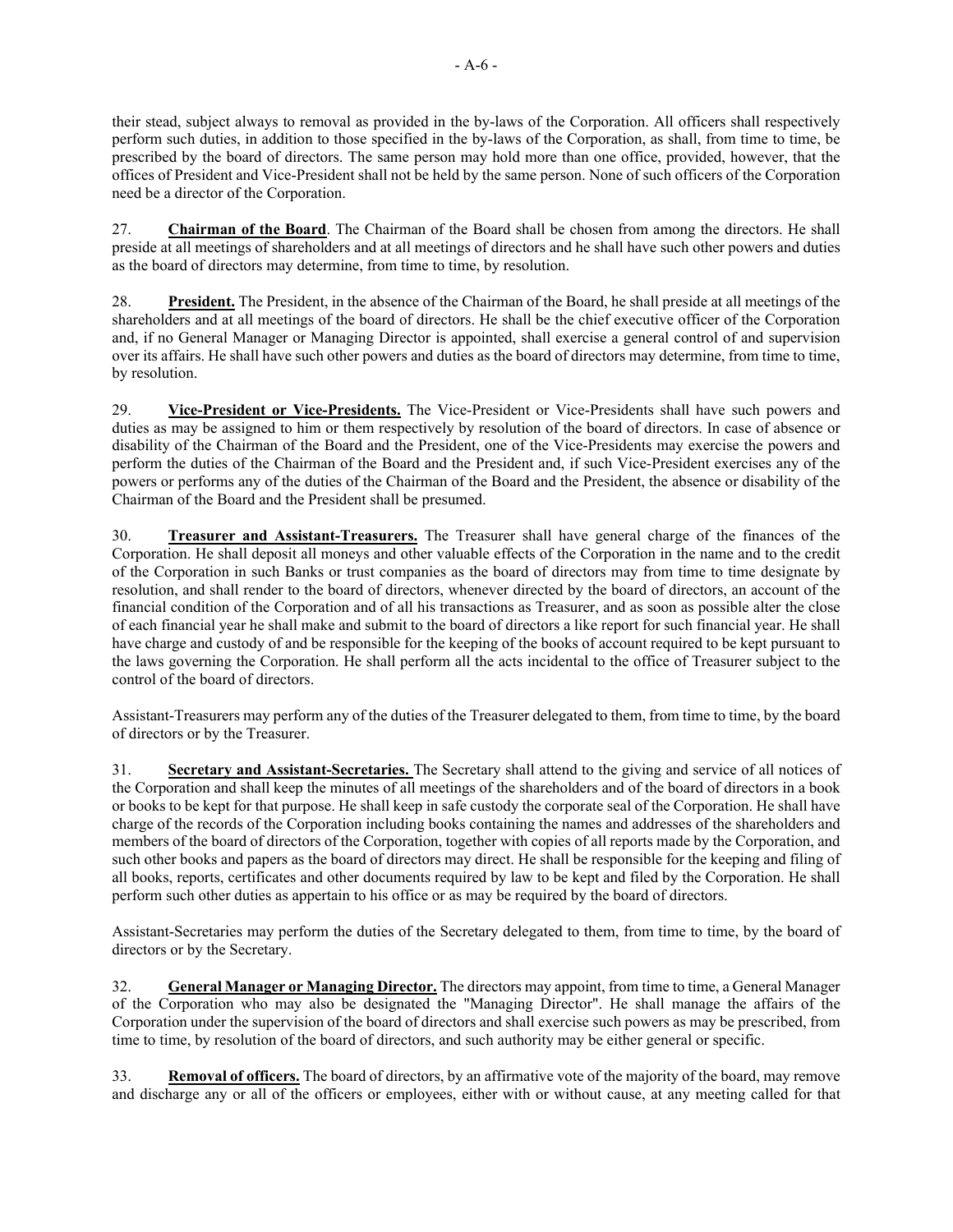their stead, subject always to removal as provided in the by-laws of the Corporation. All officers shall respectively perform such duties, in addition to those specified in the by-laws of the Corporation, as shall, from time to time, be prescribed by the board of directors. The same person may hold more than one office, provided, however, that the offices of President and Vice-President shall not be held by the same person. None of such officers of the Corporation need be a director of the Corporation.

27. **Chairman of the Board**. The Chairman of the Board shall be chosen from among the directors. He shall preside at all meetings of shareholders and at all meetings of directors and he shall have such other powers and duties as the board of directors may determine, from time to time, by resolution.

28. **President.** The President, in the absence of the Chairman of the Board, he shall preside at all meetings of the shareholders and at all meetings of the board of directors. He shall be the chief executive officer of the Corporation and, if no General Manager or Managing Director is appointed, shall exercise a general control of and supervision over its affairs. He shall have such other powers and duties as the board of directors may determine, from time to time, by resolution.

29. **Vice-President or Vice-Presidents.** The Vice-President or Vice-Presidents shall have such powers and duties as may be assigned to him or them respectively by resolution of the board of directors. In case of absence or disability of the Chairman of the Board and the President, one of the Vice-Presidents may exercise the powers and perform the duties of the Chairman of the Board and the President and, if such Vice-President exercises any of the powers or performs any of the duties of the Chairman of the Board and the President, the absence or disability of the Chairman of the Board and the President shall be presumed.

30. **Treasurer and Assistant-Treasurers.** The Treasurer shall have general charge of the finances of the Corporation. He shall deposit all moneys and other valuable effects of the Corporation in the name and to the credit of the Corporation in such Banks or trust companies as the board of directors may from time to time designate by resolution, and shall render to the board of directors, whenever directed by the board of directors, an account of the financial condition of the Corporation and of all his transactions as Treasurer, and as soon as possible alter the close of each financial year he shall make and submit to the board of directors a like report for such financial year. He shall have charge and custody of and be responsible for the keeping of the books of account required to be kept pursuant to the laws governing the Corporation. He shall perform all the acts incidental to the office of Treasurer subject to the control of the board of directors.

Assistant-Treasurers may perform any of the duties of the Treasurer delegated to them, from time to time, by the board of directors or by the Treasurer.

31. **Secretary and Assistant-Secretaries.** The Secretary shall attend to the giving and service of all notices of the Corporation and shall keep the minutes of all meetings of the shareholders and of the board of directors in a book or books to be kept for that purpose. He shall keep in safe custody the corporate seal of the Corporation. He shall have charge of the records of the Corporation including books containing the names and addresses of the shareholders and members of the board of directors of the Corporation, together with copies of all reports made by the Corporation, and such other books and papers as the board of directors may direct. He shall be responsible for the keeping and filing of all books, reports, certificates and other documents required by law to be kept and filed by the Corporation. He shall perform such other duties as appertain to his office or as may be required by the board of directors.

Assistant-Secretaries may perform the duties of the Secretary delegated to them, from time to time, by the board of directors or by the Secretary.

32. **General Manager or Managing Director.** The directors may appoint, from time to time, a General Manager of the Corporation who may also be designated the "Managing Director". He shall manage the affairs of the Corporation under the supervision of the board of directors and shall exercise such powers as may be prescribed, from time to time, by resolution of the board of directors, and such authority may be either general or specific.

33. **Removal of officers.** The board of directors, by an affirmative vote of the majority of the board, may remove and discharge any or all of the officers or employees, either with or without cause, at any meeting called for that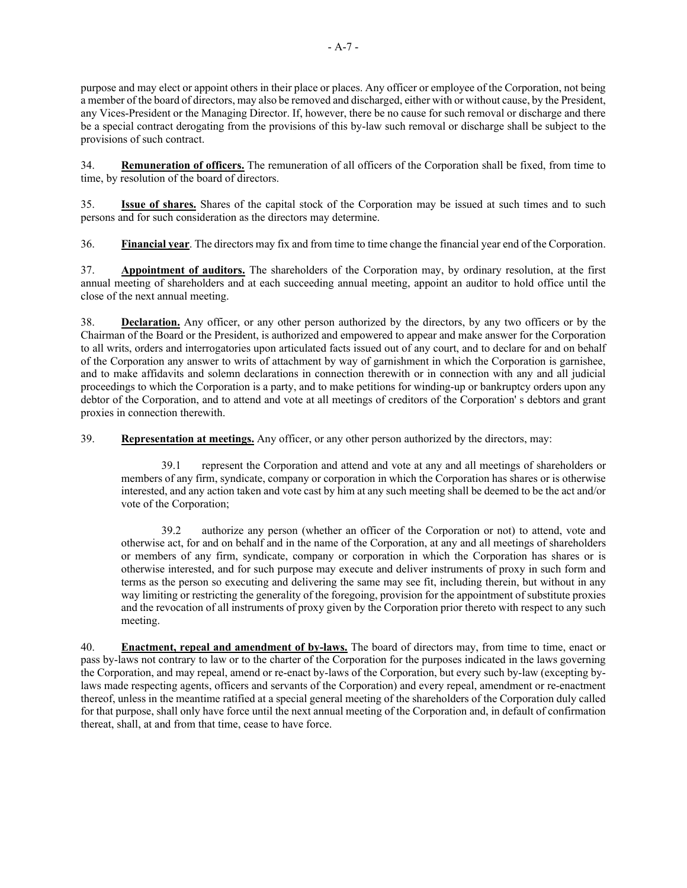purpose and may elect or appoint others in their place or places. Any officer or employee of the Corporation, not being a member of the board of directors, may also be removed and discharged, either with or without cause, by the President, any Vices-President or the Managing Director. If, however, there be no cause for such removal or discharge and there be a special contract derogating from the provisions of this by-law such removal or discharge shall be subject to the provisions of such contract.

34. **Remuneration of officers.** The remuneration of all officers of the Corporation shall be fixed, from time to time, by resolution of the board of directors.

35. **Issue of shares.** Shares of the capital stock of the Corporation may be issued at such times and to such persons and for such consideration as the directors may determine.

36. **Financial year**. The directors may fix and from time to time change the financial year end of the Corporation.

37. **Appointment of auditors.** The shareholders of the Corporation may, by ordinary resolution, at the first annual meeting of shareholders and at each succeeding annual meeting, appoint an auditor to hold office until the close of the next annual meeting.

38. **Declaration.** Any officer, or any other person authorized by the directors, by any two officers or by the Chairman of the Board or the President, is authorized and empowered to appear and make answer for the Corporation to all writs, orders and interrogatories upon articulated facts issued out of any court, and to declare for and on behalf of the Corporation any answer to writs of attachment by way of garnishment in which the Corporation is garnishee, and to make affidavits and solemn declarations in connection therewith or in connection with any and all judicial proceedings to which the Corporation is a party, and to make petitions for winding-up or bankruptcy orders upon any debtor of the Corporation, and to attend and vote at all meetings of creditors of the Corporation' s debtors and grant proxies in connection therewith.

39. **Representation at meetings.** Any officer, or any other person authorized by the directors, may:

39.1 represent the Corporation and attend and vote at any and all meetings of shareholders or members of any firm, syndicate, company or corporation in which the Corporation has shares or is otherwise interested, and any action taken and vote cast by him at any such meeting shall be deemed to be the act and/or vote of the Corporation;

39.2 authorize any person (whether an officer of the Corporation or not) to attend, vote and otherwise act, for and on behalf and in the name of the Corporation, at any and all meetings of shareholders or members of any firm, syndicate, company or corporation in which the Corporation has shares or is otherwise interested, and for such purpose may execute and deliver instruments of proxy in such form and terms as the person so executing and delivering the same may see fit, including therein, but without in any way limiting or restricting the generality of the foregoing, provision for the appointment of substitute proxies and the revocation of all instruments of proxy given by the Corporation prior thereto with respect to any such meeting.

40. **Enactment, repeal and amendment of by-laws.** The board of directors may, from time to time, enact or pass by-laws not contrary to law or to the charter of the Corporation for the purposes indicated in the laws governing the Corporation, and may repeal, amend or re-enact by-laws of the Corporation, but every such by-law (excepting by-laws made respecting agents, officers and servants of the Corporation) and every repeal, amendment or re-enactment thereof, unless in the meantime ratified at a special general meeting of the shareholders of the Corporation duly called for that purpose, shall only have force until the next annual meeting of the Corporation and, in default of confirmation thereat, shall, at and from that time, cease to have force.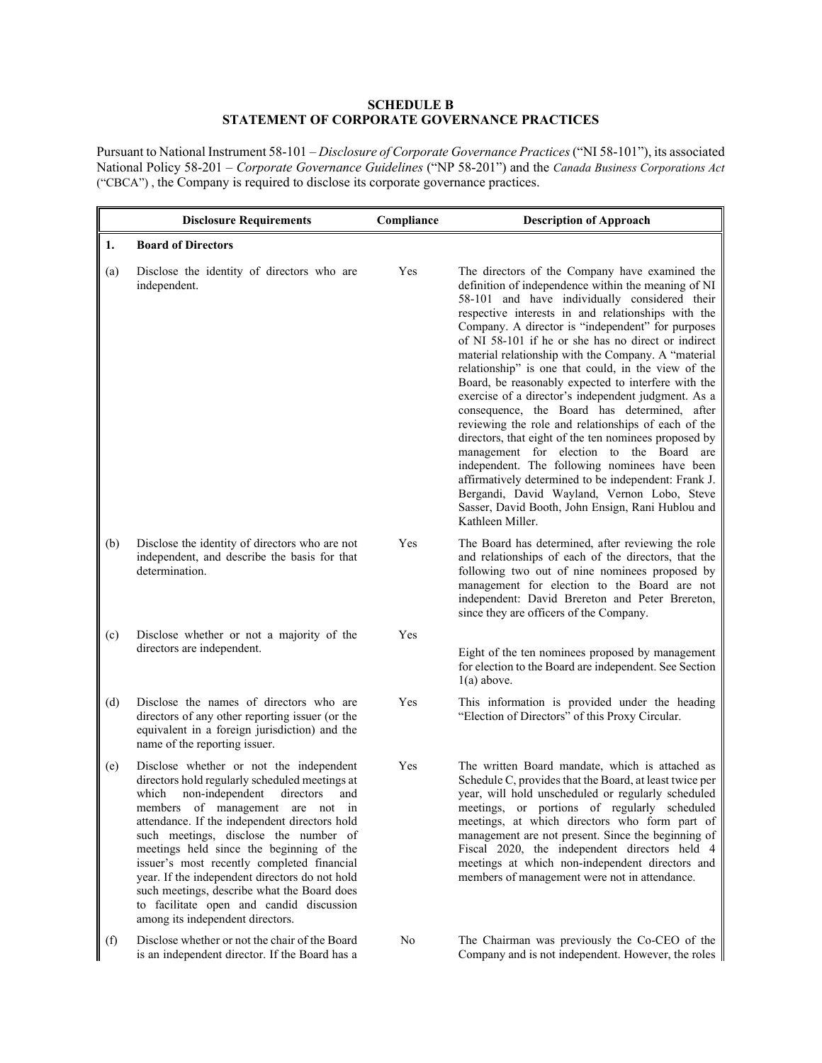**SCHEDULE B**
**STATEMENT OF CORPORATE GOVERNANCE PRACTICES**

Pursuant to National Instrument 58-101 – *Disclosure of Corporate Governance Practices* ("NI 58-101"), its associated National Policy 58-201 – *Corporate Governance Guidelines* ("NP 58-201") and the *Canada Business Corporations Act* ("CBCA") , the Company is required to disclose its corporate governance practices.

| | Disclosure Requirements | Compliance | Description of Approach |
|---|---|---|---|
| **1.** | **Board of Directors** | | |
| (a) | Disclose the identity of directors who are independent. | Yes | The directors of the Company have examined the definition of independence within the meaning of NI 58-101 and have individually considered their respective interests in and relationships with the Company. A director is "independent" for purposes of NI 58-101 if he or she has no direct or indirect material relationship with the Company. A "material relationship" is one that could, in the view of the Board, be reasonably expected to interfere with the exercise of a director's independent judgment. As a consequence, the Board has determined, after reviewing the role and relationships of each of the directors, that eight of the ten nominees proposed by management for election to the Board are independent. The following nominees have been affirmatively determined to be independent: Frank J. Bergandi, David Wayland, Vernon Lobo, Steve Sasser, David Booth, John Ensign, Rani Hublou and Kathleen Miller. |
| (b) | Disclose the identity of directors who are not independent, and describe the basis for that determination. | Yes | The Board has determined, after reviewing the role and relationships of each of the directors, that the following two out of nine nominees proposed by management for election to the Board are not independent: David Brereton and Peter Brereton, since they are officers of the Company. |
| (c) | Disclose whether or not a majority of the directors are independent. | Yes | Eight of the ten nominees proposed by management for election to the Board are independent. See Section 1(a) above. |
| (d) | Disclose the names of directors who are directors of any other reporting issuer (or the equivalent in a foreign jurisdiction) and the name of the reporting issuer. | Yes | This information is provided under the heading "Election of Directors" of this Proxy Circular. |
| (e) | Disclose whether or not the independent directors hold regularly scheduled meetings at which non-independent directors and members of management are not in attendance. If the independent directors hold such meetings, disclose the number of meetings held since the beginning of the issuer's most recently completed financial year. If the independent directors do not hold such meetings, describe what the Board does to facilitate open and candid discussion among its independent directors. | Yes | The written Board mandate, which is attached as Schedule C, provides that the Board, at least twice per year, will hold unscheduled or regularly scheduled meetings, or portions of regularly scheduled meetings, at which directors who form part of management are not present. Since the beginning of Fiscal 2020, the independent directors held 4 meetings at which non-independent directors and members of management were not in attendance. |
| (f) | Disclose whether or not the chair of the Board is an independent director. If the Board has a | No | The Chairman was previously the Co-CEO of the Company and is not independent. However, the roles |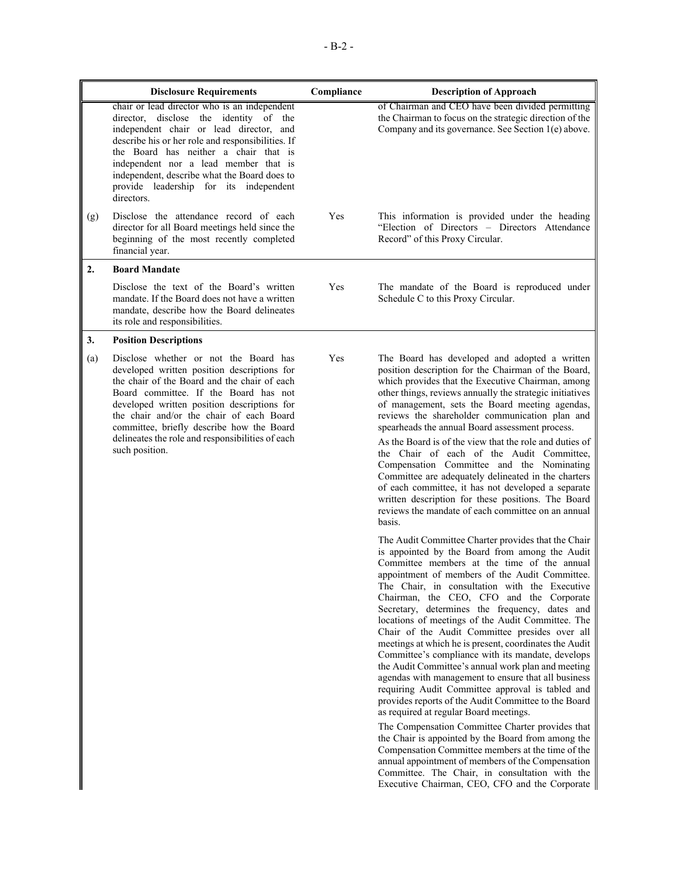| | Disclosure Requirements | Compliance | Description of Approach |
|---|---|---|---|
| | chair or lead director who is an independent director, disclose the identity of the independent chair or lead director, and describe his or her role and responsibilities. If the Board has neither a chair that is independent nor a lead member that is independent, describe what the Board does to provide leadership for its independent directors. | | of Chairman and CEO have been divided permitting the Chairman to focus on the strategic direction of the Company and its governance. See Section 1(e) above. |
| (g) | Disclose the attendance record of each director for all Board meetings held since the beginning of the most recently completed financial year. | Yes | This information is provided under the heading "Election of Directors – Directors Attendance Record" of this Proxy Circular. |
| **2.** | **Board Mandate** | | |
| | Disclose the text of the Board's written mandate. If the Board does not have a written mandate, describe how the Board delineates its role and responsibilities. | Yes | The mandate of the Board is reproduced under Schedule C to this Proxy Circular. |
| **3.** | **Position Descriptions** | | |
| (a) | Disclose whether or not the Board has developed written position descriptions for the chair of the Board and the chair of each Board committee. If the Board has not developed written position descriptions for the chair and/or the chair of each Board committee, briefly describe how the Board delineates the role and responsibilities of each such position. | Yes | The Board has developed and adopted a written position description for the Chairman of the Board, which provides that the Executive Chairman, among other things, reviews annually the strategic initiatives of management, sets the Board meeting agendas, reviews the shareholder communication plan and spearheads the annual Board assessment process.<br><br>As the Board is of the view that the role and duties of the Chair of each of the Audit Committee, Compensation Committee and the Nominating Committee are adequately delineated in the charters of each committee, it has not developed a separate written description for these positions. The Board reviews the mandate of each committee on an annual basis.<br><br>The Audit Committee Charter provides that the Chair is appointed by the Board from among the Audit Committee members at the time of the annual appointment of members of the Audit Committee. The Chair, in consultation with the Executive Chairman, the CEO, CFO and the Corporate Secretary, determines the frequency, dates and locations of meetings of the Audit Committee. The Chair of the Audit Committee presides over all meetings at which he is present, coordinates the Audit Committee's compliance with its mandate, develops the Audit Committee's annual work plan and meeting agendas with management to ensure that all business requiring Audit Committee approval is tabled and provides reports of the Audit Committee to the Board as required at regular Board meetings.<br><br>The Compensation Committee Charter provides that the Chair is appointed by the Board from among the Compensation Committee members at the time of the annual appointment of members of the Compensation Committee. The Chair, in consultation with the Executive Chairman, CEO, CFO and the Corporate |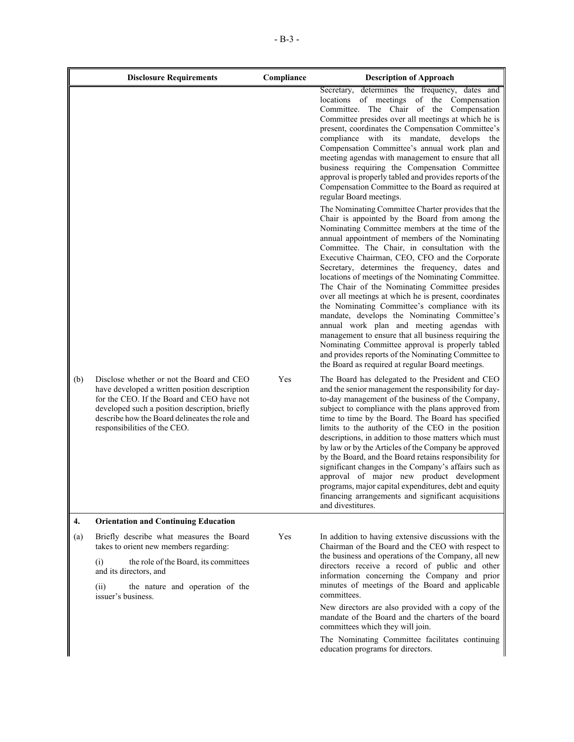| | Disclosure Requirements | Compliance | Description of Approach |
|---|---|---|---|
| | | | Secretary, determines the frequency, dates and locations of meetings of the Compensation Committee. The Chair of the Compensation Committee presides over all meetings at which he is present, coordinates the Compensation Committee's compliance with its mandate, develops the Compensation Committee's annual work plan and meeting agendas with management to ensure that all business requiring the Compensation Committee approval is properly tabled and provides reports of the Compensation Committee to the Board as required at regular Board meetings.<br><br>The Nominating Committee Charter provides that the Chair is appointed by the Board from among the Nominating Committee members at the time of the annual appointment of members of the Nominating Committee. The Chair, in consultation with the Executive Chairman, CEO, CFO and the Corporate Secretary, determines the frequency, dates and locations of meetings of the Nominating Committee. The Chair of the Nominating Committee presides over all meetings at which he is present, coordinates the Nominating Committee's compliance with its mandate, develops the Nominating Committee's annual work plan and meeting agendas with management to ensure that all business requiring the Nominating Committee approval is properly tabled and provides reports of the Nominating Committee to the Board as required at regular Board meetings. |
| (b) | Disclose whether or not the Board and CEO have developed a written position description for the CEO. If the Board and CEO have not developed such a position description, briefly describe how the Board delineates the role and responsibilities of the CEO. | Yes | The Board has delegated to the President and CEO and the senior management the responsibility for day-to-day management of the business of the Company, subject to compliance with the plans approved from time to time by the Board. The Board has specified limits to the authority of the CEO in the position descriptions, in addition to those matters which must by law or by the Articles of the Company be approved by the Board, and the Board retains responsibility for significant changes in the Company's affairs such as approval of major new product development programs, major capital expenditures, debt and equity financing arrangements and significant acquisitions and divestitures. |
| **4.** | **Orientation and Continuing Education** | | |
| (a) | Briefly describe what measures the Board takes to orient new members regarding:<br><br>(i) the role of the Board, its committees and its directors, and<br><br>(ii) the nature and operation of the issuer's business. | Yes | In addition to having extensive discussions with the Chairman of the Board and the CEO with respect to the business and operations of the Company, all new directors receive a record of public and other information concerning the Company and prior minutes of meetings of the Board and applicable committees.<br><br>New directors are also provided with a copy of the mandate of the Board and the charters of the board committees which they will join.<br><br>The Nominating Committee facilitates continuing education programs for directors. |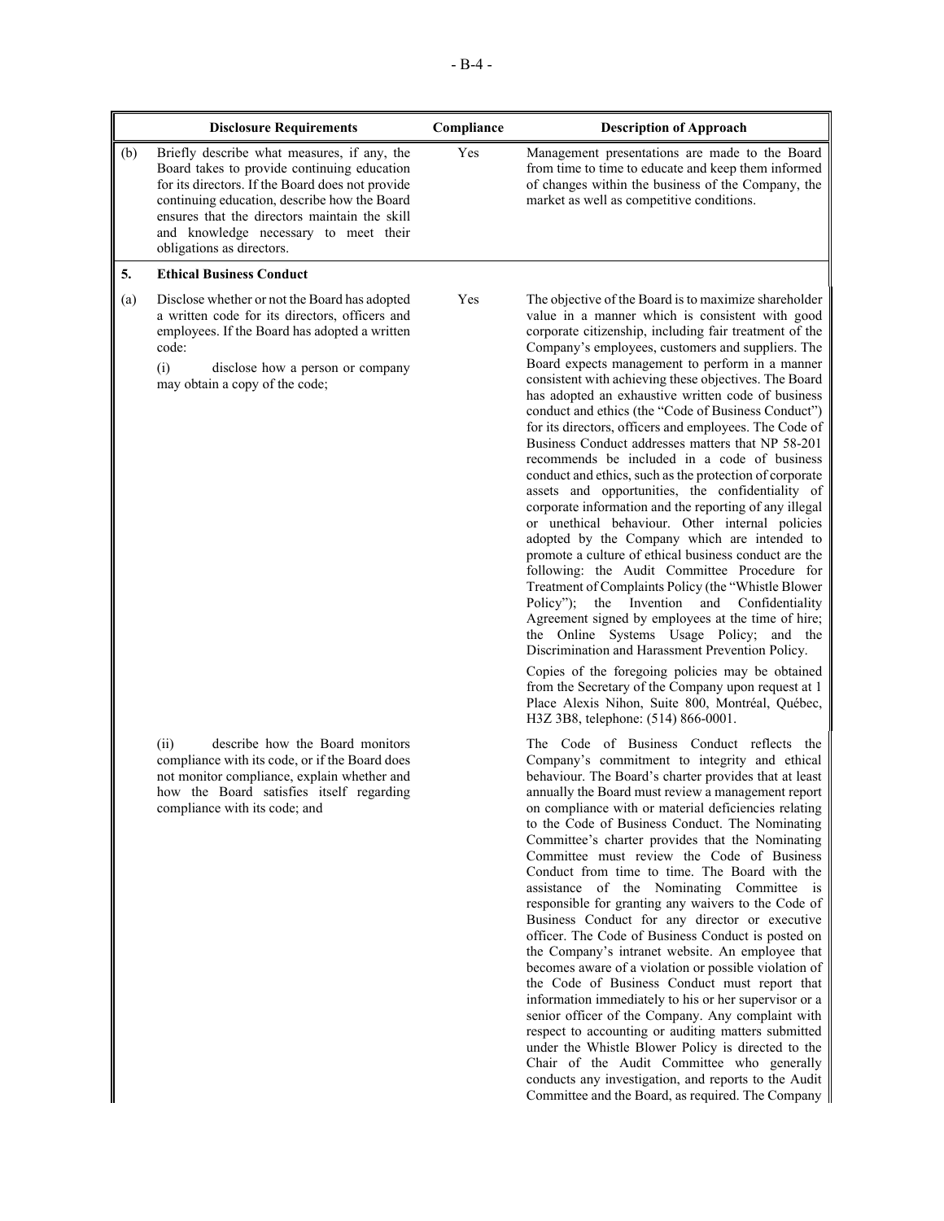| | Disclosure Requirements | Compliance | Description of Approach |
|---|---|---|---|
| (b) | Briefly describe what measures, if any, the Board takes to provide continuing education for its directors. If the Board does not provide continuing education, describe how the Board ensures that the directors maintain the skill and knowledge necessary to meet their obligations as directors. | Yes | Management presentations are made to the Board from time to time to educate and keep them informed of changes within the business of the Company, the market as well as competitive conditions. |
| **5.** | **Ethical Business Conduct** | | |
| (a) | Disclose whether or not the Board has adopted a written code for its directors, officers and employees. If the Board has adopted a written code:<br><br>(i) disclose how a person or company may obtain a copy of the code; | Yes | The objective of the Board is to maximize shareholder value in a manner which is consistent with good corporate citizenship, including fair treatment of the Company's employees, customers and suppliers. The Board expects management to perform in a manner consistent with achieving these objectives. The Board has adopted an exhaustive written code of business conduct and ethics (the "Code of Business Conduct") for its directors, officers and employees. The Code of Business Conduct addresses matters that NP 58-201 recommends be included in a code of business conduct and ethics, such as the protection of corporate assets and opportunities, the confidentiality of corporate information and the reporting of any illegal or unethical behaviour. Other internal policies adopted by the Company which are intended to promote a culture of ethical business conduct are the following: the Audit Committee Procedure for Treatment of Complaints Policy (the "Whistle Blower Policy"); the Invention and Confidentiality Agreement signed by employees at the time of hire; the Online Systems Usage Policy; and the Discrimination and Harassment Prevention Policy.<br><br>Copies of the foregoing policies may be obtained from the Secretary of the Company upon request at 1 Place Alexis Nihon, Suite 800, Montréal, Québec, H3Z 3B8, telephone: (514) 866-0001. |
| | (ii) describe how the Board monitors compliance with its code, or if the Board does not monitor compliance, explain whether and how the Board satisfies itself regarding compliance with its code; and | | The Code of Business Conduct reflects the Company's commitment to integrity and ethical behaviour. The Board's charter provides that at least annually the Board must review a management report on compliance with or material deficiencies relating to the Code of Business Conduct. The Nominating Committee's charter provides that the Nominating Committee must review the Code of Business Conduct from time to time. The Board with the assistance of the Nominating Committee is responsible for granting any waivers to the Code of Business Conduct for any director or executive officer. The Code of Business Conduct is posted on the Company's intranet website. An employee that becomes aware of a violation or possible violation of the Code of Business Conduct must report that information immediately to his or her supervisor or a senior officer of the Company. Any complaint with respect to accounting or auditing matters submitted under the Whistle Blower Policy is directed to the Chair of the Audit Committee who generally conducts any investigation, and reports to the Audit Committee and the Board, as required. The Company |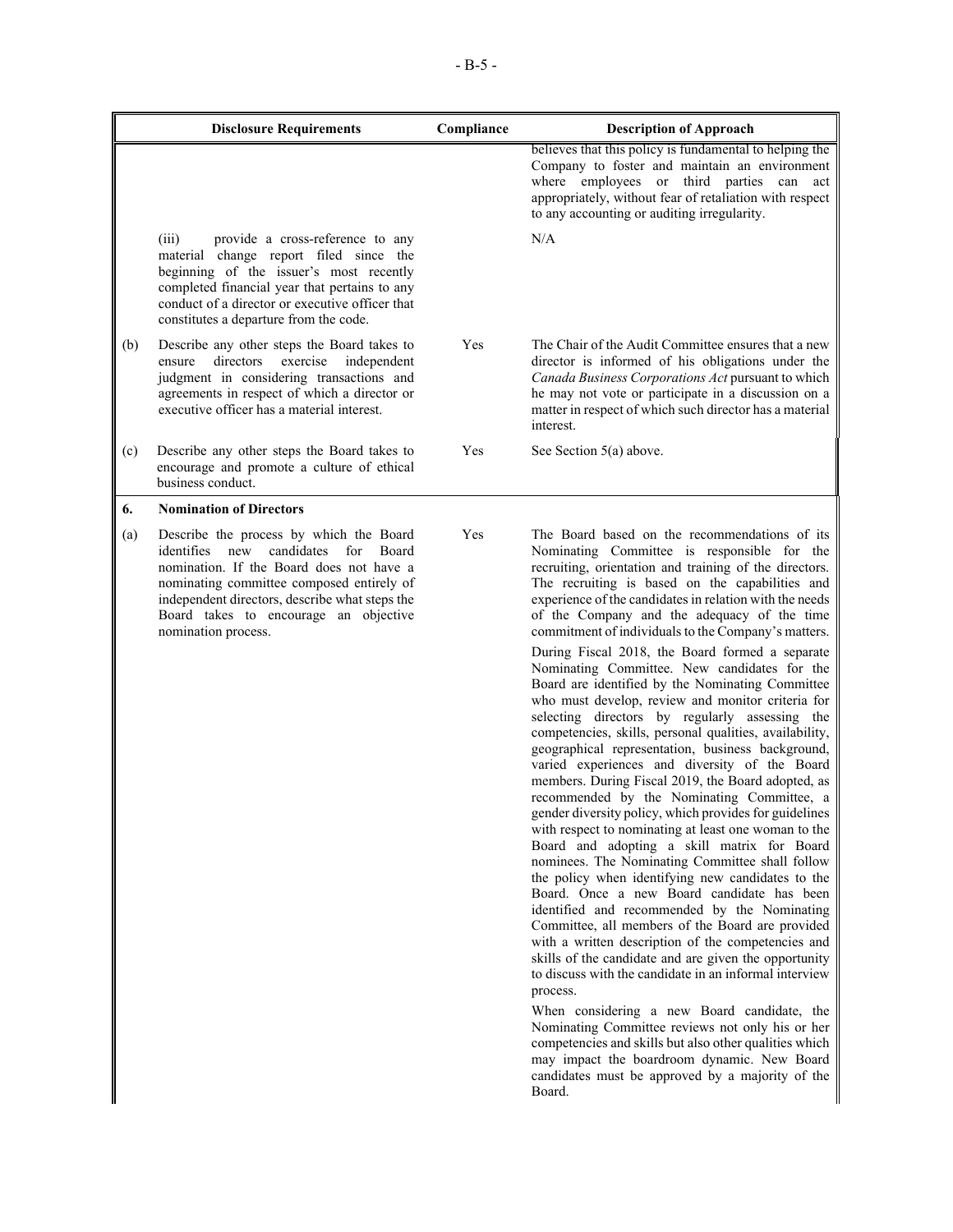| | Disclosure Requirements | Compliance | Description of Approach |
|---|---|---|---|
| | | | believes that this policy is fundamental to helping the Company to foster and maintain an environment where employees or third parties can act appropriately, without fear of retaliation with respect to any accounting or auditing irregularity. |
| | (iii) provide a cross-reference to any material change report filed since the beginning of the issuer's most recently completed financial year that pertains to any conduct of a director or executive officer that constitutes a departure from the code. | | N/A |
| (b) | Describe any other steps the Board takes to ensure directors exercise independent judgment in considering transactions and agreements in respect of which a director or executive officer has a material interest. | Yes | The Chair of the Audit Committee ensures that a new director is informed of his obligations under the *Canada Business Corporations Act* pursuant to which he may not vote or participate in a discussion on a matter in respect of which such director has a material interest. |
| (c) | Describe any other steps the Board takes to encourage and promote a culture of ethical business conduct. | Yes | See Section 5(a) above. |
| **6.** | **Nomination of Directors** | | |
| (a) | Describe the process by which the Board identifies new candidates for Board nomination. If the Board does not have a nominating committee composed entirely of independent directors, describe what steps the Board takes to encourage an objective nomination process. | Yes | The Board based on the recommendations of its Nominating Committee is responsible for the recruiting, orientation and training of the directors. The recruiting is based on the capabilities and experience of the candidates in relation with the needs of the Company and the adequacy of the time commitment of individuals to the Company's matters.<br><br>During Fiscal 2018, the Board formed a separate Nominating Committee. New candidates for the Board are identified by the Nominating Committee who must develop, review and monitor criteria for selecting directors by regularly assessing the competencies, skills, personal qualities, availability, geographical representation, business background, varied experiences and diversity of the Board members. During Fiscal 2019, the Board adopted, as recommended by the Nominating Committee, a gender diversity policy, which provides for guidelines with respect to nominating at least one woman to the Board and adopting a skill matrix for Board nominees. The Nominating Committee shall follow the policy when identifying new candidates to the Board. Once a new Board candidate has been identified and recommended by the Nominating Committee, all members of the Board are provided with a written description of the competencies and skills of the candidate and are given the opportunity to discuss with the candidate in an informal interview process.<br><br>When considering a new Board candidate, the Nominating Committee reviews not only his or her competencies and skills but also other qualities which may impact the boardroom dynamic. New Board candidates must be approved by a majority of the Board. |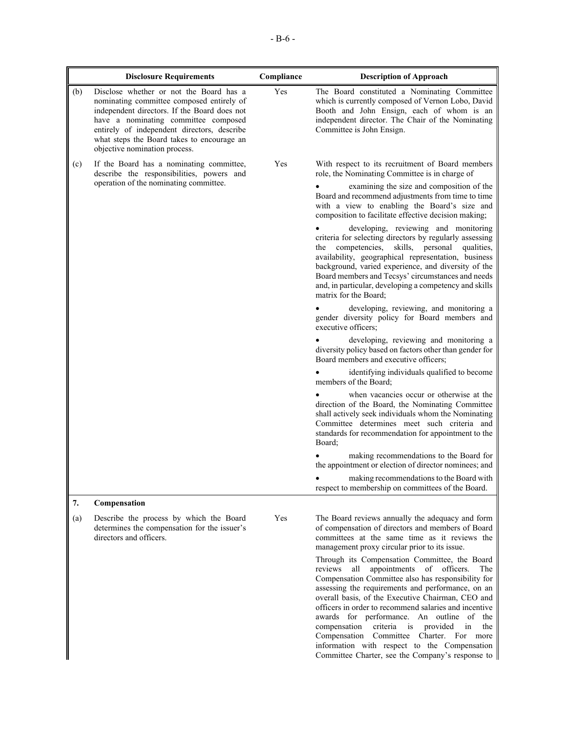| | Disclosure Requirements | Compliance | Description of Approach |
|---|---|---|---|
| (b) | Disclose whether or not the Board has a nominating committee composed entirely of independent directors. If the Board does not have a nominating committee composed entirely of independent directors, describe what steps the Board takes to encourage an objective nomination process. | Yes | The Board constituted a Nominating Committee which is currently composed of Vernon Lobo, David Booth and John Ensign, each of whom is an independent director. The Chair of the Nominating Committee is John Ensign. |
| (c) | If the Board has a nominating committee, describe the responsibilities, powers and operation of the nominating committee. | Yes | With respect to its recruitment of Board members role, the Nominating Committee is in charge of<br>• examining the size and composition of the Board and recommend adjustments from time to time with a view to enabling the Board's size and composition to facilitate effective decision making;<br>• developing, reviewing and monitoring criteria for selecting directors by regularly assessing the competencies, skills, personal qualities, availability, geographical representation, business background, varied experience, and diversity of the Board members and Tecsys' circumstances and needs and, in particular, developing a competency and skills matrix for the Board;<br>• developing, reviewing, and monitoring a gender diversity policy for Board members and executive officers;<br>• developing, reviewing and monitoring a diversity policy based on factors other than gender for Board members and executive officers;<br>• identifying individuals qualified to become members of the Board;<br>• when vacancies occur or otherwise at the direction of the Board, the Nominating Committee shall actively seek individuals whom the Nominating Committee determines meet such criteria and standards for recommendation for appointment to the Board;<br>• making recommendations to the Board for the appointment or election of director nominees; and<br>• making recommendations to the Board with respect to membership on committees of the Board. |
| **7.** | **Compensation** | | |
| (a) | Describe the process by which the Board determines the compensation for the issuer's directors and officers. | Yes | The Board reviews annually the adequacy and form of compensation of directors and members of Board committees at the same time as it reviews the management proxy circular prior to its issue.<br>Through its Compensation Committee, the Board reviews all appointments of officers. The Compensation Committee also has responsibility for assessing the requirements and performance, on an overall basis, of the Executive Chairman, CEO and officers in order to recommend salaries and incentive awards for performance. An outline of the compensation criteria is provided in the Compensation Committee Charter. For more information with respect to the Compensation Committee Charter, see the Company's response to |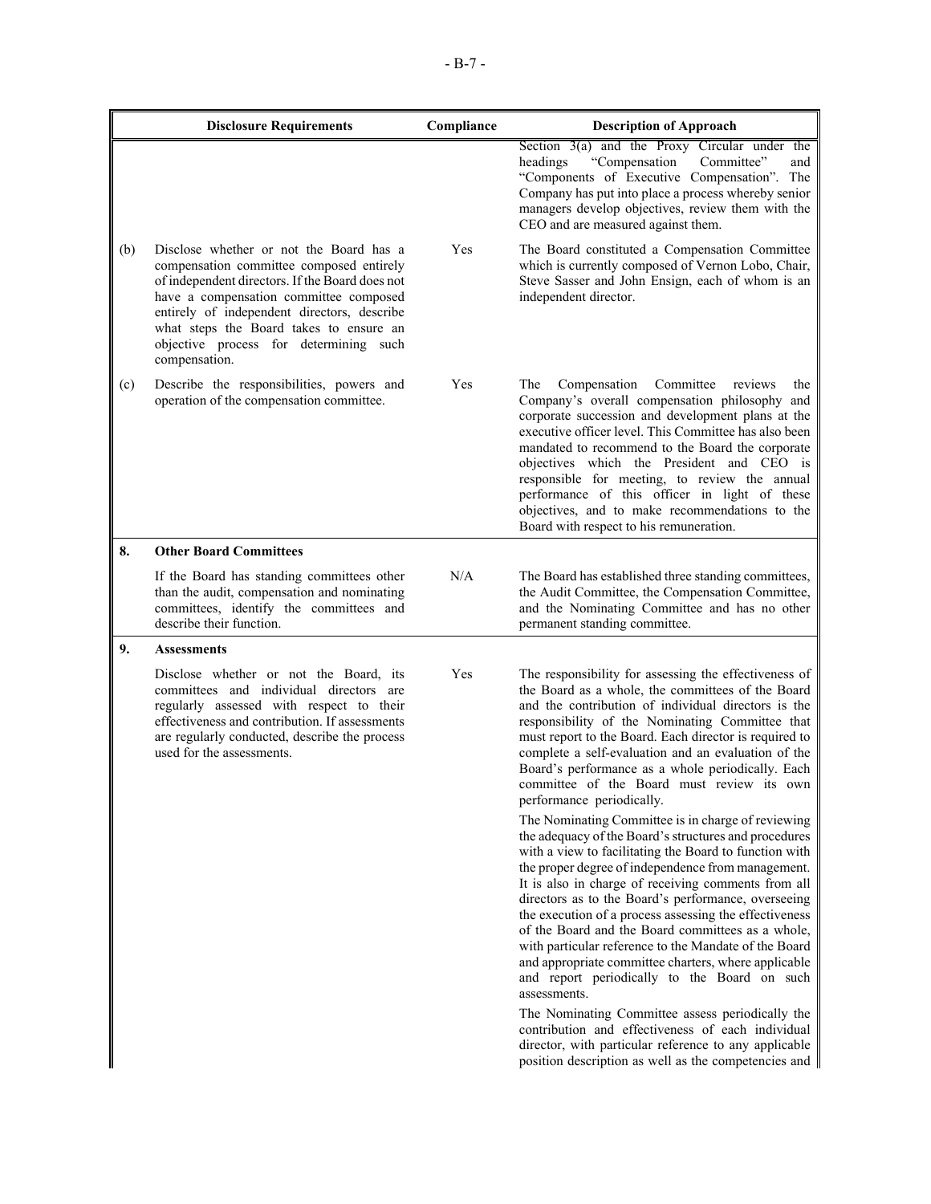| | Disclosure Requirements | Compliance | Description of Approach |
|---|---|---|---|
| | | | Section 3(a) and the Proxy Circular under the headings "Compensation Committee" and "Components of Executive Compensation". The Company has put into place a process whereby senior managers develop objectives, review them with the CEO and are measured against them. |
| (b) | Disclose whether or not the Board has a compensation committee composed entirely of independent directors. If the Board does not have a compensation committee composed entirely of independent directors, describe what steps the Board takes to ensure an objective process for determining such compensation. | Yes | The Board constituted a Compensation Committee which is currently composed of Vernon Lobo, Chair, Steve Sasser and John Ensign, each of whom is an independent director. |
| (c) | Describe the responsibilities, powers and operation of the compensation committee. | Yes | The Compensation Committee reviews the Company's overall compensation philosophy and corporate succession and development plans at the executive officer level. This Committee has also been mandated to recommend to the Board the corporate objectives which the President and CEO is responsible for meeting, to review the annual performance of this officer in light of these objectives, and to make recommendations to the Board with respect to his remuneration. |
| **8.** | **Other Board Committees** | | |
| | If the Board has standing committees other than the audit, compensation and nominating committees, identify the committees and describe their function. | N/A | The Board has established three standing committees, the Audit Committee, the Compensation Committee, and the Nominating Committee and has no other permanent standing committee. |
| **9.** | **Assessments** | | |
| | Disclose whether or not the Board, its committees and individual directors are regularly assessed with respect to their effectiveness and contribution. If assessments are regularly conducted, describe the process used for the assessments. | Yes | The responsibility for assessing the effectiveness of the Board as a whole, the committees of the Board and the contribution of individual directors is the responsibility of the Nominating Committee that must report to the Board. Each director is required to complete a self-evaluation and an evaluation of the Board's performance as a whole periodically. Each committee of the Board must review its own performance periodically.<br><br>The Nominating Committee is in charge of reviewing the adequacy of the Board's structures and procedures with a view to facilitating the Board to function with the proper degree of independence from management. It is also in charge of receiving comments from all directors as to the Board's performance, overseeing the execution of a process assessing the effectiveness of the Board and the Board committees as a whole, with particular reference to the Mandate of the Board and appropriate committee charters, where applicable and report periodically to the Board on such assessments.<br><br>The Nominating Committee assess periodically the contribution and effectiveness of each individual director, with particular reference to any applicable position description as well as the competencies and |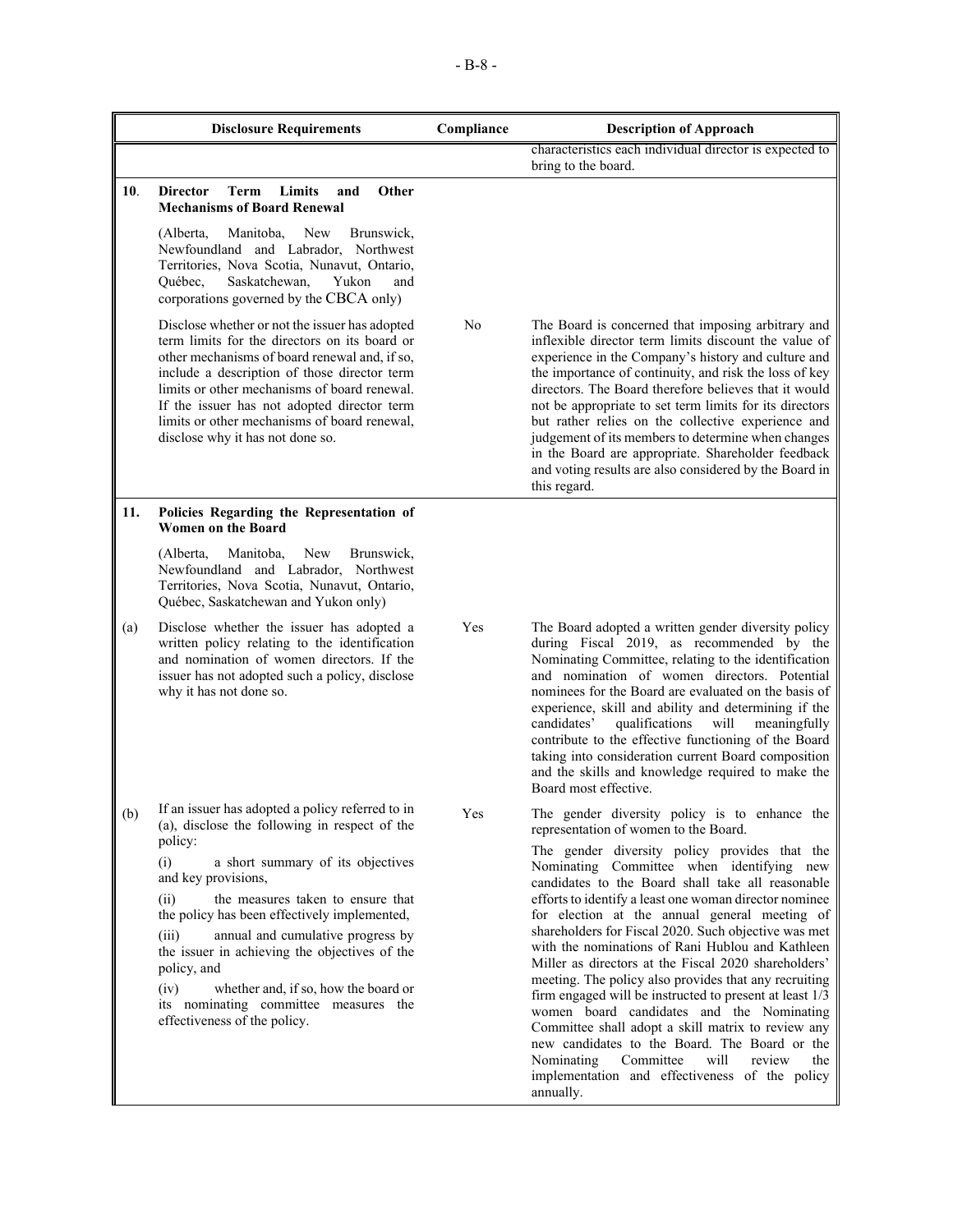| | Disclosure Requirements | Compliance | Description of Approach |
|---|---|---|---|
| | | | characteristics each individual director is expected to bring to the board. |
| **10.** | **Director Term Limits and Other Mechanisms of Board Renewal**<br><br>(Alberta, Manitoba, New Brunswick, Newfoundland and Labrador, Northwest Territories, Nova Scotia, Nunavut, Ontario, Québec, Saskatchewan, Yukon and corporations governed by the CBCA only) | | |
| | Disclose whether or not the issuer has adopted term limits for the directors on its board or other mechanisms of board renewal and, if so, include a description of those director term limits or other mechanisms of board renewal. If the issuer has not adopted director term limits or other mechanisms of board renewal, disclose why it has not done so. | No | The Board is concerned that imposing arbitrary and inflexible director term limits discount the value of experience in the Company's history and culture and the importance of continuity, and risk the loss of key directors. The Board therefore believes that it would not be appropriate to set term limits for its directors but rather relies on the collective experience and judgement of its members to determine when changes in the Board are appropriate. Shareholder feedback and voting results are also considered by the Board in this regard. |
| **11.** | **Policies Regarding the Representation of Women on the Board**<br><br>(Alberta, Manitoba, New Brunswick, Newfoundland and Labrador, Northwest Territories, Nova Scotia, Nunavut, Ontario, Québec, Saskatchewan and Yukon only) | | |
| (a) | Disclose whether the issuer has adopted a written policy relating to the identification and nomination of women directors. If the issuer has not adopted such a policy, disclose why it has not done so. | Yes | The Board adopted a written gender diversity policy during Fiscal 2019, as recommended by the Nominating Committee, relating to the identification and nomination of women directors. Potential nominees for the Board are evaluated on the basis of experience, skill and ability and determining if the candidates' qualifications will meaningfully contribute to the effective functioning of the Board taking into consideration current Board composition and the skills and knowledge required to make the Board most effective. |
| (b) | If an issuer has adopted a policy referred to in (a), disclose the following in respect of the policy:<br><br>(i) a short summary of its objectives and key provisions,<br><br>(ii) the measures taken to ensure that the policy has been effectively implemented,<br><br>(iii) annual and cumulative progress by the issuer in achieving the objectives of the policy, and<br><br>(iv) whether and, if so, how the board or its nominating committee measures the effectiveness of the policy. | Yes | The gender diversity policy is to enhance the representation of women to the Board.<br><br>The gender diversity policy provides that the Nominating Committee when identifying new candidates to the Board shall take all reasonable efforts to identify a least one woman director nominee for election at the annual general meeting of shareholders for Fiscal 2020. Such objective was met with the nominations of Rani Hublou and Kathleen Miller as directors at the Fiscal 2020 shareholders' meeting. The policy also provides that any recruiting firm engaged will be instructed to present at least 1/3 women board candidates and the Nominating Committee shall adopt a skill matrix to review any new candidates to the Board. The Board or the Nominating Committee will review the implementation and effectiveness of the policy annually. |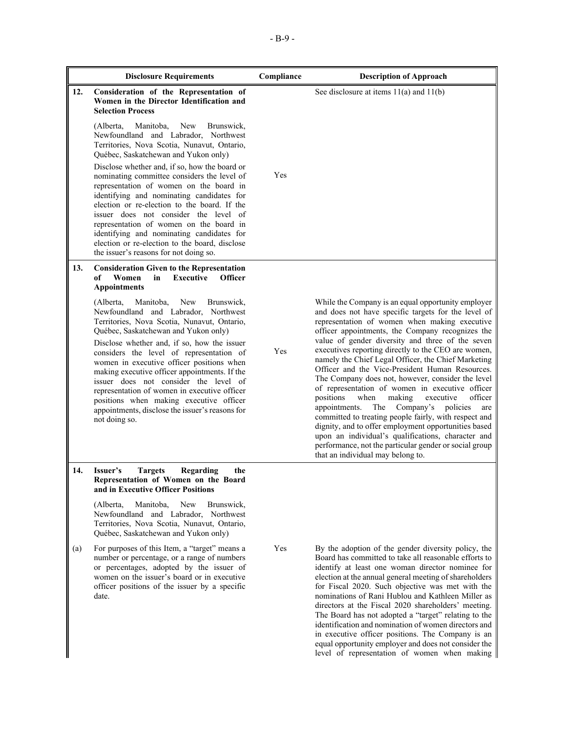| | Disclosure Requirements | Compliance | Description of Approach |
|---|---|---|---|
| 12. | **Consideration of the Representation of Women in the Director Identification and Selection Process**<br><br>(Alberta, Manitoba, New Brunswick, Newfoundland and Labrador, Northwest Territories, Nova Scotia, Nunavut, Ontario, Québec, Saskatchewan and Yukon only)<br><br>Disclose whether and, if so, how the board or nominating committee considers the level of representation of women on the board in identifying and nominating candidates for election or re-election to the board. If the issuer does not consider the level of representation of women on the board in identifying and nominating candidates for election or re-election to the board, disclose the issuer's reasons for not doing so. | Yes | See disclosure at items 11(a) and 11(b) |
| 13. | **Consideration Given to the Representation of Women in Executive Officer Appointments**<br><br>(Alberta, Manitoba, New Brunswick, Newfoundland and Labrador, Northwest Territories, Nova Scotia, Nunavut, Ontario, Québec, Saskatchewan and Yukon only)<br><br>Disclose whether and, if so, how the issuer considers the level of representation of women in executive officer positions when making executive officer appointments. If the issuer does not consider the level of representation of women in executive officer positions when making executive officer appointments, disclose the issuer's reasons for not doing so. | Yes | While the Company is an equal opportunity employer and does not have specific targets for the level of representation of women when making executive officer appointments, the Company recognizes the value of gender diversity and three of the seven executives reporting directly to the CEO are women, namely the Chief Legal Officer, the Chief Marketing Officer and the Vice-President Human Resources. The Company does not, however, consider the level of representation of women in executive officer positions when making executive officer appointments. The Company's policies are committed to treating people fairly, with respect and dignity, and to offer employment opportunities based upon an individual's qualifications, character and performance, not the particular gender or social group that an individual may belong to. |
| 14. | **Issuer's Targets Regarding the Representation of Women on the Board and in Executive Officer Positions**<br><br>(Alberta, Manitoba, New Brunswick, Newfoundland and Labrador, Northwest Territories, Nova Scotia, Nunavut, Ontario, Québec, Saskatchewan and Yukon only) | | |
| (a) | For purposes of this Item, a "target" means a number or percentage, or a range of numbers or percentages, adopted by the issuer of women on the issuer's board or in executive officer positions of the issuer by a specific date. | Yes | By the adoption of the gender diversity policy, the Board has committed to take all reasonable efforts to identify at least one woman director nominee for election at the annual general meeting of shareholders for Fiscal 2020. Such objective was met with the nominations of Rani Hublou and Kathleen Miller as directors at the Fiscal 2020 shareholders' meeting. The Board has not adopted a "target" relating to the identification and nomination of women directors and in executive officer positions. The Company is an equal opportunity employer and does not consider the level of representation of women when making |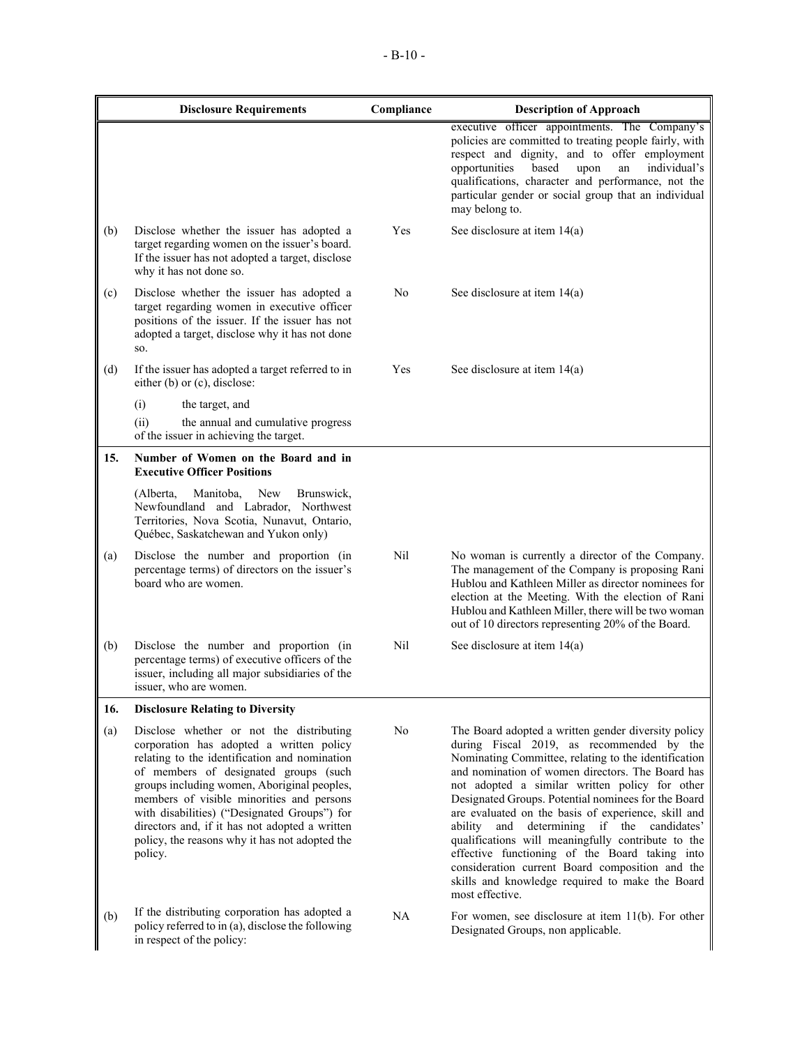| | Disclosure Requirements | Compliance | Description of Approach |
|---|---|---|---|
| | | | executive officer appointments. The Company's policies are committed to treating people fairly, with respect and dignity, and to offer employment opportunities based upon an individual's qualifications, character and performance, not the particular gender or social group that an individual may belong to. |
| (b) | Disclose whether the issuer has adopted a target regarding women on the issuer's board. If the issuer has not adopted a target, disclose why it has not done so. | Yes | See disclosure at item 14(a) |
| (c) | Disclose whether the issuer has adopted a target regarding women in executive officer positions of the issuer. If the issuer has not adopted a target, disclose why it has not done so. | No | See disclosure at item 14(a) |
| (d) | If the issuer has adopted a target referred to in either (b) or (c), disclose:<br>(i) the target, and<br>(ii) the annual and cumulative progress of the issuer in achieving the target. | Yes | See disclosure at item 14(a) |
| **15.** | **Number of Women on the Board and in Executive Officer Positions**<br>(Alberta, Manitoba, New Brunswick, Newfoundland and Labrador, Northwest Territories, Nova Scotia, Nunavut, Ontario, Québec, Saskatchewan and Yukon only) | | |
| (a) | Disclose the number and proportion (in percentage terms) of directors on the issuer's board who are women. | Nil | No woman is currently a director of the Company. The management of the Company is proposing Rani Hublou and Kathleen Miller as director nominees for election at the Meeting. With the election of Rani Hublou and Kathleen Miller, there will be two woman out of 10 directors representing 20% of the Board. |
| (b) | Disclose the number and proportion (in percentage terms) of executive officers of the issuer, including all major subsidiaries of the issuer, who are women. | Nil | See disclosure at item 14(a) |
| **16.** | **Disclosure Relating to Diversity** | | |
| (a) | Disclose whether or not the distributing corporation has adopted a written policy relating to the identification and nomination of members of designated groups (such groups including women, Aboriginal peoples, members of visible minorities and persons with disabilities) ("Designated Groups") for directors and, if it has not adopted a written policy, the reasons why it has not adopted the policy. | No | The Board adopted a written gender diversity policy during Fiscal 2019, as recommended by the Nominating Committee, relating to the identification and nomination of women directors. The Board has not adopted a similar written policy for other Designated Groups. Potential nominees for the Board are evaluated on the basis of experience, skill and ability and determining if the candidates' qualifications will meaningfully contribute to the effective functioning of the Board taking into consideration current Board composition and the skills and knowledge required to make the Board most effective. |
| (b) | If the distributing corporation has adopted a policy referred to in (a), disclose the following in respect of the policy: | NA | For women, see disclosure at item 11(b). For other Designated Groups, non applicable. |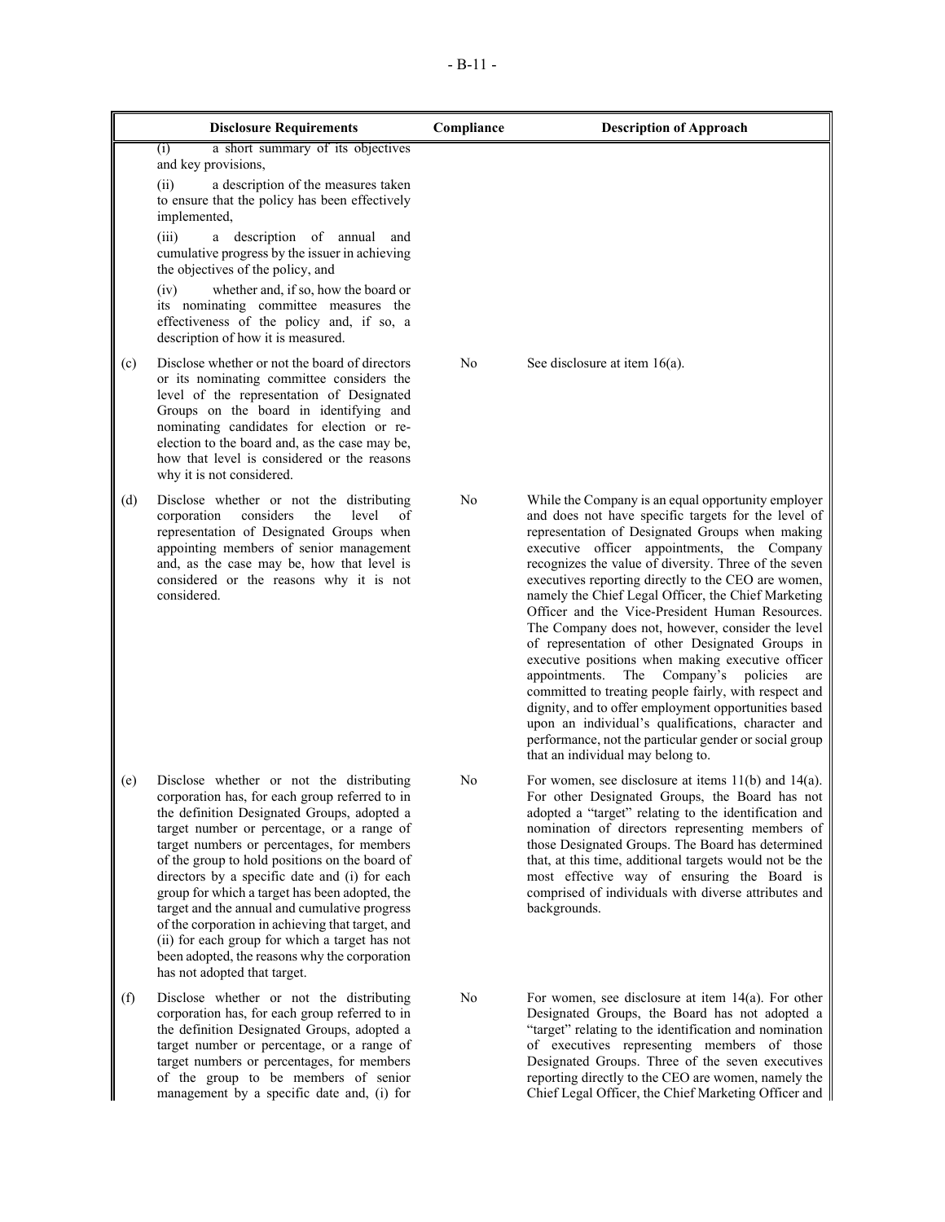| | Disclosure Requirements | Compliance | Description of Approach |
|---|---|---|---|
| | (i) a short summary of its objectives and key provisions,<br><br>(ii) a description of the measures taken to ensure that the policy has been effectively implemented,<br><br>(iii) a description of annual and cumulative progress by the issuer in achieving the objectives of the policy, and<br><br>(iv) whether and, if so, how the board or its nominating committee measures the effectiveness of the policy and, if so, a description of how it is measured. | | |
| (c) | Disclose whether or not the board of directors or its nominating committee considers the level of the representation of Designated Groups on the board in identifying and nominating candidates for election or re-election to the board and, as the case may be, how that level is considered or the reasons why it is not considered. | No | See disclosure at item 16(a). |
| (d) | Disclose whether or not the distributing corporation considers the level of representation of Designated Groups when appointing members of senior management and, as the case may be, how that level is considered or the reasons why it is not considered. | No | While the Company is an equal opportunity employer and does not have specific targets for the level of representation of Designated Groups when making executive officer appointments, the Company recognizes the value of diversity. Three of the seven executives reporting directly to the CEO are women, namely the Chief Legal Officer, the Chief Marketing Officer and the Vice-President Human Resources. The Company does not, however, consider the level of representation of other Designated Groups in executive positions when making executive officer appointments. The Company's policies are committed to treating people fairly, with respect and dignity, and to offer employment opportunities based upon an individual's qualifications, character and performance, not the particular gender or social group that an individual may belong to. |
| (e) | Disclose whether or not the distributing corporation has, for each group referred to in the definition Designated Groups, adopted a target number or percentage, or a range of target numbers or percentages, for members of the group to hold positions on the board of directors by a specific date and (i) for each group for which a target has been adopted, the target and the annual and cumulative progress of the corporation in achieving that target, and (ii) for each group for which a target has not been adopted, the reasons why the corporation has not adopted that target. | No | For women, see disclosure at items 11(b) and 14(a). For other Designated Groups, the Board has not adopted a "target" relating to the identification and nomination of directors representing members of those Designated Groups. The Board has determined that, at this time, additional targets would not be the most effective way of ensuring the Board is comprised of individuals with diverse attributes and backgrounds. |
| (f) | Disclose whether or not the distributing corporation has, for each group referred to in the definition Designated Groups, adopted a target number or percentage, or a range of target numbers or percentages, for members of the group to be members of senior management by a specific date and, (i) for | No | For women, see disclosure at item 14(a). For other Designated Groups, the Board has not adopted a "target" relating to the identification and nomination of executives representing members of those Designated Groups. Three of the seven executives reporting directly to the CEO are women, namely the Chief Legal Officer, the Chief Marketing Officer and |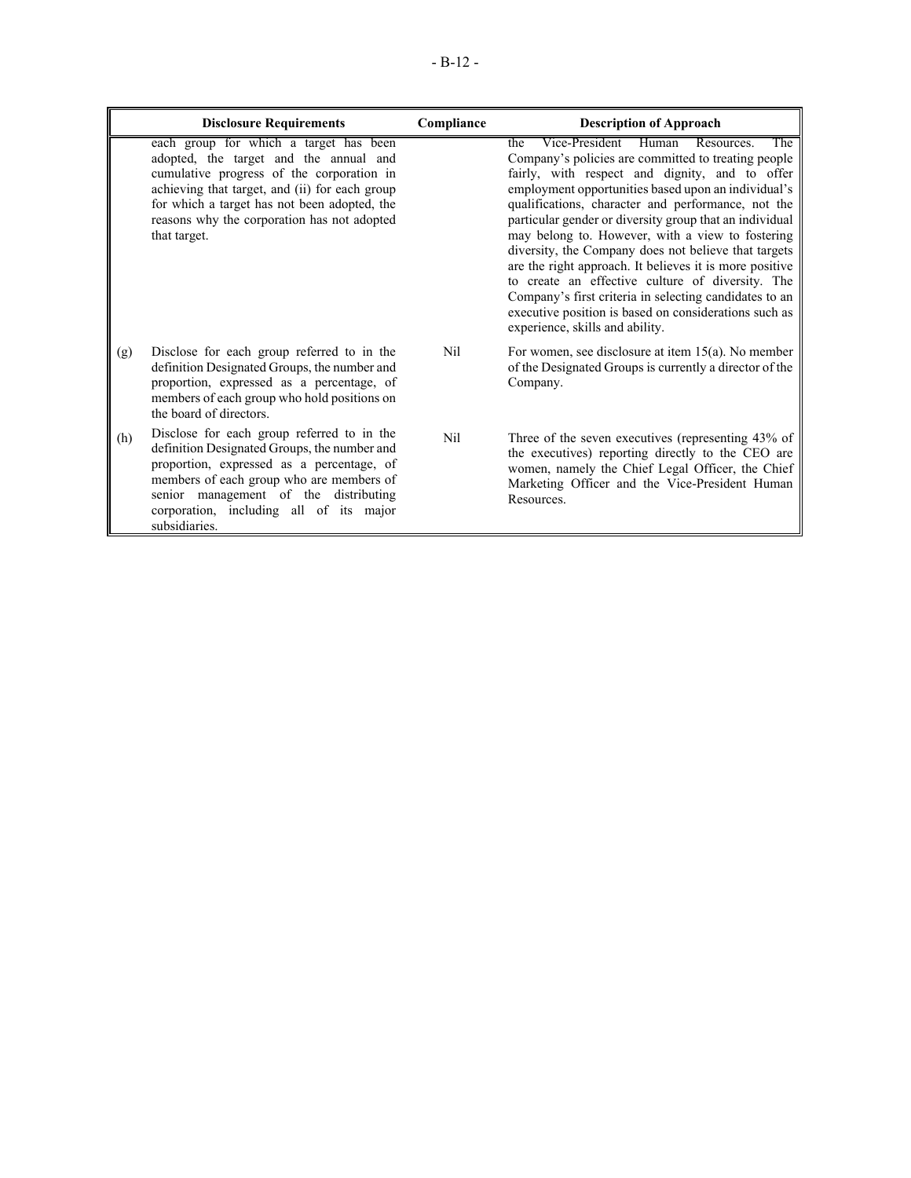| | Disclosure Requirements | Compliance | Description of Approach |
|---|---|---|---|
| | each group for which a target has been adopted, the target and the annual and cumulative progress of the corporation in achieving that target, and (ii) for each group for which a target has not been adopted, the reasons why the corporation has not adopted that target. | | the Vice-President Human Resources. The Company's policies are committed to treating people fairly, with respect and dignity, and to offer employment opportunities based upon an individual's qualifications, character and performance, not the particular gender or diversity group that an individual may belong to. However, with a view to fostering diversity, the Company does not believe that targets are the right approach. It believes it is more positive to create an effective culture of diversity. The Company's first criteria in selecting candidates to an executive position is based on considerations such as experience, skills and ability. |
| (g) | Disclose for each group referred to in the definition Designated Groups, the number and proportion, expressed as a percentage, of members of each group who hold positions on the board of directors. | Nil | For women, see disclosure at item 15(a). No member of the Designated Groups is currently a director of the Company. |
| (h) | Disclose for each group referred to in the definition Designated Groups, the number and proportion, expressed as a percentage, of members of each group who are members of senior management of the distributing corporation, including all of its major subsidiaries. | Nil | Three of the seven executives (representing 43% of the executives) reporting directly to the CEO are women, namely the Chief Legal Officer, the Chief Marketing Officer and the Vice-President Human Resources. |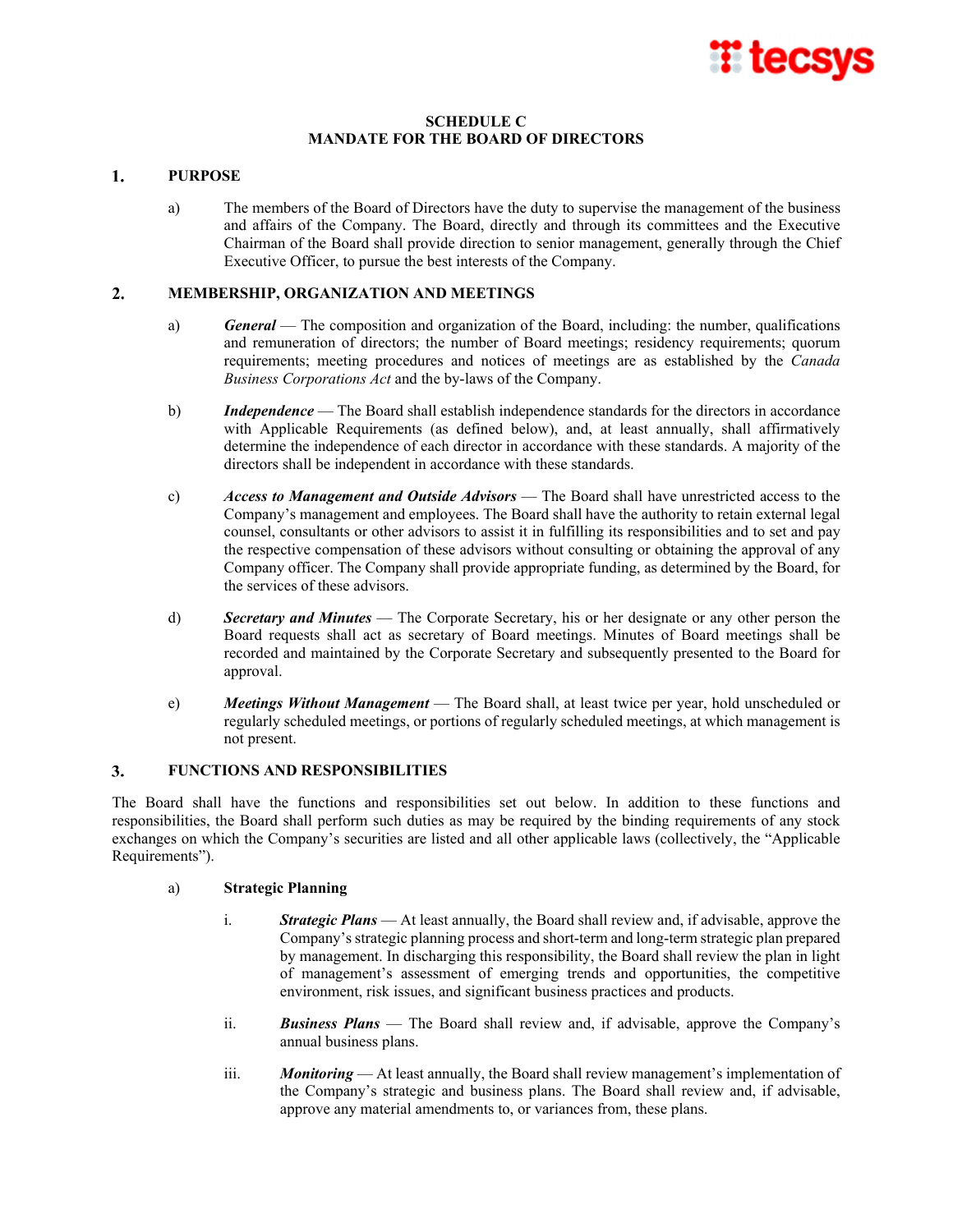# SCHEDULE C
# MANDATE FOR THE BOARD OF DIRECTORS

## 1. PURPOSE

a) The members of the Board of Directors have the duty to supervise the management of the business and affairs of the Company. The Board, directly and through its committees and the Executive Chairman of the Board shall provide direction to senior management, generally through the Chief Executive Officer, to pursue the best interests of the Company.

## 2. MEMBERSHIP, ORGANIZATION AND MEETINGS

a) ***General*** — The composition and organization of the Board, including: the number, qualifications and remuneration of directors; the number of Board meetings; residency requirements; quorum requirements; meeting procedures and notices of meetings are as established by the *Canada Business Corporations Act* and the by-laws of the Company.

b) ***Independence*** — The Board shall establish independence standards for the directors in accordance with Applicable Requirements (as defined below), and, at least annually, shall affirmatively determine the independence of each director in accordance with these standards. A majority of the directors shall be independent in accordance with these standards.

c) ***Access to Management and Outside Advisors*** — The Board shall have unrestricted access to the Company's management and employees. The Board shall have the authority to retain external legal counsel, consultants or other advisors to assist it in fulfilling its responsibilities and to set and pay the respective compensation of these advisors without consulting or obtaining the approval of any Company officer. The Company shall provide appropriate funding, as determined by the Board, for the services of these advisors.

d) ***Secretary and Minutes*** — The Corporate Secretary, his or her designate or any other person the Board requests shall act as secretary of Board meetings. Minutes of Board meetings shall be recorded and maintained by the Corporate Secretary and subsequently presented to the Board for approval.

e) ***Meetings Without Management*** — The Board shall, at least twice per year, hold unscheduled or regularly scheduled meetings, or portions of regularly scheduled meetings, at which management is not present.

## 3. FUNCTIONS AND RESPONSIBILITIES

The Board shall have the functions and responsibilities set out below. In addition to these functions and responsibilities, the Board shall perform such duties as may be required by the binding requirements of any stock exchanges on which the Company's securities are listed and all other applicable laws (collectively, the "Applicable Requirements").

a) **Strategic Planning**

i. ***Strategic Plans*** — At least annually, the Board shall review and, if advisable, approve the Company's strategic planning process and short-term and long-term strategic plan prepared by management. In discharging this responsibility, the Board shall review the plan in light of management's assessment of emerging trends and opportunities, the competitive environment, risk issues, and significant business practices and products.

ii. ***Business Plans*** — The Board shall review and, if advisable, approve the Company's annual business plans.

iii. ***Monitoring*** — At least annually, the Board shall review management's implementation of the Company's strategic and business plans. The Board shall review and, if advisable, approve any material amendments to, or variances from, these plans.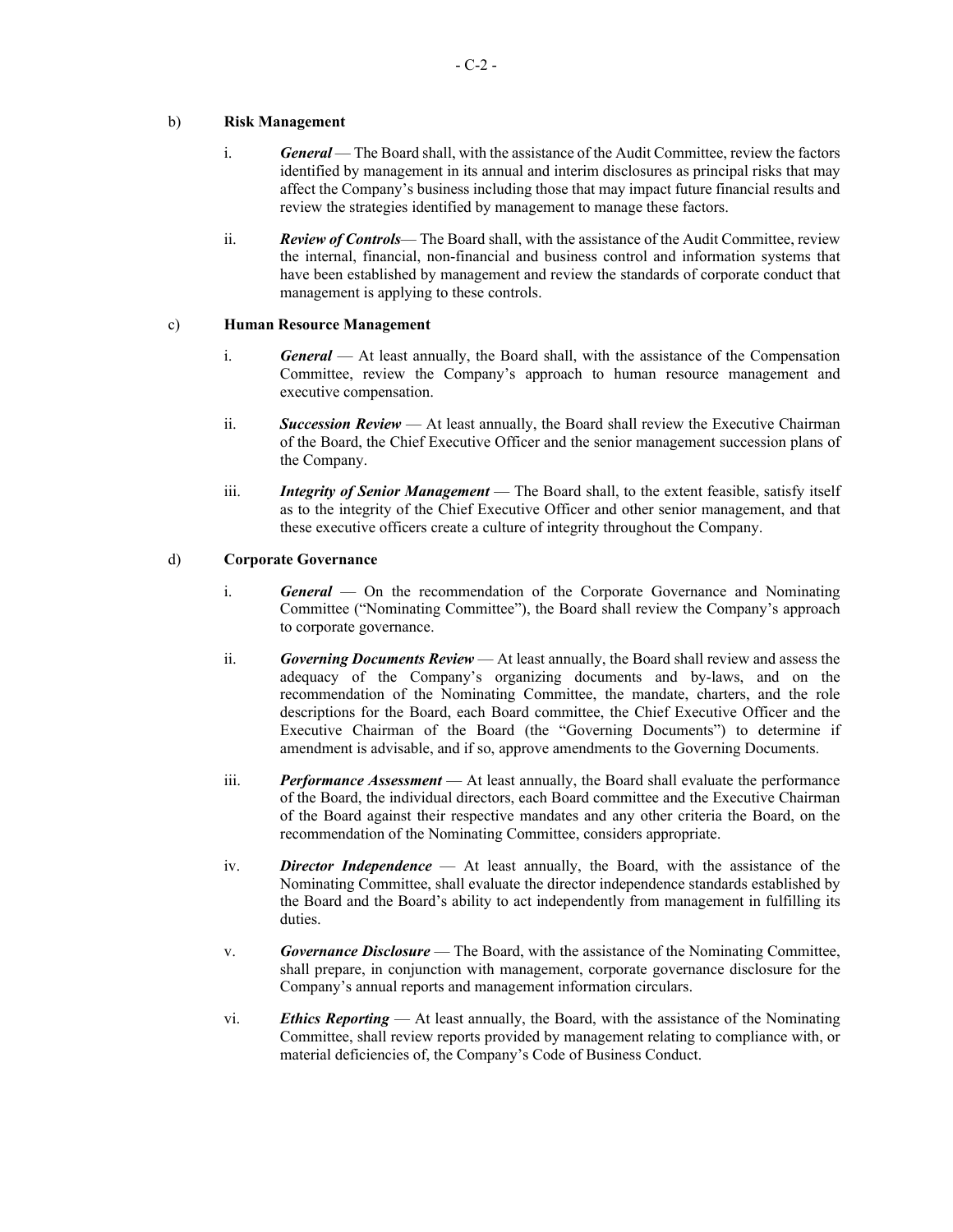b) **Risk Management**

i. ***General*** — The Board shall, with the assistance of the Audit Committee, review the factors identified by management in its annual and interim disclosures as principal risks that may affect the Company's business including those that may impact future financial results and review the strategies identified by management to manage these factors.

ii. ***Review of Controls***— The Board shall, with the assistance of the Audit Committee, review the internal, financial, non-financial and business control and information systems that have been established by management and review the standards of corporate conduct that management is applying to these controls.

c) **Human Resource Management**

i. ***General*** — At least annually, the Board shall, with the assistance of the Compensation Committee, review the Company's approach to human resource management and executive compensation.

ii. ***Succession Review*** — At least annually, the Board shall review the Executive Chairman of the Board, the Chief Executive Officer and the senior management succession plans of the Company.

iii. ***Integrity of Senior Management*** — The Board shall, to the extent feasible, satisfy itself as to the integrity of the Chief Executive Officer and other senior management, and that these executive officers create a culture of integrity throughout the Company.

d) **Corporate Governance**

i. ***General*** — On the recommendation of the Corporate Governance and Nominating Committee ("Nominating Committee"), the Board shall review the Company's approach to corporate governance.

ii. ***Governing Documents Review*** — At least annually, the Board shall review and assess the adequacy of the Company's organizing documents and by-laws, and on the recommendation of the Nominating Committee, the mandate, charters, and the role descriptions for the Board, each Board committee, the Chief Executive Officer and the Executive Chairman of the Board (the "Governing Documents") to determine if amendment is advisable, and if so, approve amendments to the Governing Documents.

iii. ***Performance Assessment*** — At least annually, the Board shall evaluate the performance of the Board, the individual directors, each Board committee and the Executive Chairman of the Board against their respective mandates and any other criteria the Board, on the recommendation of the Nominating Committee, considers appropriate.

iv. ***Director Independence*** — At least annually, the Board, with the assistance of the Nominating Committee, shall evaluate the director independence standards established by the Board and the Board's ability to act independently from management in fulfilling its duties.

v. ***Governance Disclosure*** — The Board, with the assistance of the Nominating Committee, shall prepare, in conjunction with management, corporate governance disclosure for the Company's annual reports and management information circulars.

vi. ***Ethics Reporting*** — At least annually, the Board, with the assistance of the Nominating Committee, shall review reports provided by management relating to compliance with, or material deficiencies of, the Company's Code of Business Conduct.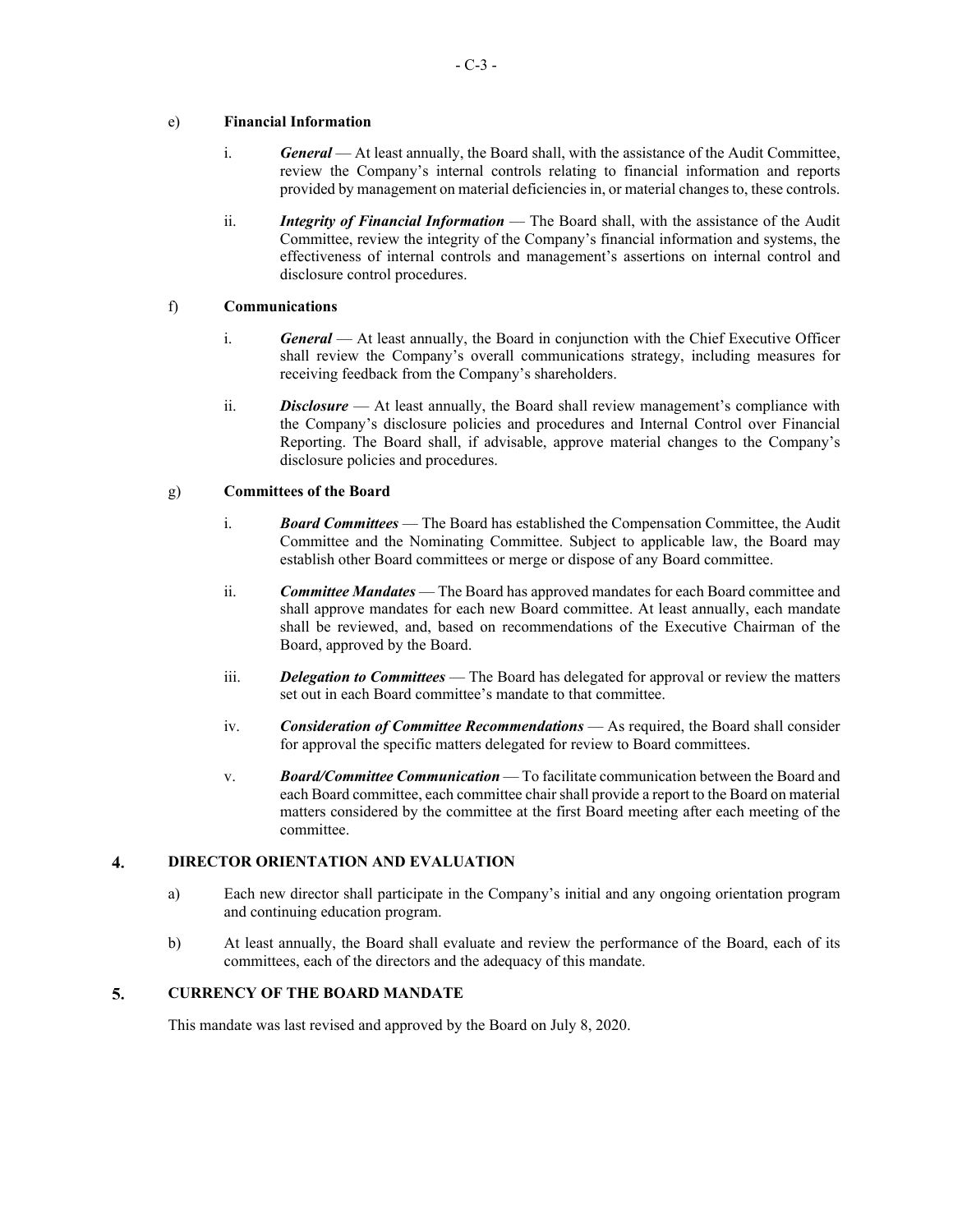e) **Financial Information**

   i. ***General*** — At least annually, the Board shall, with the assistance of the Audit Committee, review the Company's internal controls relating to financial information and reports provided by management on material deficiencies in, or material changes to, these controls.

   ii. ***Integrity of Financial Information*** — The Board shall, with the assistance of the Audit Committee, review the integrity of the Company's financial information and systems, the effectiveness of internal controls and management's assertions on internal control and disclosure control procedures.

f) **Communications**

   i. ***General*** — At least annually, the Board in conjunction with the Chief Executive Officer shall review the Company's overall communications strategy, including measures for receiving feedback from the Company's shareholders.

   ii. ***Disclosure*** — At least annually, the Board shall review management's compliance with the Company's disclosure policies and procedures and Internal Control over Financial Reporting. The Board shall, if advisable, approve material changes to the Company's disclosure policies and procedures.

g) **Committees of the Board**

   i. ***Board Committees*** — The Board has established the Compensation Committee, the Audit Committee and the Nominating Committee. Subject to applicable law, the Board may establish other Board committees or merge or dispose of any Board committee.

   ii. ***Committee Mandates*** — The Board has approved mandates for each Board committee and shall approve mandates for each new Board committee. At least annually, each mandate shall be reviewed, and, based on recommendations of the Executive Chairman of the Board, approved by the Board.

   iii. ***Delegation to Committees*** — The Board has delegated for approval or review the matters set out in each Board committee's mandate to that committee.

   iv. ***Consideration of Committee Recommendations*** — As required, the Board shall consider for approval the specific matters delegated for review to Board committees.

   v. ***Board/Committee Communication*** — To facilitate communication between the Board and each Board committee, each committee chair shall provide a report to the Board on material matters considered by the committee at the first Board meeting after each meeting of the committee.

## 4. DIRECTOR ORIENTATION AND EVALUATION

a) Each new director shall participate in the Company's initial and any ongoing orientation program and continuing education program.

b) At least annually, the Board shall evaluate and review the performance of the Board, each of its committees, each of the directors and the adequacy of this mandate.

## 5. CURRENCY OF THE BOARD MANDATE

This mandate was last revised and approved by the Board on July 8, 2020.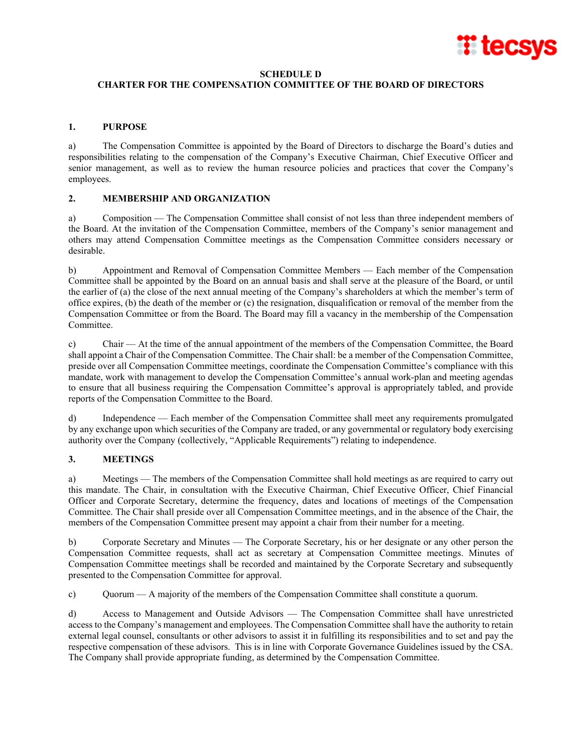**SCHEDULE D**
**CHARTER FOR THE COMPENSATION COMMITTEE OF THE BOARD OF DIRECTORS**

## 1. PURPOSE

a) The Compensation Committee is appointed by the Board of Directors to discharge the Board's duties and responsibilities relating to the compensation of the Company's Executive Chairman, Chief Executive Officer and senior management, as well as to review the human resource policies and practices that cover the Company's employees.

## 2. MEMBERSHIP AND ORGANIZATION

a) Composition — The Compensation Committee shall consist of not less than three independent members of the Board. At the invitation of the Compensation Committee, members of the Company's senior management and others may attend Compensation Committee meetings as the Compensation Committee considers necessary or desirable.

b) Appointment and Removal of Compensation Committee Members — Each member of the Compensation Committee shall be appointed by the Board on an annual basis and shall serve at the pleasure of the Board, or until the earlier of (a) the close of the next annual meeting of the Company's shareholders at which the member's term of office expires, (b) the death of the member or (c) the resignation, disqualification or removal of the member from the Compensation Committee or from the Board. The Board may fill a vacancy in the membership of the Compensation Committee.

c) Chair — At the time of the annual appointment of the members of the Compensation Committee, the Board shall appoint a Chair of the Compensation Committee. The Chair shall: be a member of the Compensation Committee, preside over all Compensation Committee meetings, coordinate the Compensation Committee's compliance with this mandate, work with management to develop the Compensation Committee's annual work-plan and meeting agendas to ensure that all business requiring the Compensation Committee's approval is appropriately tabled, and provide reports of the Compensation Committee to the Board.

d) Independence — Each member of the Compensation Committee shall meet any requirements promulgated by any exchange upon which securities of the Company are traded, or any governmental or regulatory body exercising authority over the Company (collectively, "Applicable Requirements") relating to independence.

## 3. MEETINGS

a) Meetings — The members of the Compensation Committee shall hold meetings as are required to carry out this mandate. The Chair, in consultation with the Executive Chairman, Chief Executive Officer, Chief Financial Officer and Corporate Secretary, determine the frequency, dates and locations of meetings of the Compensation Committee. The Chair shall preside over all Compensation Committee meetings, and in the absence of the Chair, the members of the Compensation Committee present may appoint a chair from their number for a meeting.

b) Corporate Secretary and Minutes — The Corporate Secretary, his or her designate or any other person the Compensation Committee requests, shall act as secretary at Compensation Committee meetings. Minutes of Compensation Committee meetings shall be recorded and maintained by the Corporate Secretary and subsequently presented to the Compensation Committee for approval.

c) Quorum — A majority of the members of the Compensation Committee shall constitute a quorum.

d) Access to Management and Outside Advisors — The Compensation Committee shall have unrestricted access to the Company's management and employees. The Compensation Committee shall have the authority to retain external legal counsel, consultants or other advisors to assist it in fulfilling its responsibilities and to set and pay the respective compensation of these advisors. This is in line with Corporate Governance Guidelines issued by the CSA. The Company shall provide appropriate funding, as determined by the Compensation Committee.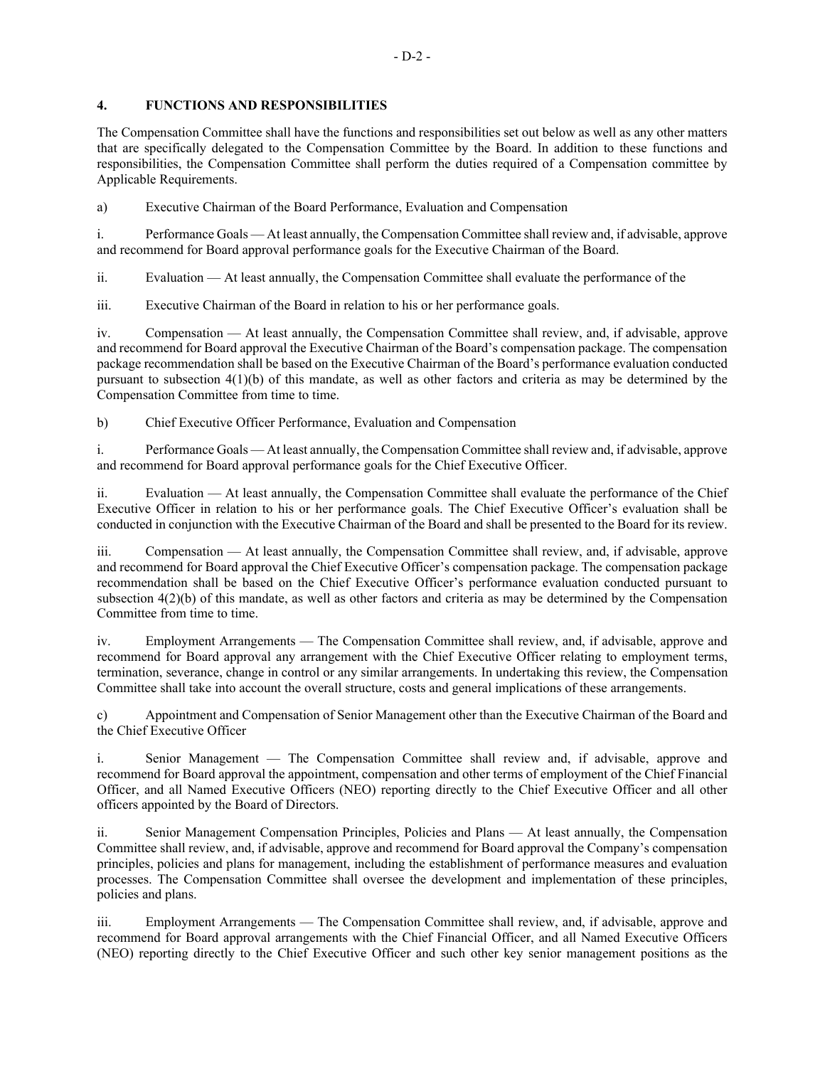## 4. FUNCTIONS AND RESPONSIBILITIES

The Compensation Committee shall have the functions and responsibilities set out below as well as any other matters that are specifically delegated to the Compensation Committee by the Board. In addition to these functions and responsibilities, the Compensation Committee shall perform the duties required of a Compensation committee by Applicable Requirements.

a) Executive Chairman of the Board Performance, Evaluation and Compensation

i. Performance Goals — At least annually, the Compensation Committee shall review and, if advisable, approve and recommend for Board approval performance goals for the Executive Chairman of the Board.

ii. Evaluation — At least annually, the Compensation Committee shall evaluate the performance of the

iii. Executive Chairman of the Board in relation to his or her performance goals.

iv. Compensation — At least annually, the Compensation Committee shall review, and, if advisable, approve and recommend for Board approval the Executive Chairman of the Board's compensation package. The compensation package recommendation shall be based on the Executive Chairman of the Board's performance evaluation conducted pursuant to subsection 4(1)(b) of this mandate, as well as other factors and criteria as may be determined by the Compensation Committee from time to time.

b) Chief Executive Officer Performance, Evaluation and Compensation

i. Performance Goals — At least annually, the Compensation Committee shall review and, if advisable, approve and recommend for Board approval performance goals for the Chief Executive Officer.

ii. Evaluation — At least annually, the Compensation Committee shall evaluate the performance of the Chief Executive Officer in relation to his or her performance goals. The Chief Executive Officer's evaluation shall be conducted in conjunction with the Executive Chairman of the Board and shall be presented to the Board for its review.

iii. Compensation — At least annually, the Compensation Committee shall review, and, if advisable, approve and recommend for Board approval the Chief Executive Officer's compensation package. The compensation package recommendation shall be based on the Chief Executive Officer's performance evaluation conducted pursuant to subsection 4(2)(b) of this mandate, as well as other factors and criteria as may be determined by the Compensation Committee from time to time.

iv. Employment Arrangements — The Compensation Committee shall review, and, if advisable, approve and recommend for Board approval any arrangement with the Chief Executive Officer relating to employment terms, termination, severance, change in control or any similar arrangements. In undertaking this review, the Compensation Committee shall take into account the overall structure, costs and general implications of these arrangements.

c) Appointment and Compensation of Senior Management other than the Executive Chairman of the Board and the Chief Executive Officer

i. Senior Management — The Compensation Committee shall review and, if advisable, approve and recommend for Board approval the appointment, compensation and other terms of employment of the Chief Financial Officer, and all Named Executive Officers (NEO) reporting directly to the Chief Executive Officer and all other officers appointed by the Board of Directors.

ii. Senior Management Compensation Principles, Policies and Plans — At least annually, the Compensation Committee shall review, and, if advisable, approve and recommend for Board approval the Company's compensation principles, policies and plans for management, including the establishment of performance measures and evaluation processes. The Compensation Committee shall oversee the development and implementation of these principles, policies and plans.

iii. Employment Arrangements — The Compensation Committee shall review, and, if advisable, approve and recommend for Board approval arrangements with the Chief Financial Officer, and all Named Executive Officers (NEO) reporting directly to the Chief Executive Officer and such other key senior management positions as the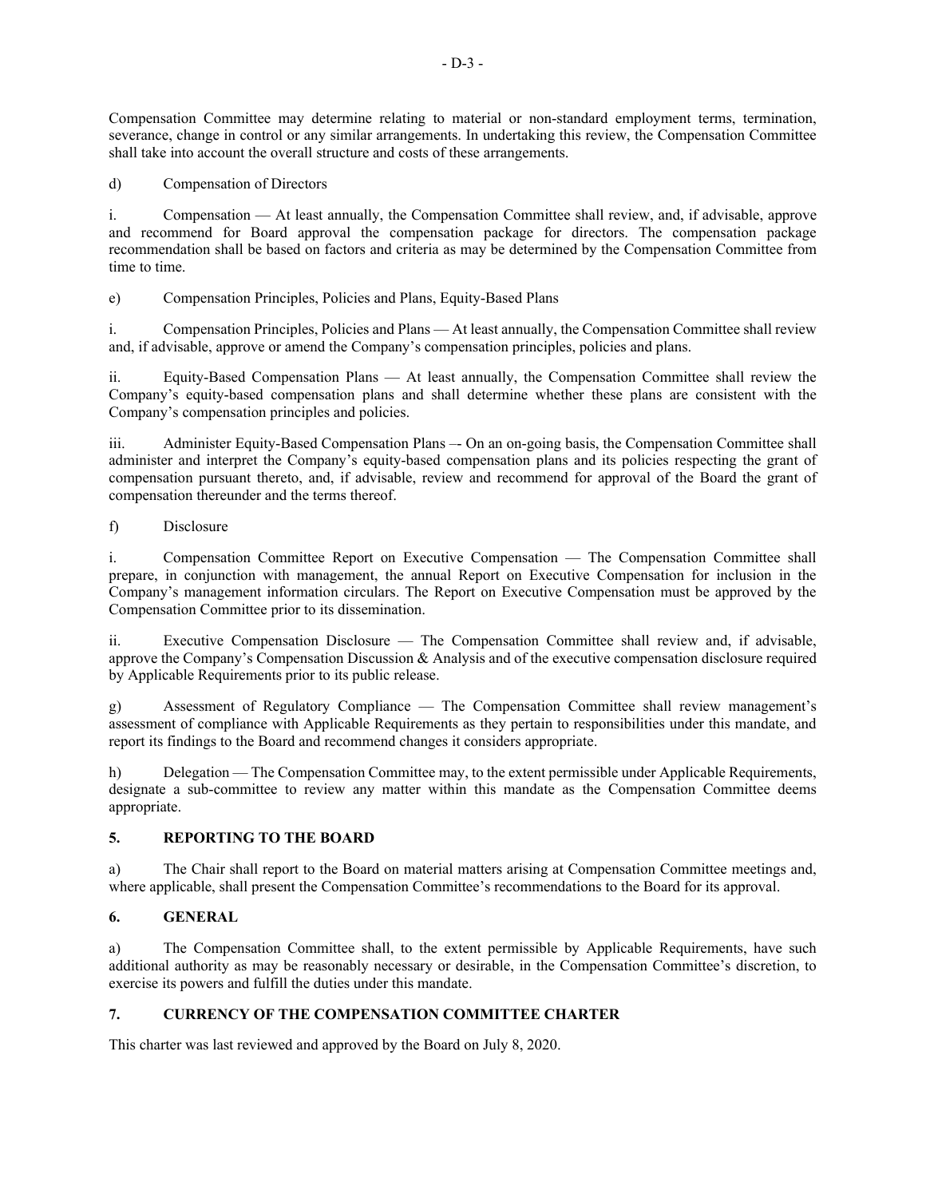Compensation Committee may determine relating to material or non-standard employment terms, termination, severance, change in control or any similar arrangements. In undertaking this review, the Compensation Committee shall take into account the overall structure and costs of these arrangements.

d) Compensation of Directors

i. Compensation — At least annually, the Compensation Committee shall review, and, if advisable, approve and recommend for Board approval the compensation package for directors. The compensation package recommendation shall be based on factors and criteria as may be determined by the Compensation Committee from time to time.

e) Compensation Principles, Policies and Plans, Equity-Based Plans

i. Compensation Principles, Policies and Plans — At least annually, the Compensation Committee shall review and, if advisable, approve or amend the Company's compensation principles, policies and plans.

ii. Equity-Based Compensation Plans — At least annually, the Compensation Committee shall review the Company's equity-based compensation plans and shall determine whether these plans are consistent with the Company's compensation principles and policies.

iii. Administer Equity-Based Compensation Plans –- On an on-going basis, the Compensation Committee shall administer and interpret the Company's equity-based compensation plans and its policies respecting the grant of compensation pursuant thereto, and, if advisable, review and recommend for approval of the Board the grant of compensation thereunder and the terms thereof.

f) Disclosure

i. Compensation Committee Report on Executive Compensation — The Compensation Committee shall prepare, in conjunction with management, the annual Report on Executive Compensation for inclusion in the Company's management information circulars. The Report on Executive Compensation must be approved by the Compensation Committee prior to its dissemination.

ii. Executive Compensation Disclosure — The Compensation Committee shall review and, if advisable, approve the Company's Compensation Discussion & Analysis and of the executive compensation disclosure required by Applicable Requirements prior to its public release.

g) Assessment of Regulatory Compliance — The Compensation Committee shall review management's assessment of compliance with Applicable Requirements as they pertain to responsibilities under this mandate, and report its findings to the Board and recommend changes it considers appropriate.

h) Delegation — The Compensation Committee may, to the extent permissible under Applicable Requirements, designate a sub-committee to review any matter within this mandate as the Compensation Committee deems appropriate.

## 5. REPORTING TO THE BOARD

a) The Chair shall report to the Board on material matters arising at Compensation Committee meetings and, where applicable, shall present the Compensation Committee's recommendations to the Board for its approval.

## 6. GENERAL

a) The Compensation Committee shall, to the extent permissible by Applicable Requirements, have such additional authority as may be reasonably necessary or desirable, in the Compensation Committee's discretion, to exercise its powers and fulfill the duties under this mandate.

## 7. CURRENCY OF THE COMPENSATION COMMITTEE CHARTER

This charter was last reviewed and approved by the Board on July 8, 2020.